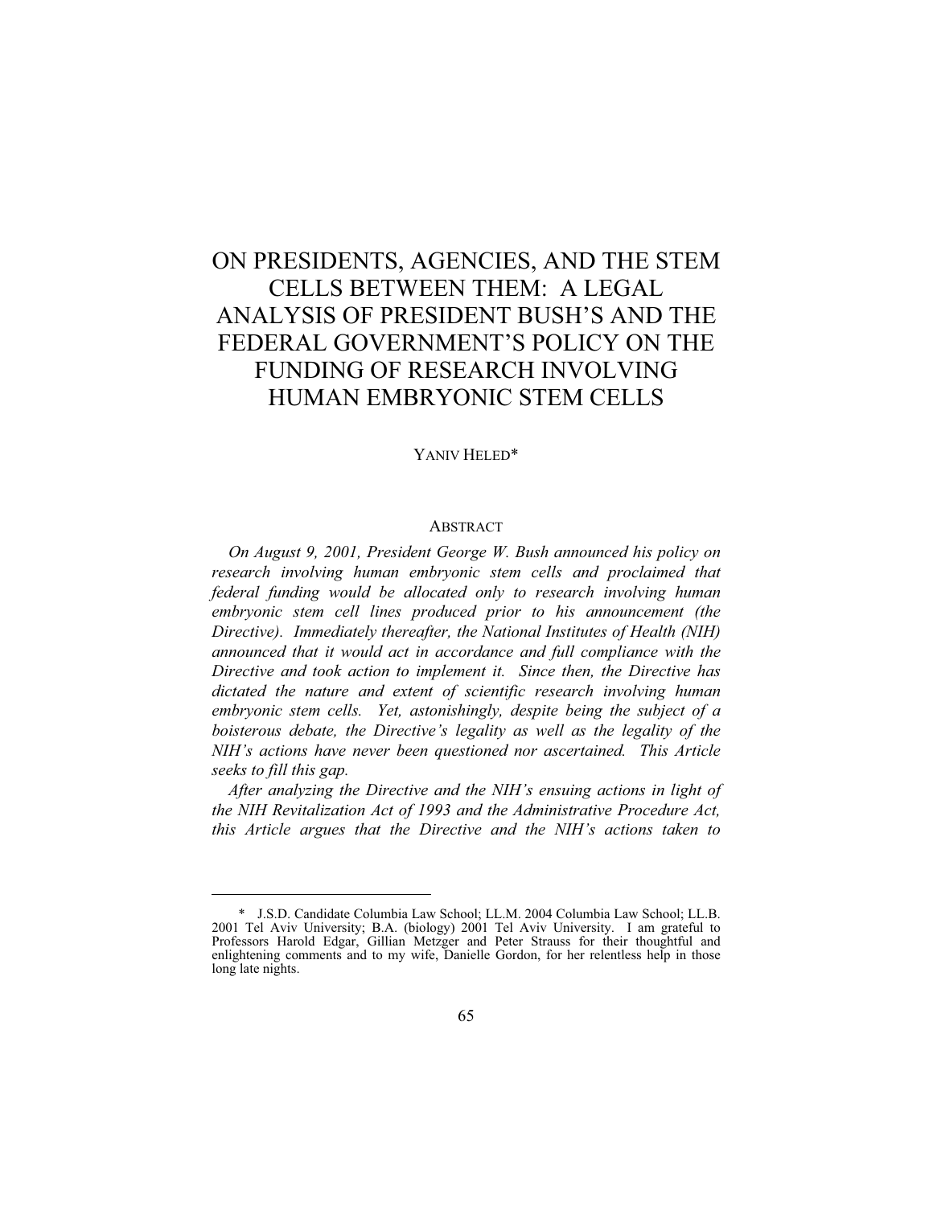# ON PRESIDENTS, AGENCIES, AND THE STEM CELLS BETWEEN THEM: A LEGAL ANALYSIS OF PRESIDENT BUSH'S AND THE FEDERAL GOVERNMENT'S POLICY ON THE FUNDING OF RESEARCH INVOLVING HUMAN EMBRYONIC STEM CELLS

YANIV HELED*

## ABSTRACT

*On August 9, 2001, President George W. Bush announced his policy on research involving human embryonic stem cells and proclaimed that federal funding would be allocated only to research involving human embryonic stem cell lines produced prior to his announcement (the Directive). Immediately thereafter, the National Institutes of Health (NIH) announced that it would act in accordance and full compliance with the Directive and took action to implement it. Since then, the Directive has dictated the nature and extent of scientific research involving human embryonic stem cells. Yet, astonishingly, despite being the subject of a boisterous debate, the Directive's legality as well as the legality of the NIH's actions have never been questioned nor ascertained. This Article seeks to fill this gap.*

*After analyzing the Directive and the NIH's ensuing actions in light of the NIH Revitalization Act of 1993 and the Administrative Procedure Act, this Article argues that the Directive and the NIH's actions taken to*

---

\* J.S.D. Candidate Columbia Law School; LL.M. 2004 Columbia Law School; LL.B. 2001 Tel Aviv University; B.A. (biology) 2001 Tel Aviv University. I am grateful to Professors Harold Edgar, Gillian Metzger and Peter Strauss for their thoughtful and enlightening comments and to my wife, Danielle Gordon, for her relentless help in those long late nights.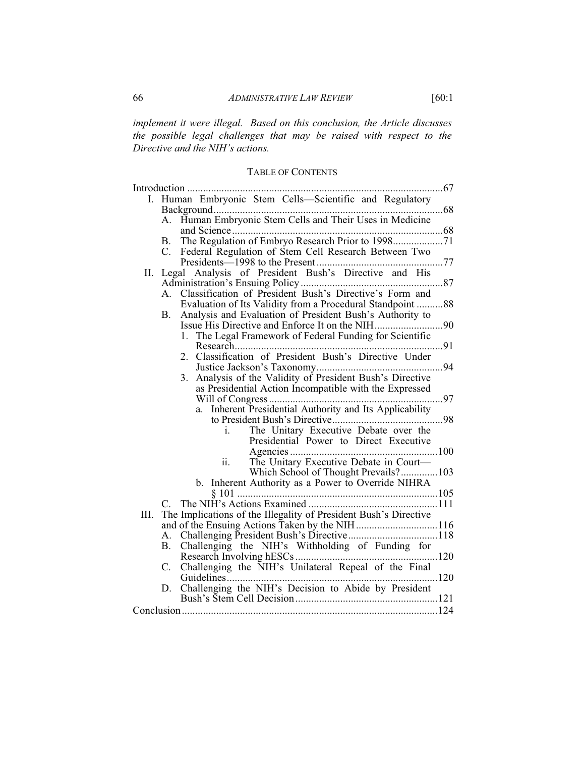*implement it were illegal. Based on this conclusion, the Article discusses the possible legal challenges that may be raised with respect to the Directive and the NIH's actions.*

## TABLE OF CONTENTS

Introduction ....67

I. Human Embryonic Stem Cells—Scientific and Regulatory Background ....68
   - A. Human Embryonic Stem Cells and Their Uses in Medicine and Science ....68
   - B. The Regulation of Embryo Research Prior to 1998 ....71
   - C. Federal Regulation of Stem Cell Research Between Two Presidents—1998 to the Present ....77

II. Legal Analysis of President Bush's Directive and His Administration's Ensuing Policy ....87
   - A. Classification of President Bush's Directive's Form and Evaluation of Its Validity from a Procedural Standpoint ....88
   - B. Analysis and Evaluation of President Bush's Authority to Issue His Directive and Enforce It on the NIH ....90
     1. The Legal Framework of Federal Funding for Scientific Research ....91
     2. Classification of President Bush's Directive Under Justice Jackson's Taxonomy ....94
     3. Analysis of the Validity of President Bush's Directive as Presidential Action Incompatible with the Expressed Will of Congress ....97
        - a. Inherent Presidential Authority and Its Applicability to President Bush's Directive ....98
          - i. The Unitary Executive Debate over the Presidential Power to Direct Executive Agencies ....100
          - ii. The Unitary Executive Debate in Court—Which School of Thought Prevails? ....103
        - b. Inherent Authority as a Power to Override NIHRA § 101 ....105
   - C. The NIH's Actions Examined ....111

III. The Implications of the Illegality of President Bush's Directive and of the Ensuing Actions Taken by the NIH ....116
   - A. Challenging President Bush's Directive ....118
   - B. Challenging the NIH's Withholding of Funding for Research Involving hESCs ....120
   - C. Challenging the NIH's Unilateral Repeal of the Final Guidelines ....120
   - D. Challenging the NIH's Decision to Abide by President Bush's Stem Cell Decision ....121

Conclusion ....124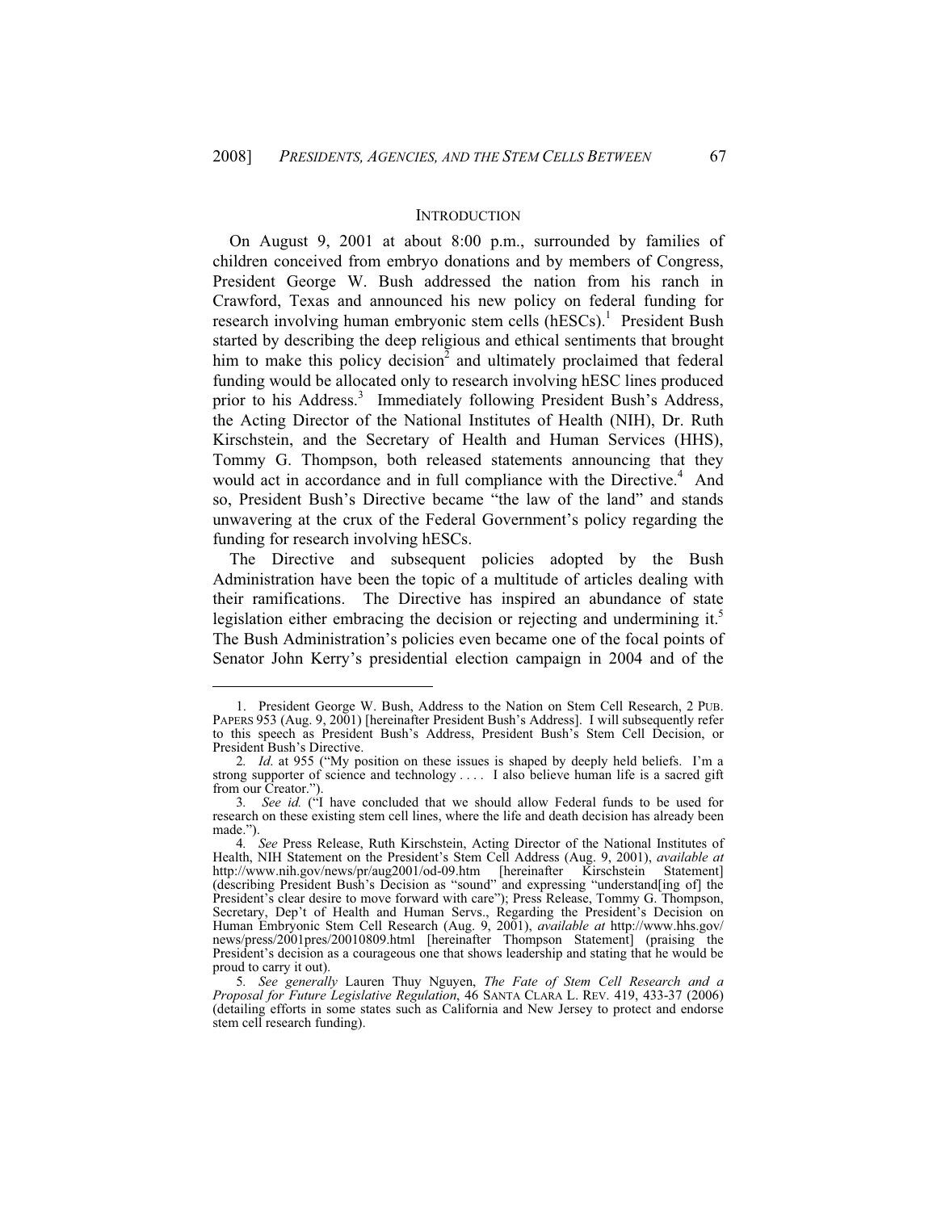## INTRODUCTION

On August 9, 2001 at about 8:00 p.m., surrounded by families of children conceived from embryo donations and by members of Congress, President George W. Bush addressed the nation from his ranch in Crawford, Texas and announced his new policy on federal funding for research involving human embryonic stem cells (hESCs).[1] President Bush started by describing the deep religious and ethical sentiments that brought him to make this policy decision[2] and ultimately proclaimed that federal funding would be allocated only to research involving hESC lines produced prior to his Address.[3] Immediately following President Bush's Address, the Acting Director of the National Institutes of Health (NIH), Dr. Ruth Kirschstein, and the Secretary of Health and Human Services (HHS), Tommy G. Thompson, both released statements announcing that they would act in accordance and in full compliance with the Directive.[4] And so, President Bush's Directive became "the law of the land" and stands unwavering at the crux of the Federal Government's policy regarding the funding for research involving hESCs.

The Directive and subsequent policies adopted by the Bush Administration have been the topic of a multitude of articles dealing with their ramifications. The Directive has inspired an abundance of state legislation either embracing the decision or rejecting and undermining it.[5] The Bush Administration's policies even became one of the focal points of Senator John Kerry's presidential election campaign in 2004 and of the

---

1. President George W. Bush, Address to the Nation on Stem Cell Research, 2 PUB. PAPERS 953 (Aug. 9, 2001) [hereinafter President Bush's Address]. I will subsequently refer to this speech as President Bush's Address, President Bush's Stem Cell Decision, or President Bush's Directive.

2. *Id*. at 955 ("My position on these issues is shaped by deeply held beliefs. I'm a strong supporter of science and technology . . . . I also believe human life is a sacred gift from our Creator.").

3. *See id.* ("I have concluded that we should allow Federal funds to be used for research on these existing stem cell lines, where the life and death decision has already been made.").

4. *See* Press Release, Ruth Kirschstein, Acting Director of the National Institutes of Health, NIH Statement on the President's Stem Cell Address (Aug. 9, 2001), *available at* http://www.nih.gov/news/pr/aug2001/od-09.htm [hereinafter Kirschstein Statement] (describing President Bush's Decision as "sound" and expressing "understand[ing of] the President's clear desire to move forward with care"); Press Release, Tommy G. Thompson, Secretary, Dep't of Health and Human Servs., Regarding the President's Decision on Human Embryonic Stem Cell Research (Aug. 9, 2001), *available at* http://www.hhs.gov/news/press/2001pres/20010809.html [hereinafter Thompson Statement] (praising the President's decision as a courageous one that shows leadership and stating that he would be proud to carry it out).

5. *See generally* Lauren Thuy Nguyen, *The Fate of Stem Cell Research and a Proposal for Future Legislative Regulation*, 46 SANTA CLARA L. REV. 419, 433-37 (2006) (detailing efforts in some states such as California and New Jersey to protect and endorse stem cell research funding).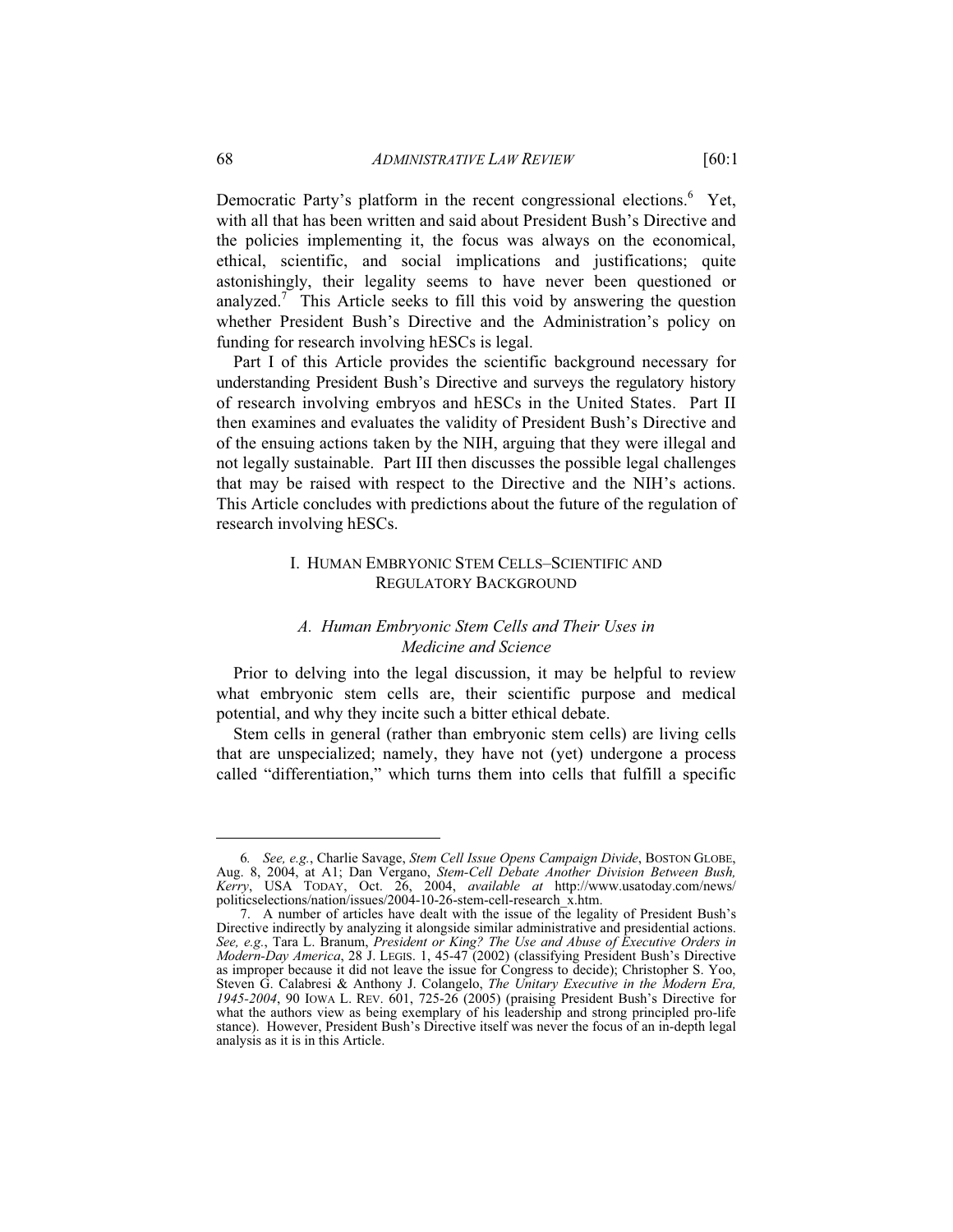Democratic Party's platform in the recent congressional elections.[6] Yet, with all that has been written and said about President Bush's Directive and the policies implementing it, the focus was always on the economical, ethical, scientific, and social implications and justifications; quite astonishingly, their legality seems to have never been questioned or analyzed.[7] This Article seeks to fill this void by answering the question whether President Bush's Directive and the Administration's policy on funding for research involving hESCs is legal.

Part I of this Article provides the scientific background necessary for understanding President Bush's Directive and surveys the regulatory history of research involving embryos and hESCs in the United States. Part II then examines and evaluates the validity of President Bush's Directive and of the ensuing actions taken by the NIH, arguing that they were illegal and not legally sustainable. Part III then discusses the possible legal challenges that may be raised with respect to the Directive and the NIH's actions. This Article concludes with predictions about the future of the regulation of research involving hESCs.

## I. HUMAN EMBRYONIC STEM CELLS–SCIENTIFIC AND REGULATORY BACKGROUND

### *A. Human Embryonic Stem Cells and Their Uses in Medicine and Science*

Prior to delving into the legal discussion, it may be helpful to review what embryonic stem cells are, their scientific purpose and medical potential, and why they incite such a bitter ethical debate.

Stem cells in general (rather than embryonic stem cells) are living cells that are unspecialized; namely, they have not (yet) undergone a process called "differentiation," which turns them into cells that fulfill a specific

---

6. *See, e.g.*, Charlie Savage, *Stem Cell Issue Opens Campaign Divide*, BOSTON GLOBE, Aug. 8, 2004, at A1; Dan Vergano, *Stem-Cell Debate Another Division Between Bush, Kerry*, USA TODAY, Oct. 26, 2004, *available at* http://www.usatoday.com/news/politicselections/nation/issues/2004-10-26-stem-cell-research_x.htm.

7. A number of articles have dealt with the issue of the legality of President Bush's Directive indirectly by analyzing it alongside similar administrative and presidential actions. *See, e.g.*, Tara L. Branum, *President or King? The Use and Abuse of Executive Orders in Modern-Day America*, 28 J. LEGIS. 1, 45-47 (2002) (classifying President Bush's Directive as improper because it did not leave the issue for Congress to decide); Christopher S. Yoo, Steven G. Calabresi & Anthony J. Colangelo, *The Unitary Executive in the Modern Era, 1945-2004*, 90 IOWA L. REV. 601, 725-26 (2005) (praising President Bush's Directive for what the authors view as being exemplary of his leadership and strong principled pro-life stance). However, President Bush's Directive itself was never the focus of an in-depth legal analysis as it is in this Article.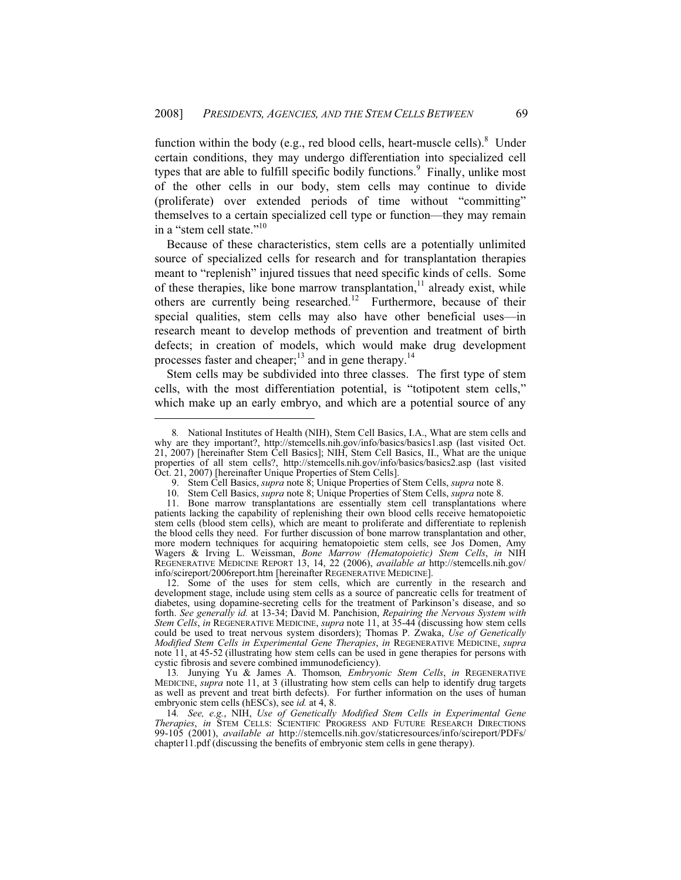function within the body (e.g., red blood cells, heart-muscle cells).[8] Under certain conditions, they may undergo differentiation into specialized cell types that are able to fulfill specific bodily functions.[9] Finally, unlike most of the other cells in our body, stem cells may continue to divide (proliferate) over extended periods of time without "committing" themselves to a certain specialized cell type or function—they may remain in a "stem cell state."[10]

Because of these characteristics, stem cells are a potentially unlimited source of specialized cells for research and for transplantation therapies meant to "replenish" injured tissues that need specific kinds of cells. Some of these therapies, like bone marrow transplantation,[11] already exist, while others are currently being researched.[12] Furthermore, because of their special qualities, stem cells may also have other beneficial uses—in research meant to develop methods of prevention and treatment of birth defects; in creation of models, which would make drug development processes faster and cheaper;[13] and in gene therapy.[14]

Stem cells may be subdivided into three classes. The first type of stem cells, with the most differentiation potential, is "totipotent stem cells," which make up an early embryo, and which are a potential source of any

---

8. National Institutes of Health (NIH), Stem Cell Basics, I.A., What are stem cells and why are they important?, http://stemcells.nih.gov/info/basics/basics1.asp (last visited Oct. 21, 2007) [hereinafter Stem Cell Basics]; NIH, Stem Cell Basics, II., What are the unique properties of all stem cells?, http://stemcells.nih.gov/info/basics/basics2.asp (last visited Oct. 21, 2007) [hereinafter Unique Properties of Stem Cells].

9. Stem Cell Basics, *supra* note 8; Unique Properties of Stem Cells, *supra* note 8.

10. Stem Cell Basics, *supra* note 8; Unique Properties of Stem Cells, *supra* note 8.

11. Bone marrow transplantations are essentially stem cell transplantations where patients lacking the capability of replenishing their own blood cells receive hematopoietic stem cells (blood stem cells), which are meant to proliferate and differentiate to replenish the blood cells they need. For further discussion of bone marrow transplantation and other, more modern techniques for acquiring hematopoietic stem cells, see Jos Domen, Amy Wagers & Irving L. Weissman, *Bone Marrow (Hematopoietic) Stem Cells*, *in* NIH REGENERATIVE MEDICINE REPORT 13, 14, 22 (2006), *available at* http://stemcells.nih.gov/info/scireport/2006report.htm [hereinafter REGENERATIVE MEDICINE].

12. Some of the uses for stem cells, which are currently in the research and development stage, include using stem cells as a source of pancreatic cells for treatment of diabetes, using dopamine-secreting cells for the treatment of Parkinson's disease, and so forth. *See generally id.* at 13-34; David M. Panchision, *Repairing the Nervous System with Stem Cells*, *in* REGENERATIVE MEDICINE, *supra* note 11, at 35-44 (discussing how stem cells could be used to treat nervous system disorders); Thomas P. Zwaka, *Use of Genetically Modified Stem Cells in Experimental Gene Therapies*, *in* REGENERATIVE MEDICINE, *supra* note 11, at 45-52 (illustrating how stem cells can be used in gene therapies for persons with cystic fibrosis and severe combined immunodeficiency).

13. Junying Yu & James A. Thomson*, Embryonic Stem Cells*, *in* REGENERATIVE MEDICINE, *supra* note 11, at 3 (illustrating how stem cells can help to identify drug targets as well as prevent and treat birth defects). For further information on the uses of human embryonic stem cells (hESCs), see *id.* at 4, 8.

14. *See, e.g.*, NIH, *Use of Genetically Modified Stem Cells in Experimental Gene Therapies*, *in* STEM CELLS: SCIENTIFIC PROGRESS AND FUTURE RESEARCH DIRECTIONS 99-105 (2001), *available at* http://stemcells.nih.gov/staticresources/info/scireport/PDFs/chapter11.pdf (discussing the benefits of embryonic stem cells in gene therapy).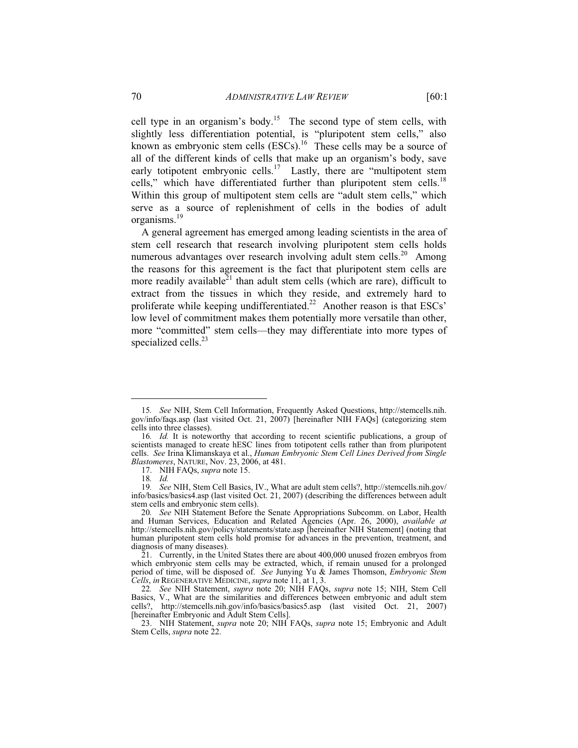cell type in an organism's body.[15] The second type of stem cells, with slightly less differentiation potential, is "pluripotent stem cells," also known as embryonic stem cells (ESCs).[16] These cells may be a source of all of the different kinds of cells that make up an organism's body, save early totipotent embryonic cells.[17] Lastly, there are "multipotent stem cells," which have differentiated further than pluripotent stem cells.[18] Within this group of multipotent stem cells are "adult stem cells," which serve as a source of replenishment of cells in the bodies of adult organisms.[19]

A general agreement has emerged among leading scientists in the area of stem cell research that research involving pluripotent stem cells holds numerous advantages over research involving adult stem cells.[20] Among the reasons for this agreement is the fact that pluripotent stem cells are more readily available[21] than adult stem cells (which are rare), difficult to extract from the tissues in which they reside, and extremely hard to proliferate while keeping undifferentiated.[22] Another reason is that ESCs' low level of commitment makes them potentially more versatile than other, more "committed" stem cells—they may differentiate into more types of specialized cells.[23]

---

15. *See* NIH, Stem Cell Information, Frequently Asked Questions, http://stemcells.nih.gov/info/faqs.asp (last visited Oct. 21, 2007) [hereinafter NIH FAQs] (categorizing stem cells into three classes).

16. *Id.* It is noteworthy that according to recent scientific publications, a group of scientists managed to create hESC lines from totipotent cells rather than from pluripotent cells. *See* Irina Klimanskaya et al., *Human Embryonic Stem Cell Lines Derived from Single Blastomeres*, NATURE, Nov. 23, 2006, at 481.

17. NIH FAQs, *supra* note 15.

18. *Id.*

19. *See* NIH, Stem Cell Basics, IV., What are adult stem cells?, http://stemcells.nih.gov/info/basics/basics4.asp (last visited Oct. 21, 2007) (describing the differences between adult stem cells and embryonic stem cells).

20. *See* NIH Statement Before the Senate Appropriations Subcomm. on Labor, Health and Human Services, Education and Related Agencies (Apr. 26, 2000), *available at* http://stemcells.nih.gov/policy/statements/state.asp [hereinafter NIH Statement] (noting that human pluripotent stem cells hold promise for advances in the prevention, treatment, and diagnosis of many diseases).

21. Currently, in the United States there are about 400,000 unused frozen embryos from which embryonic stem cells may be extracted, which, if remain unused for a prolonged period of time, will be disposed of. *See* Junying Yu & James Thomson, *Embryonic Stem Cells*, *in* REGENERATIVE MEDICINE, *supra* note 11, at 1, 3.

22. *See* NIH Statement, *supra* note 20; NIH FAQs, *supra* note 15; NIH, Stem Cell Basics, V., What are the similarities and differences between embryonic and adult stem cells?, http://stemcells.nih.gov/info/basics/basics5.asp (last visited Oct. 21, 2007) [hereinafter Embryonic and Adult Stem Cells].

23. NIH Statement, *supra* note 20; NIH FAQs, *supra* note 15; Embryonic and Adult Stem Cells, *supra* note 22.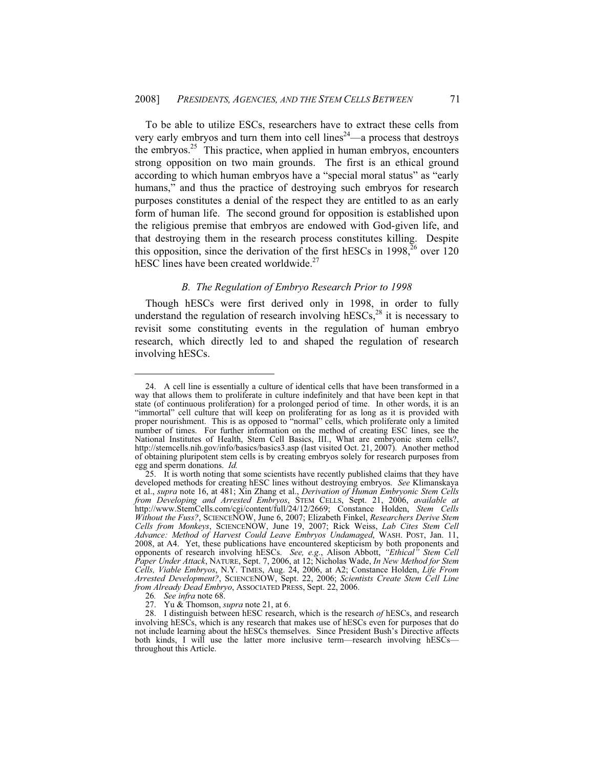To be able to utilize ESCs, researchers have to extract these cells from very early embryos and turn them into cell lines[24]—a process that destroys the embryos.[25] This practice, when applied in human embryos, encounters strong opposition on two main grounds. The first is an ethical ground according to which human embryos have a "special moral status" as "early humans," and thus the practice of destroying such embryos for research purposes constitutes a denial of the respect they are entitled to as an early form of human life. The second ground for opposition is established upon the religious premise that embryos are endowed with God-given life, and that destroying them in the research process constitutes killing. Despite this opposition, since the derivation of the first hESCs in 1998,[26] over 120 hESC lines have been created worldwide.[27]

### *B. The Regulation of Embryo Research Prior to 1998*

Though hESCs were first derived only in 1998, in order to fully understand the regulation of research involving hESCs,[28] it is necessary to revisit some constituting events in the regulation of human embryo research, which directly led to and shaped the regulation of research involving hESCs.

---

24. A cell line is essentially a culture of identical cells that have been transformed in a way that allows them to proliferate in culture indefinitely and that have been kept in that state (of continuous proliferation) for a prolonged period of time. In other words, it is an "immortal" cell culture that will keep on proliferating for as long as it is provided with proper nourishment. This is as opposed to "normal" cells, which proliferate only a limited number of times. For further information on the method of creating ESC lines, see the National Institutes of Health, Stem Cell Basics, III., What are embryonic stem cells?, http://stemcells.nih.gov/info/basics/basics3.asp (last visited Oct. 21, 2007). Another method of obtaining pluripotent stem cells is by creating embryos solely for research purposes from egg and sperm donations. *Id.*

25. It is worth noting that some scientists have recently published claims that they have developed methods for creating hESC lines without destroying embryos. *See* Klimanskaya et al., *supra* note 16, at 481; Xin Zhang et al., *Derivation of Human Embryonic Stem Cells from Developing and Arrested Embryos*, STEM CELLS, Sept. 21, 2006, *available at* http://www.StemCells.com/cgi/content/full/24/12/2669; Constance Holden, *Stem Cells Without the Fuss?*, SCIENCENOW, June 6, 2007; Elizabeth Finkel, *Researchers Derive Stem Cells from Monkeys*, SCIENCENOW, June 19, 2007; Rick Weiss, *Lab Cites Stem Cell Advance: Method of Harvest Could Leave Embryos Undamaged*, WASH. POST, Jan. 11, 2008, at A4. Yet, these publications have encountered skepticism by both proponents and opponents of research involving hESCs. *See, e.g.*, Alison Abbott, *"Ethical" Stem Cell Paper Under Attack*, NATURE, Sept. 7, 2006, at 12; Nicholas Wade, *In New Method for Stem Cells, Viable Embryos*, N.Y. TIMES, Aug. 24, 2006, at A2; Constance Holden, *Life From Arrested Development?*, SCIENCENOW, Sept. 22, 2006; *Scientists Create Stem Cell Line from Already Dead Embryo*, ASSOCIATED PRESS, Sept. 22, 2006.

26. *See infra* note 68.

27. Yu & Thomson, *supra* note 21, at 6.

28. I distinguish between hESC research, which is the research *of* hESCs, and research involving hESCs, which is any research that makes use of hESCs even for purposes that do not include learning about the hESCs themselves. Since President Bush's Directive affects both kinds, I will use the latter more inclusive term—research involving hESCs—throughout this Article.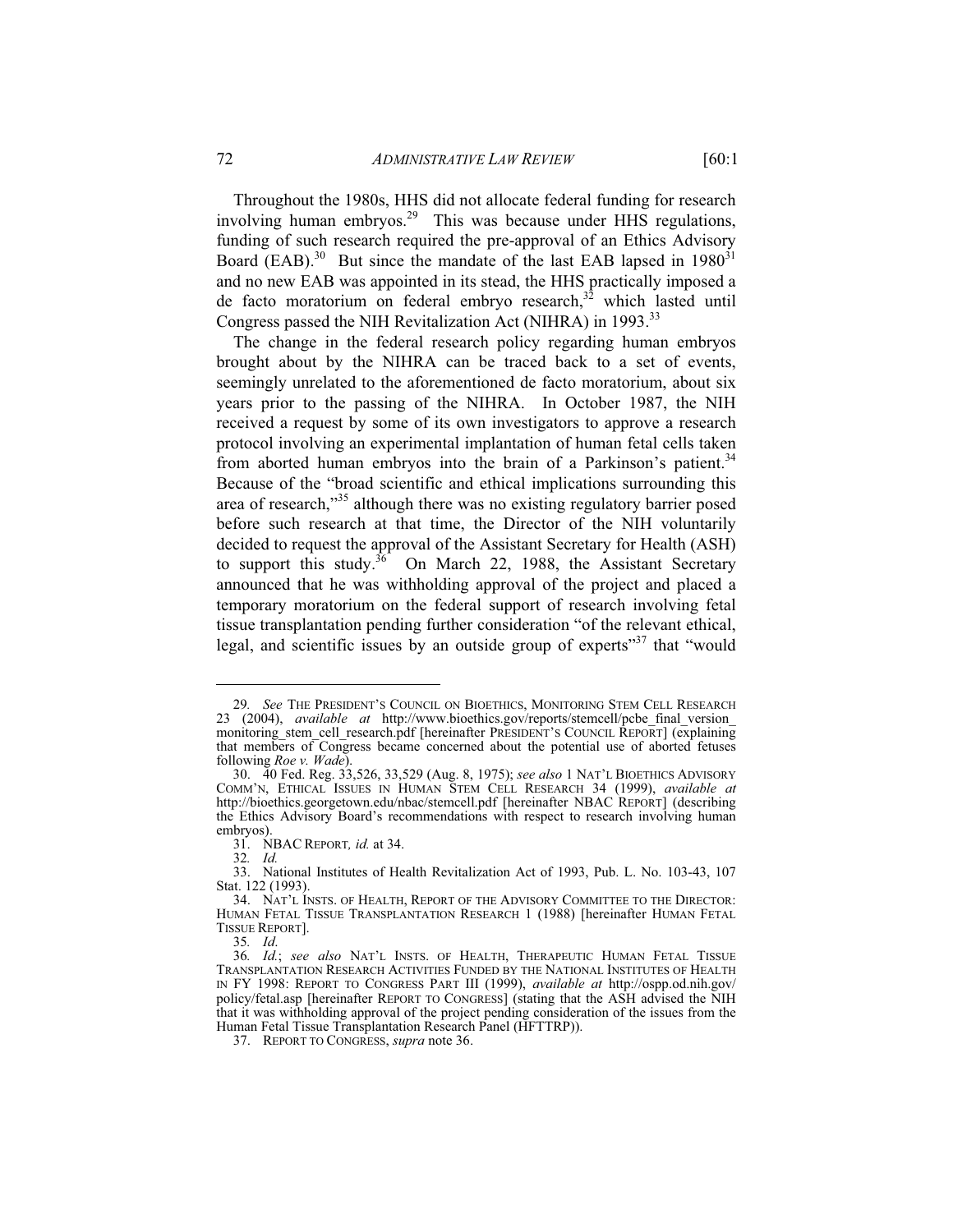Throughout the 1980s, HHS did not allocate federal funding for research involving human embryos.[29] This was because under HHS regulations, funding of such research required the pre-approval of an Ethics Advisory Board (EAB).[30] But since the mandate of the last EAB lapsed in 1980[31] and no new EAB was appointed in its stead, the HHS practically imposed a de facto moratorium on federal embryo research,[32] which lasted until Congress passed the NIH Revitalization Act (NIHRA) in 1993.[33]

The change in the federal research policy regarding human embryos brought about by the NIHRA can be traced back to a set of events, seemingly unrelated to the aforementioned de facto moratorium, about six years prior to the passing of the NIHRA. In October 1987, the NIH received a request by some of its own investigators to approve a research protocol involving an experimental implantation of human fetal cells taken from aborted human embryos into the brain of a Parkinson's patient.[34] Because of the "broad scientific and ethical implications surrounding this area of research,"[35] although there was no existing regulatory barrier posed before such research at that time, the Director of the NIH voluntarily decided to request the approval of the Assistant Secretary for Health (ASH) to support this study.[36] On March 22, 1988, the Assistant Secretary announced that he was withholding approval of the project and placed a temporary moratorium on the federal support of research involving fetal tissue transplantation pending further consideration "of the relevant ethical, legal, and scientific issues by an outside group of experts"[37] that "would

---

29. *See* THE PRESIDENT'S COUNCIL ON BIOETHICS, MONITORING STEM CELL RESEARCH 23 (2004), *available at* http://www.bioethics.gov/reports/stemcell/pcbe_final_version_monitoring_stem_cell_research.pdf [hereinafter PRESIDENT'S COUNCIL REPORT] (explaining that members of Congress became concerned about the potential use of aborted fetuses following *Roe v. Wade*).

30. 40 Fed. Reg. 33,526, 33,529 (Aug. 8, 1975); *see also* 1 NAT'L BIOETHICS ADVISORY COMM'N, ETHICAL ISSUES IN HUMAN STEM CELL RESEARCH 34 (1999), *available at* http://bioethics.georgetown.edu/nbac/stemcell.pdf [hereinafter NBAC REPORT] (describing the Ethics Advisory Board's recommendations with respect to research involving human embryos).

31. NBAC REPORT, *id.* at 34.

32. *Id.*

33. National Institutes of Health Revitalization Act of 1993, Pub. L. No. 103-43, 107 Stat. 122 (1993).

34. NAT'L INSTS. OF HEALTH, REPORT OF THE ADVISORY COMMITTEE TO THE DIRECTOR: HUMAN FETAL TISSUE TRANSPLANTATION RESEARCH 1 (1988) [hereinafter HUMAN FETAL TISSUE REPORT].

35. *Id.*

36. *Id.*; *see also* NAT'L INSTS. OF HEALTH, THERAPEUTIC HUMAN FETAL TISSUE TRANSPLANTATION RESEARCH ACTIVITIES FUNDED BY THE NATIONAL INSTITUTES OF HEALTH IN FY 1998: REPORT TO CONGRESS PART III (1999), *available at* http://ospp.od.nih.gov/policy/fetal.asp [hereinafter REPORT TO CONGRESS] (stating that the ASH advised the NIH that it was withholding approval of the project pending consideration of the issues from the Human Fetal Tissue Transplantation Research Panel (HFTTRP)).

37. REPORT TO CONGRESS, *supra* note 36.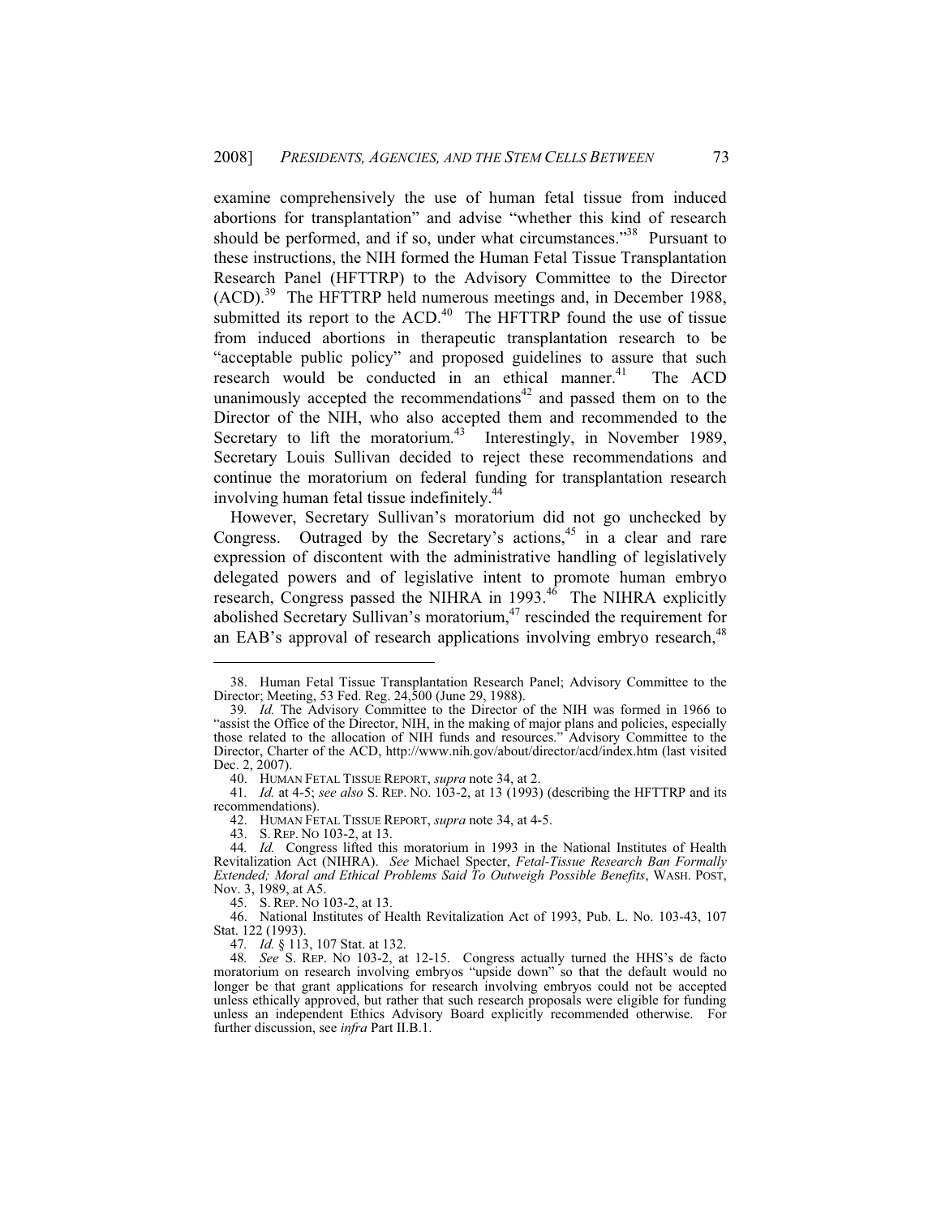examine comprehensively the use of human fetal tissue from induced abortions for transplantation" and advise "whether this kind of research should be performed, and if so, under what circumstances."[38] Pursuant to these instructions, the NIH formed the Human Fetal Tissue Transplantation Research Panel (HFTTRP) to the Advisory Committee to the Director (ACD).[39] The HFTTRP held numerous meetings and, in December 1988, submitted its report to the ACD.[40] The HFTTRP found the use of tissue from induced abortions in therapeutic transplantation research to be "acceptable public policy" and proposed guidelines to assure that such research would be conducted in an ethical manner.[41] The ACD unanimously accepted the recommendations[42] and passed them on to the Director of the NIH, who also accepted them and recommended to the Secretary to lift the moratorium.[43] Interestingly, in November 1989, Secretary Louis Sullivan decided to reject these recommendations and continue the moratorium on federal funding for transplantation research involving human fetal tissue indefinitely.[44]

However, Secretary Sullivan's moratorium did not go unchecked by Congress. Outraged by the Secretary's actions,[45] in a clear and rare expression of discontent with the administrative handling of legislatively delegated powers and of legislative intent to promote human embryo research, Congress passed the NIHRA in 1993.[46] The NIHRA explicitly abolished Secretary Sullivan's moratorium,[47] rescinded the requirement for an EAB's approval of research applications involving embryo research,[48]

---

38. Human Fetal Tissue Transplantation Research Panel; Advisory Committee to the Director; Meeting, 53 Fed. Reg. 24,500 (June 29, 1988).

39. *Id.* The Advisory Committee to the Director of the NIH was formed in 1966 to "assist the Office of the Director, NIH, in the making of major plans and policies, especially those related to the allocation of NIH funds and resources." Advisory Committee to the Director, Charter of the ACD, http://www.nih.gov/about/director/acd/index.htm (last visited Dec. 2, 2007).

40. HUMAN FETAL TISSUE REPORT, *supra* note 34, at 2.

41. *Id.* at 4-5; *see also* S. REP. NO. 103-2, at 13 (1993) (describing the HFTTRP and its recommendations).

42. HUMAN FETAL TISSUE REPORT, *supra* note 34, at 4-5.

43. S. REP. NO 103-2, at 13.

44. *Id.* Congress lifted this moratorium in 1993 in the National Institutes of Health Revitalization Act (NIHRA). *See* Michael Specter, *Fetal-Tissue Research Ban Formally Extended; Moral and Ethical Problems Said To Outweigh Possible Benefits*, WASH. POST, Nov. 3, 1989, at A5.

45. S. REP. NO 103-2, at 13.

46. National Institutes of Health Revitalization Act of 1993, Pub. L. No. 103-43, 107 Stat. 122 (1993).

47. *Id.* § 113, 107 Stat. at 132.

48. *See* S. REP. NO 103-2, at 12-15. Congress actually turned the HHS's de facto moratorium on research involving embryos "upside down" so that the default would no longer be that grant applications for research involving embryos could not be accepted unless ethically approved, but rather that such research proposals were eligible for funding unless an independent Ethics Advisory Board explicitly recommended otherwise. For further discussion, see *infra* Part II.B.1.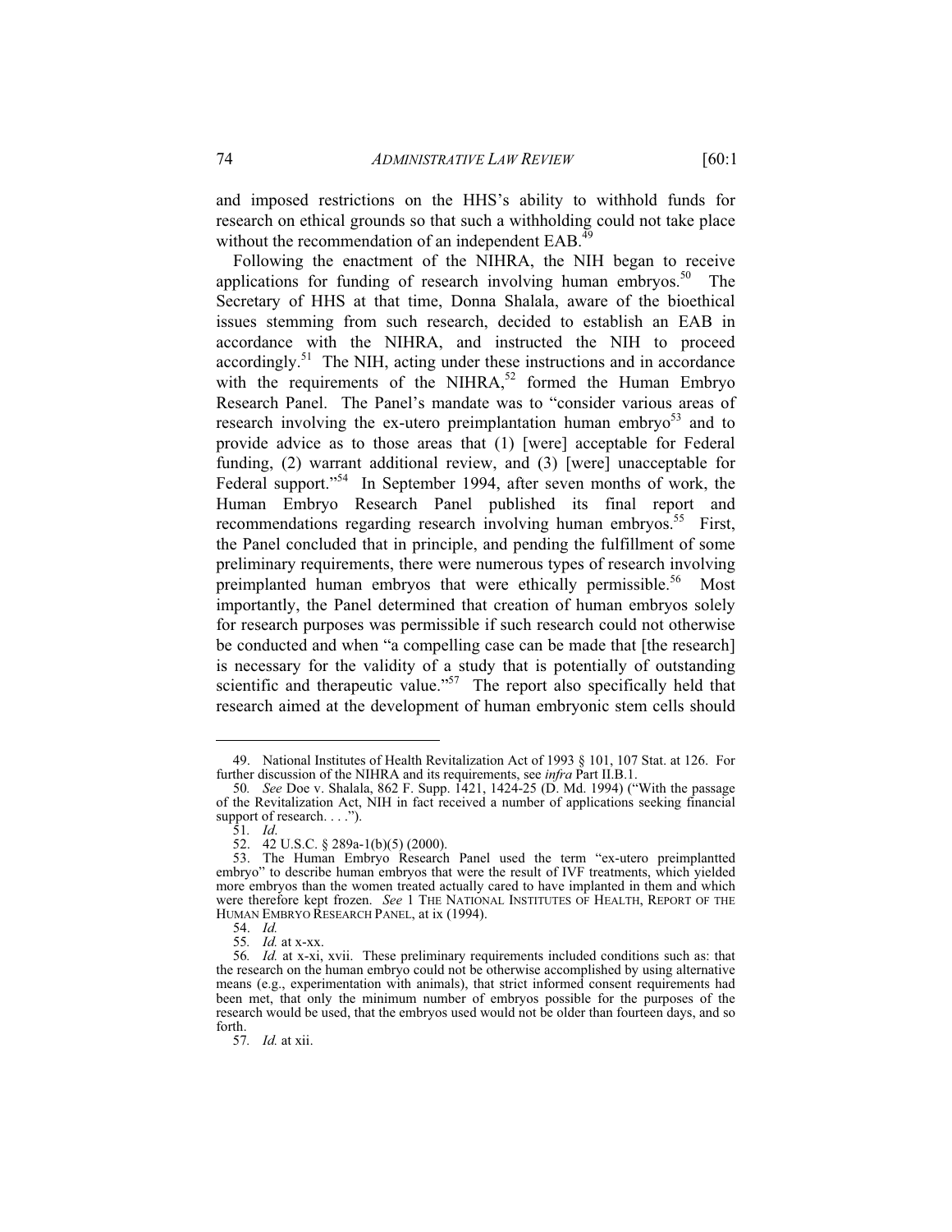and imposed restrictions on the HHS's ability to withhold funds for research on ethical grounds so that such a withholding could not take place without the recommendation of an independent EAB.[49]

Following the enactment of the NIHRA, the NIH began to receive applications for funding of research involving human embryos.[50] The Secretary of HHS at that time, Donna Shalala, aware of the bioethical issues stemming from such research, decided to establish an EAB in accordance with the NIHRA, and instructed the NIH to proceed accordingly.[51] The NIH, acting under these instructions and in accordance with the requirements of the NIHRA,[52] formed the Human Embryo Research Panel. The Panel's mandate was to "consider various areas of research involving the ex-utero preimplantation human embryo[53] and to provide advice as to those areas that (1) [were] acceptable for Federal funding, (2) warrant additional review, and (3) [were] unacceptable for Federal support."[54] In September 1994, after seven months of work, the Human Embryo Research Panel published its final report and recommendations regarding research involving human embryos.[55] First, the Panel concluded that in principle, and pending the fulfillment of some preliminary requirements, there were numerous types of research involving preimplanted human embryos that were ethically permissible.[56] Most importantly, the Panel determined that creation of human embryos solely for research purposes was permissible if such research could not otherwise be conducted and when "a compelling case can be made that [the research] is necessary for the validity of a study that is potentially of outstanding scientific and therapeutic value."[57] The report also specifically held that research aimed at the development of human embryonic stem cells should

---

49. National Institutes of Health Revitalization Act of 1993 § 101, 107 Stat. at 126. For further discussion of the NIHRA and its requirements, see *infra* Part II.B.1.

50. *See* Doe v. Shalala, 862 F. Supp. 1421, 1424-25 (D. Md. 1994) ("With the passage of the Revitalization Act, NIH in fact received a number of applications seeking financial support of research. . . .").

51. *Id.*

52. 42 U.S.C. § 289a-1(b)(5) (2000).

53. The Human Embryo Research Panel used the term "ex-utero preimplantted embryo" to describe human embryos that were the result of IVF treatments, which yielded more embryos than the women treated actually cared to have implanted in them and which were therefore kept frozen. *See* 1 THE NATIONAL INSTITUTES OF HEALTH, REPORT OF THE HUMAN EMBRYO RESEARCH PANEL, at ix (1994).

54. *Id.*

55. *Id.* at x-xx.

56. *Id.* at x-xi, xvii. These preliminary requirements included conditions such as: that the research on the human embryo could not be otherwise accomplished by using alternative means (e.g., experimentation with animals), that strict informed consent requirements had been met, that only the minimum number of embryos possible for the purposes of the research would be used, that the embryos used would not be older than fourteen days, and so forth.

57. *Id.* at xii.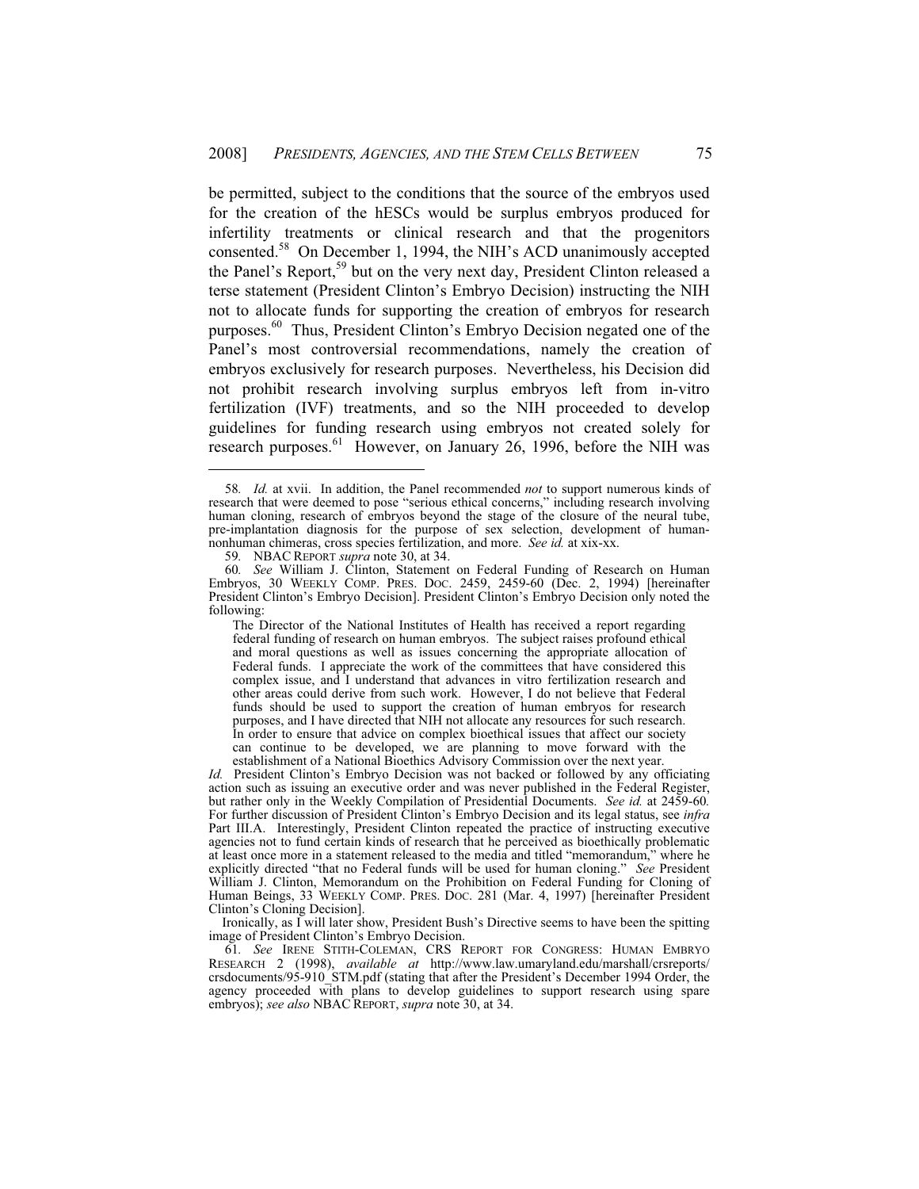be permitted, subject to the conditions that the source of the embryos used for the creation of the hESCs would be surplus embryos produced for infertility treatments or clinical research and that the progenitors consented.[58] On December 1, 1994, the NIH's ACD unanimously accepted the Panel's Report,[59] but on the very next day, President Clinton released a terse statement (President Clinton's Embryo Decision) instructing the NIH not to allocate funds for supporting the creation of embryos for research purposes.[60] Thus, President Clinton's Embryo Decision negated one of the Panel's most controversial recommendations, namely the creation of embryos exclusively for research purposes. Nevertheless, his Decision did not prohibit research involving surplus embryos left from in-vitro fertilization (IVF) treatments, and so the NIH proceeded to develop guidelines for funding research using embryos not created solely for research purposes.[61] However, on January 26, 1996, before the NIH was

---

58. *Id.* at xvii. In addition, the Panel recommended *not* to support numerous kinds of research that were deemed to pose "serious ethical concerns," including research involving human cloning, research of embryos beyond the stage of the closure of the neural tube, pre-implantation diagnosis for the purpose of sex selection, development of human-nonhuman chimeras, cross species fertilization, and more. *See id.* at xix-xx.

59. NBAC REPORT *supra* note 30, at 34.

60. *See* William J. Clinton, Statement on Federal Funding of Research on Human Embryos, 30 WEEKLY COMP. PRES. DOC. 2459, 2459-60 (Dec. 2, 1994) [hereinafter President Clinton's Embryo Decision]. President Clinton's Embryo Decision only noted the following:

> The Director of the National Institutes of Health has received a report regarding federal funding of research on human embryos. The subject raises profound ethical and moral questions as well as issues concerning the appropriate allocation of Federal funds. I appreciate the work of the committees that have considered this complex issue, and I understand that advances in vitro fertilization research and other areas could derive from such work. However, I do not believe that Federal funds should be used to support the creation of human embryos for research purposes, and I have directed that NIH not allocate any resources for such research. In order to ensure that advice on complex bioethical issues that affect our society can continue to be developed, we are planning to move forward with the establishment of a National Bioethics Advisory Commission over the next year.

*Id.* President Clinton's Embryo Decision was not backed or followed by any officiating action such as issuing an executive order and was never published in the Federal Register, but rather only in the Weekly Compilation of Presidential Documents. *See id.* at 2459-60. For further discussion of President Clinton's Embryo Decision and its legal status, see *infra* Part III.A. Interestingly, President Clinton repeated the practice of instructing executive agencies not to fund certain kinds of research that he perceived as bioethically problematic at least once more in a statement released to the media and titled "memorandum," where he explicitly directed "that no Federal funds will be used for human cloning." *See* President William J. Clinton, Memorandum on the Prohibition on Federal Funding for Cloning of Human Beings, 33 WEEKLY COMP. PRES. DOC. 281 (Mar. 4, 1997) [hereinafter President Clinton's Cloning Decision].

Ironically, as I will later show, President Bush's Directive seems to have been the spitting image of President Clinton's Embryo Decision.

61. *See* IRENE STITH-COLEMAN, CRS REPORT FOR CONGRESS: HUMAN EMBRYO RESEARCH 2 (1998), *available at* http://www.law.umaryland.edu/marshall/crsreports/crsdocuments/95-910_STM.pdf (stating that after the President's December 1994 Order, the agency proceeded with plans to develop guidelines to support research using spare embryos); *see also* NBAC REPORT, *supra* note 30, at 34.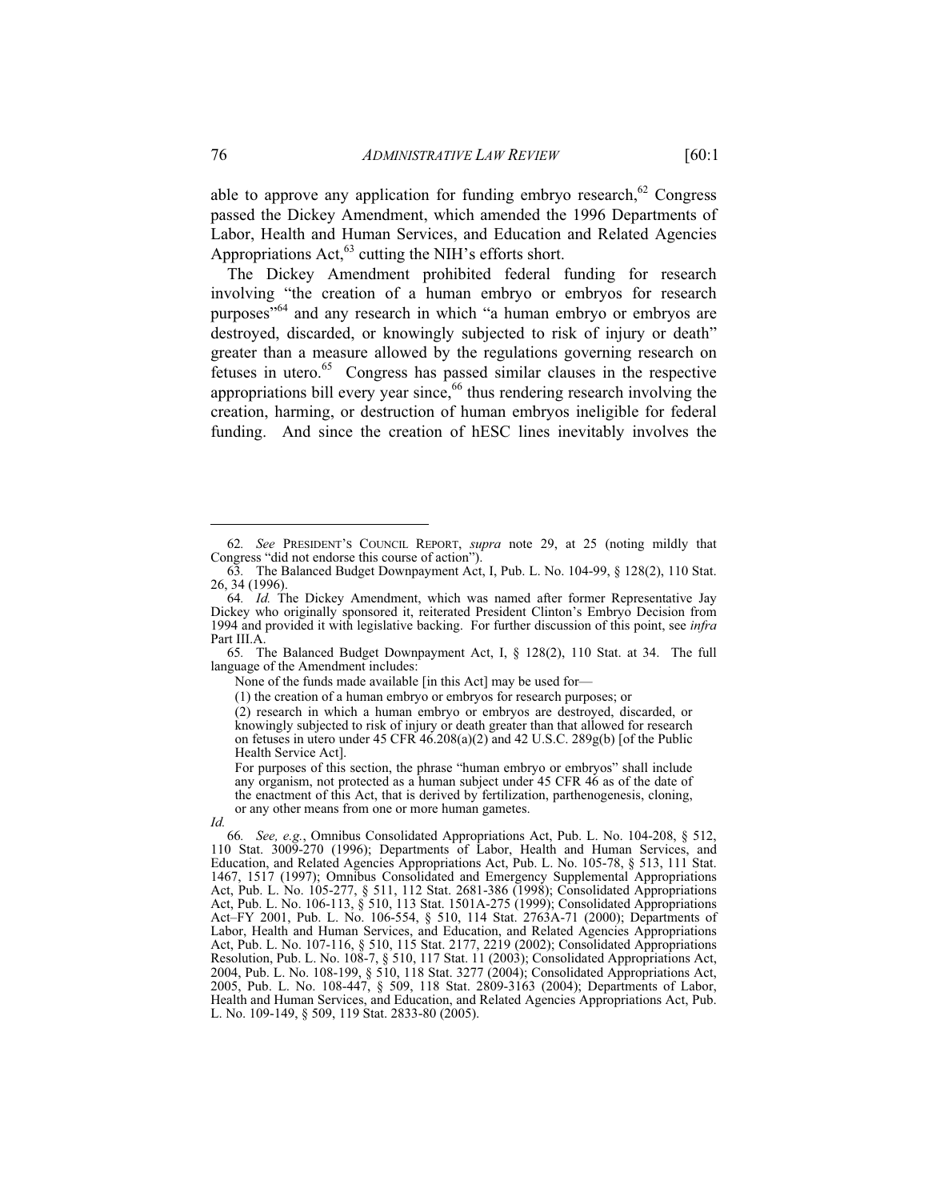able to approve any application for funding embryo research,[62] Congress passed the Dickey Amendment, which amended the 1996 Departments of Labor, Health and Human Services, and Education and Related Agencies Appropriations Act,[63] cutting the NIH's efforts short.

The Dickey Amendment prohibited federal funding for research involving "the creation of a human embryo or embryos for research purposes"[64] and any research in which "a human embryo or embryos are destroyed, discarded, or knowingly subjected to risk of injury or death" greater than a measure allowed by the regulations governing research on fetuses in utero.[65] Congress has passed similar clauses in the respective appropriations bill every year since,[66] thus rendering research involving the creation, harming, or destruction of human embryos ineligible for federal funding. And since the creation of hESC lines inevitably involves the

---

62. *See* PRESIDENT'S COUNCIL REPORT, *supra* note 29, at 25 (noting mildly that Congress "did not endorse this course of action").

63. The Balanced Budget Downpayment Act, I, Pub. L. No. 104-99, § 128(2), 110 Stat. 26, 34 (1996).

64. *Id.* The Dickey Amendment, which was named after former Representative Jay Dickey who originally sponsored it, reiterated President Clinton's Embryo Decision from 1994 and provided it with legislative backing. For further discussion of this point, see *infra* Part III.A.

65. The Balanced Budget Downpayment Act, I, § 128(2), 110 Stat. at 34. The full language of the Amendment includes:

> None of the funds made available [in this Act] may be used for—
>
> (1) the creation of a human embryo or embryos for research purposes; or
>
> (2) research in which a human embryo or embryos are destroyed, discarded, or knowingly subjected to risk of injury or death greater than that allowed for research on fetuses in utero under 45 CFR 46.208(a)(2) and 42 U.S.C. 289g(b) [of the Public Health Service Act].
>
> For purposes of this section, the phrase "human embryo or embryos" shall include any organism, not protected as a human subject under 45 CFR 46 as of the date of the enactment of this Act, that is derived by fertilization, parthenogenesis, cloning, or any other means from one or more human gametes.

*Id.*

66. *See, e.g.*, Omnibus Consolidated Appropriations Act, Pub. L. No. 104-208, § 512, 110 Stat. 3009-270 (1996); Departments of Labor, Health and Human Services, and Education, and Related Agencies Appropriations Act, Pub. L. No. 105-78, § 513, 111 Stat. 1467, 1517 (1997); Omnibus Consolidated and Emergency Supplemental Appropriations Act, Pub. L. No. 105-277, § 511, 112 Stat. 2681-386 (1998); Consolidated Appropriations Act, Pub. L. No. 106-113, § 510, 113 Stat. 1501A-275 (1999); Consolidated Appropriations Act–FY 2001, Pub. L. No. 106-554, § 510, 114 Stat. 2763A-71 (2000); Departments of Labor, Health and Human Services, and Education, and Related Agencies Appropriations Act, Pub. L. No. 107-116, § 510, 115 Stat. 2177, 2219 (2002); Consolidated Appropriations Resolution, Pub. L. No. 108-7, § 510, 117 Stat. 11 (2003); Consolidated Appropriations Act, 2004, Pub. L. No. 108-199, § 510, 118 Stat. 3277 (2004); Consolidated Appropriations Act, 2005, Pub. L. No. 108-447, § 509, 118 Stat. 2809-3163 (2004); Departments of Labor, Health and Human Services, and Education, and Related Agencies Appropriations Act, Pub. L. No. 109-149, § 509, 119 Stat. 2833-80 (2005).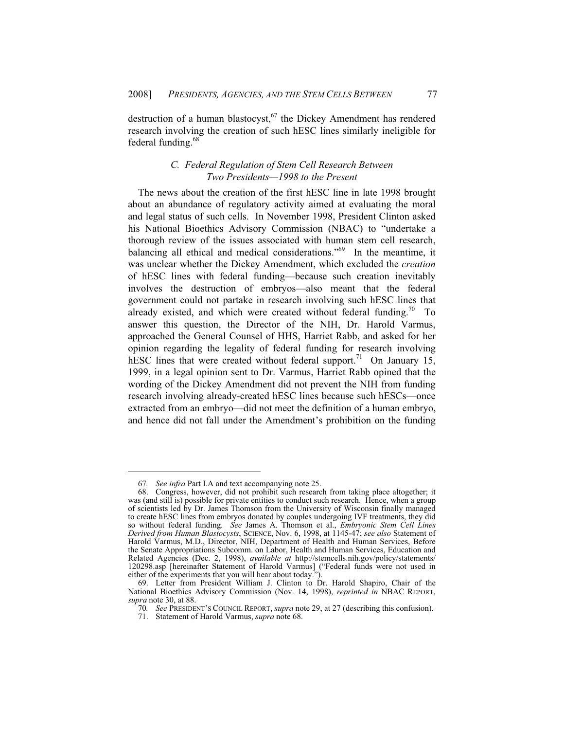destruction of a human blastocyst,[67] the Dickey Amendment has rendered research involving the creation of such hESC lines similarly ineligible for federal funding.[68]

### *C. Federal Regulation of Stem Cell Research Between Two Presidents—1998 to the Present*

The news about the creation of the first hESC line in late 1998 brought about an abundance of regulatory activity aimed at evaluating the moral and legal status of such cells. In November 1998, President Clinton asked his National Bioethics Advisory Commission (NBAC) to "undertake a thorough review of the issues associated with human stem cell research, balancing all ethical and medical considerations."[69] In the meantime, it was unclear whether the Dickey Amendment, which excluded the *creation* of hESC lines with federal funding—because such creation inevitably involves the destruction of embryos—also meant that the federal government could not partake in research involving such hESC lines that already existed, and which were created without federal funding.[70] To answer this question, the Director of the NIH, Dr. Harold Varmus, approached the General Counsel of HHS, Harriet Rabb, and asked for her opinion regarding the legality of federal funding for research involving hESC lines that were created without federal support.[71] On January 15, 1999, in a legal opinion sent to Dr. Varmus, Harriet Rabb opined that the wording of the Dickey Amendment did not prevent the NIH from funding research involving already-created hESC lines because such hESCs—once extracted from an embryo—did not meet the definition of a human embryo, and hence did not fall under the Amendment's prohibition on the funding

---

67. *See infra* Part I.A and text accompanying note 25.

68. Congress, however, did not prohibit such research from taking place altogether; it was (and still is) possible for private entities to conduct such research. Hence, when a group of scientists led by Dr. James Thomson from the University of Wisconsin finally managed to create hESC lines from embryos donated by couples undergoing IVF treatments, they did so without federal funding. *See* James A. Thomson et al., *Embryonic Stem Cell Lines Derived from Human Blastocysts*, SCIENCE, Nov. 6, 1998, at 1145-47; *see also* Statement of Harold Varmus, M.D., Director, NIH, Department of Health and Human Services, Before the Senate Appropriations Subcomm. on Labor, Health and Human Services, Education and Related Agencies (Dec. 2, 1998), *available at* http://stemcells.nih.gov/policy/statements/120298.asp [hereinafter Statement of Harold Varmus] ("Federal funds were not used in either of the experiments that you will hear about today.").

69. Letter from President William J. Clinton to Dr. Harold Shapiro, Chair of the National Bioethics Advisory Commission (Nov. 14, 1998), *reprinted in* NBAC REPORT, *supra* note 30, at 88.

70. *See* PRESIDENT'S COUNCIL REPORT, *supra* note 29, at 27 (describing this confusion).

71. Statement of Harold Varmus, *supra* note 68.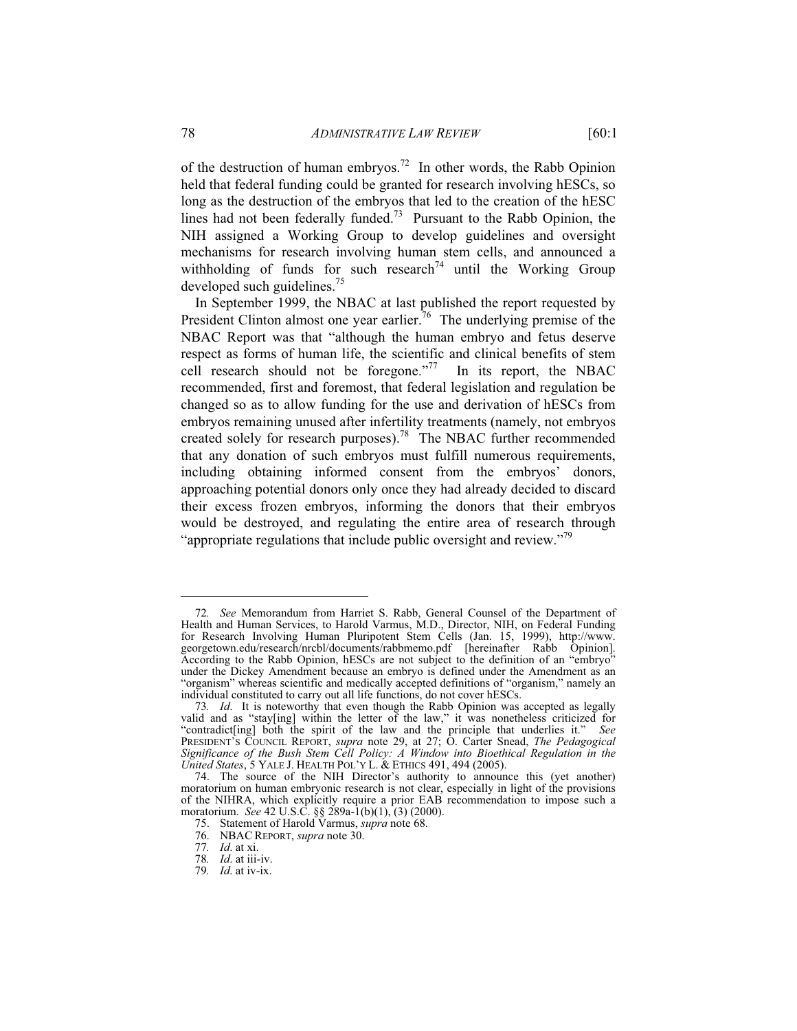of the destruction of human embryos.[72] In other words, the Rabb Opinion held that federal funding could be granted for research involving hESCs, so long as the destruction of the embryos that led to the creation of the hESC lines had not been federally funded.[73] Pursuant to the Rabb Opinion, the NIH assigned a Working Group to develop guidelines and oversight mechanisms for research involving human stem cells, and announced a withholding of funds for such research[74] until the Working Group developed such guidelines.[75]

In September 1999, the NBAC at last published the report requested by President Clinton almost one year earlier.[76] The underlying premise of the NBAC Report was that "although the human embryo and fetus deserve respect as forms of human life, the scientific and clinical benefits of stem cell research should not be foregone."[77] In its report, the NBAC recommended, first and foremost, that federal legislation and regulation be changed so as to allow funding for the use and derivation of hESCs from embryos remaining unused after infertility treatments (namely, not embryos created solely for research purposes).[78] The NBAC further recommended that any donation of such embryos must fulfill numerous requirements, including obtaining informed consent from the embryos' donors, approaching potential donors only once they had already decided to discard their excess frozen embryos, informing the donors that their embryos would be destroyed, and regulating the entire area of research through "appropriate regulations that include public oversight and review."[79]

---

72. *See* Memorandum from Harriet S. Rabb, General Counsel of the Department of Health and Human Services, to Harold Varmus, M.D., Director, NIH, on Federal Funding for Research Involving Human Pluripotent Stem Cells (Jan. 15, 1999), http://www.georgetown.edu/research/nrcbl/documents/rabbmemo.pdf [hereinafter Rabb Opinion]. According to the Rabb Opinion, hESCs are not subject to the definition of an "embryo" under the Dickey Amendment because an embryo is defined under the Amendment as an "organism" whereas scientific and medically accepted definitions of "organism," namely an individual constituted to carry out all life functions, do not cover hESCs.

73. *Id*. It is noteworthy that even though the Rabb Opinion was accepted as legally valid and as "stay[ing] within the letter of the law," it was nonetheless criticized for "contradict[ing] both the spirit of the law and the principle that underlies it." *See* PRESIDENT'S COUNCIL REPORT, *supra* note 29, at 27; O. Carter Snead, *The Pedagogical Significance of the Bush Stem Cell Policy: A Window into Bioethical Regulation in the United States*, 5 YALE J. HEALTH POL'Y L. & ETHICS 491, 494 (2005).

74. The source of the NIH Director's authority to announce this (yet another) moratorium on human embryonic research is not clear, especially in light of the provisions of the NIHRA, which explicitly require a prior EAB recommendation to impose such a moratorium. *See* 42 U.S.C. §§ 289a-1(b)(1), (3) (2000).

75. Statement of Harold Varmus, *supra* note 68.

76. NBAC REPORT, *supra* note 30.

77. *Id*. at xi.

78. *Id*. at iii-iv.

79. *Id*. at iv-ix.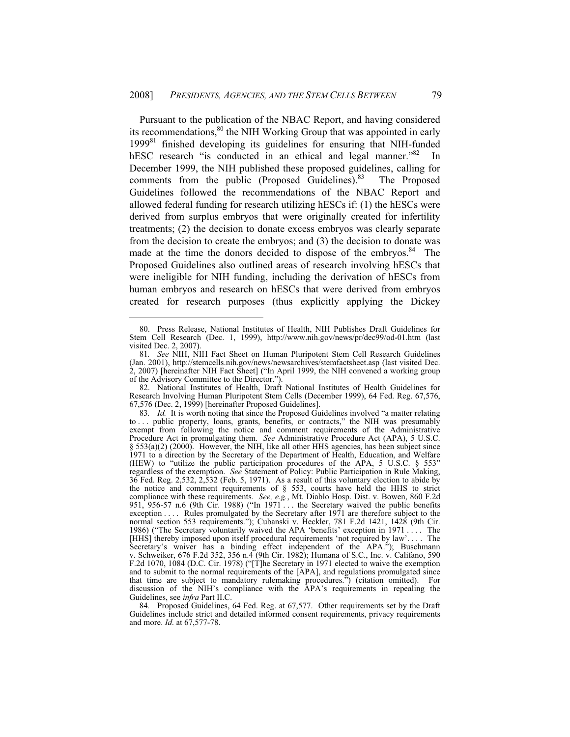Pursuant to the publication of the NBAC Report, and having considered its recommendations,[80] the NIH Working Group that was appointed in early 1999[81] finished developing its guidelines for ensuring that NIH-funded hESC research "is conducted in an ethical and legal manner."[82] In December 1999, the NIH published these proposed guidelines, calling for comments from the public (Proposed Guidelines).[83] The Proposed Guidelines followed the recommendations of the NBAC Report and allowed federal funding for research utilizing hESCs if: (1) the hESCs were derived from surplus embryos that were originally created for infertility treatments; (2) the decision to donate excess embryos was clearly separate from the decision to create the embryos; and (3) the decision to donate was made at the time the donors decided to dispose of the embryos.[84] The Proposed Guidelines also outlined areas of research involving hESCs that were ineligible for NIH funding, including the derivation of hESCs from human embryos and research on hESCs that were derived from embryos created for research purposes (thus explicitly applying the Dickey

---

80. Press Release, National Institutes of Health, NIH Publishes Draft Guidelines for Stem Cell Research (Dec. 1, 1999), http://www.nih.gov/news/pr/dec99/od-01.htm (last visited Dec. 2, 2007).

81. *See* NIH, NIH Fact Sheet on Human Pluripotent Stem Cell Research Guidelines (Jan. 2001), http://stemcells.nih.gov/news/newsarchives/stemfactsheet.asp (last visited Dec. 2, 2007) [hereinafter NIH Fact Sheet] ("In April 1999, the NIH convened a working group of the Advisory Committee to the Director.").

82. National Institutes of Health, Draft National Institutes of Health Guidelines for Research Involving Human Pluripotent Stem Cells (December 1999), 64 Fed. Reg. 67,576, 67,576 (Dec. 2, 1999) [hereinafter Proposed Guidelines].

83. *Id.* It is worth noting that since the Proposed Guidelines involved "a matter relating to . . . public property, loans, grants, benefits, or contracts," the NIH was presumably exempt from following the notice and comment requirements of the Administrative Procedure Act in promulgating them. *See* Administrative Procedure Act (APA), 5 U.S.C. § 553(a)(2) (2000). However, the NIH, like all other HHS agencies, has been subject since 1971 to a direction by the Secretary of the Department of Health, Education, and Welfare (HEW) to "utilize the public participation procedures of the APA, 5 U.S.C. § 553" regardless of the exemption. *See* Statement of Policy: Public Participation in Rule Making, 36 Fed. Reg. 2,532, 2,532 (Feb. 5, 1971). As a result of this voluntary election to abide by the notice and comment requirements of § 553, courts have held the HHS to strict compliance with these requirements. *See, e.g.*, Mt. Diablo Hosp. Dist. v. Bowen, 860 F.2d 951, 956-57 n.6 (9th Cir. 1988) ("In 1971 . . . the Secretary waived the public benefits exception . . . . Rules promulgated by the Secretary after 1971 are therefore subject to the normal section 553 requirements."); Cubanski v. Heckler, 781 F.2d 1421, 1428 (9th Cir. 1986) ("The Secretary voluntarily waived the APA 'benefits' exception in 1971 . . . . The [HHS] thereby imposed upon itself procedural requirements 'not required by law'. . . . The Secretary's waiver has a binding effect independent of the APA."); Buschmann v. Schweiker, 676 F.2d 352, 356 n.4 (9th Cir. 1982); Humana of S.C., Inc. v. Califano, 590 F.2d 1070, 1084 (D.C. Cir. 1978) ("[T]he Secretary in 1971 elected to waive the exemption and to submit to the normal requirements of the [APA], and regulations promulgated since that time are subject to mandatory rulemaking procedures.") (citation omitted). For discussion of the NIH's compliance with the APA's requirements in repealing the Guidelines, see *infra* Part II.C.

84. Proposed Guidelines, 64 Fed. Reg. at 67,577. Other requirements set by the Draft Guidelines include strict and detailed informed consent requirements, privacy requirements and more. *Id.* at 67,577-78.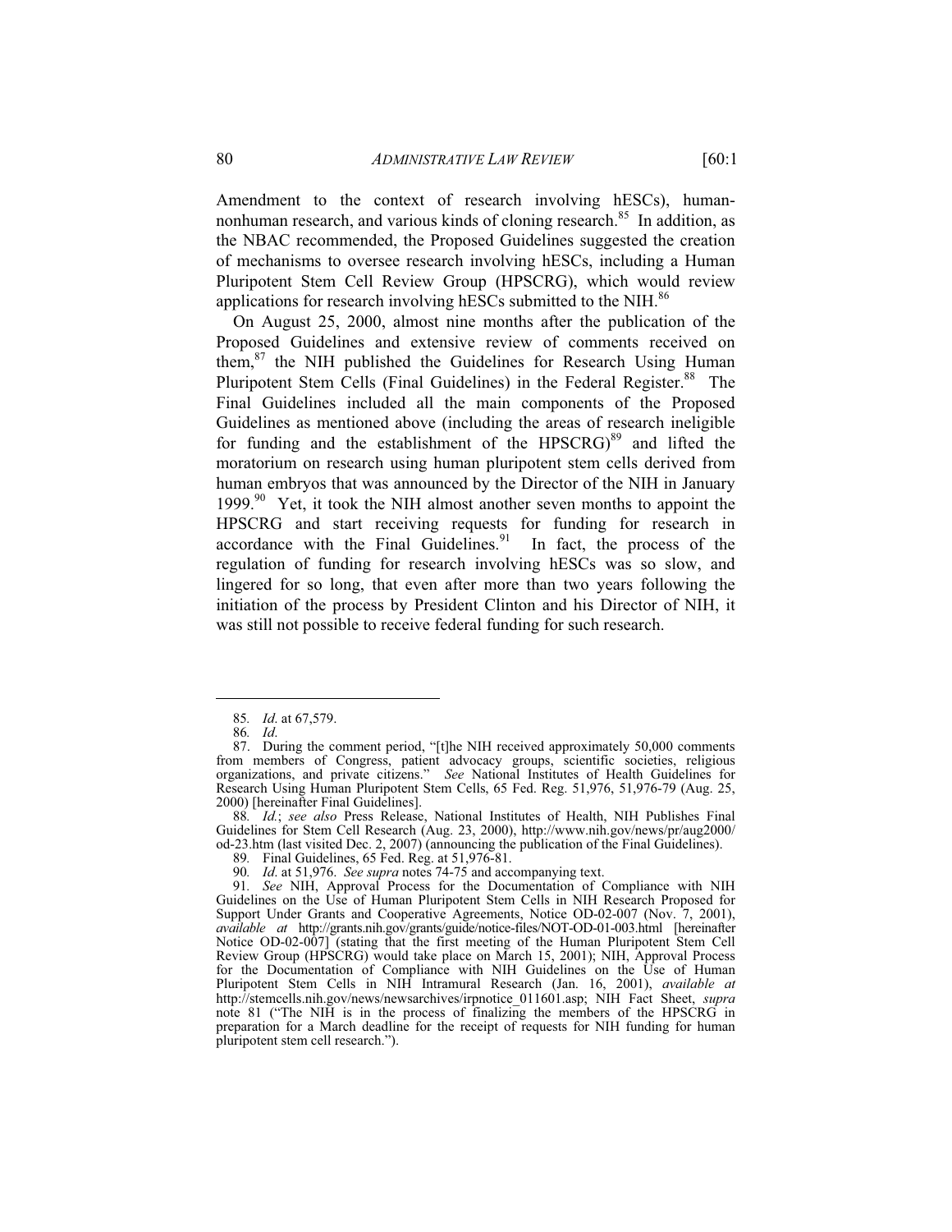Amendment to the context of research involving hESCs), human-nonhuman research, and various kinds of cloning research.[85] In addition, as the NBAC recommended, the Proposed Guidelines suggested the creation of mechanisms to oversee research involving hESCs, including a Human Pluripotent Stem Cell Review Group (HPSCRG), which would review applications for research involving hESCs submitted to the NIH.[86]

On August 25, 2000, almost nine months after the publication of the Proposed Guidelines and extensive review of comments received on them,[87] the NIH published the Guidelines for Research Using Human Pluripotent Stem Cells (Final Guidelines) in the Federal Register.[88] The Final Guidelines included all the main components of the Proposed Guidelines as mentioned above (including the areas of research ineligible for funding and the establishment of the HPSCRG)[89] and lifted the moratorium on research using human pluripotent stem cells derived from human embryos that was announced by the Director of the NIH in January 1999.[90] Yet, it took the NIH almost another seven months to appoint the HPSCRG and start receiving requests for funding for research in accordance with the Final Guidelines.[91] In fact, the process of the regulation of funding for research involving hESCs was so slow, and lingered for so long, that even after more than two years following the initiation of the process by President Clinton and his Director of NIH, it was still not possible to receive federal funding for such research.

---

85. *Id.* at 67,579.

86. *Id.*

87. During the comment period, "[t]he NIH received approximately 50,000 comments from members of Congress, patient advocacy groups, scientific societies, religious organizations, and private citizens." *See* National Institutes of Health Guidelines for Research Using Human Pluripotent Stem Cells, 65 Fed. Reg. 51,976, 51,976-79 (Aug. 25, 2000) [hereinafter Final Guidelines].

88. *Id.*; *see also* Press Release, National Institutes of Health, NIH Publishes Final Guidelines for Stem Cell Research (Aug. 23, 2000), http://www.nih.gov/news/pr/aug2000/od-23.htm (last visited Dec. 2, 2007) (announcing the publication of the Final Guidelines).

89. Final Guidelines, 65 Fed. Reg. at 51,976-81.

90. *Id.* at 51,976. *See supra* notes 74-75 and accompanying text.

91. *See* NIH, Approval Process for the Documentation of Compliance with NIH Guidelines on the Use of Human Pluripotent Stem Cells in NIH Research Proposed for Support Under Grants and Cooperative Agreements, Notice OD-02-007 (Nov. 7, 2001), *available at* http://grants.nih.gov/grants/guide/notice-files/NOT-OD-01-003.html [hereinafter Notice OD-02-007] (stating that the first meeting of the Human Pluripotent Stem Cell Review Group (HPSCRG) would take place on March 15, 2001); NIH, Approval Process for the Documentation of Compliance with NIH Guidelines on the Use of Human Pluripotent Stem Cells in NIH Intramural Research (Jan. 16, 2001), *available at* http://stemcells.nih.gov/news/newsarchives/irpnotice_011601.asp; NIH Fact Sheet, *supra* note 81 ("The NIH is in the process of finalizing the members of the HPSCRG in preparation for a March deadline for the receipt of requests for NIH funding for human pluripotent stem cell research.").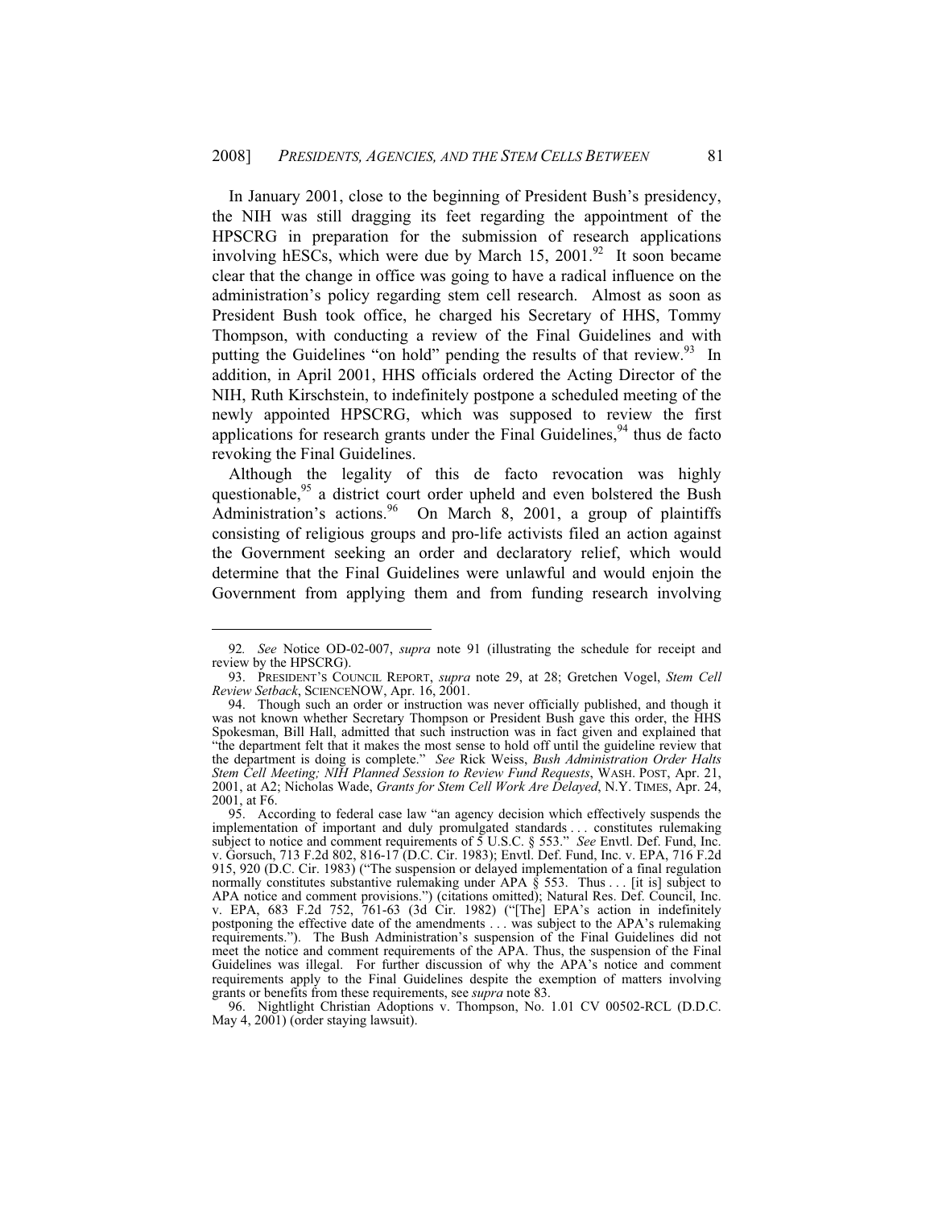In January 2001, close to the beginning of President Bush's presidency, the NIH was still dragging its feet regarding the appointment of the HPSCRG in preparation for the submission of research applications involving hESCs, which were due by March 15, 2001.[92] It soon became clear that the change in office was going to have a radical influence on the administration's policy regarding stem cell research. Almost as soon as President Bush took office, he charged his Secretary of HHS, Tommy Thompson, with conducting a review of the Final Guidelines and with putting the Guidelines "on hold" pending the results of that review.[93] In addition, in April 2001, HHS officials ordered the Acting Director of the NIH, Ruth Kirschstein, to indefinitely postpone a scheduled meeting of the newly appointed HPSCRG, which was supposed to review the first applications for research grants under the Final Guidelines,[94] thus de facto revoking the Final Guidelines.

Although the legality of this de facto revocation was highly questionable,[95] a district court order upheld and even bolstered the Bush Administration's actions.[96] On March 8, 2001, a group of plaintiffs consisting of religious groups and pro-life activists filed an action against the Government seeking an order and declaratory relief, which would determine that the Final Guidelines were unlawful and would enjoin the Government from applying them and from funding research involving

---

92. *See* Notice OD-02-007, *supra* note 91 (illustrating the schedule for receipt and review by the HPSCRG).

93. PRESIDENT'S COUNCIL REPORT, *supra* note 29, at 28; Gretchen Vogel, *Stem Cell Review Setback*, SCIENCENOW, Apr. 16, 2001.

94. Though such an order or instruction was never officially published, and though it was not known whether Secretary Thompson or President Bush gave this order, the HHS Spokesman, Bill Hall, admitted that such instruction was in fact given and explained that "the department felt that it makes the most sense to hold off until the guideline review that the department is doing is complete." *See* Rick Weiss, *Bush Administration Order Halts Stem Cell Meeting; NIH Planned Session to Review Fund Requests*, WASH. POST, Apr. 21, 2001, at A2; Nicholas Wade, *Grants for Stem Cell Work Are Delayed*, N.Y. TIMES, Apr. 24, 2001, at F6.

95. According to federal case law "an agency decision which effectively suspends the implementation of important and duly promulgated standards . . . constitutes rulemaking subject to notice and comment requirements of 5 U.S.C. § 553." *See* Envtl. Def. Fund, Inc. v. Gorsuch, 713 F.2d 802, 816-17 (D.C. Cir. 1983); Envtl. Def. Fund, Inc. v. EPA, 716 F.2d 915, 920 (D.C. Cir. 1983) ("The suspension or delayed implementation of a final regulation normally constitutes substantive rulemaking under APA § 553. Thus . . . [it is] subject to APA notice and comment provisions.") (citations omitted); Natural Res. Def. Council, Inc. v. EPA, 683 F.2d 752, 761-63 (3d Cir. 1982) ("[The] EPA's action in indefinitely postponing the effective date of the amendments . . . was subject to the APA's rulemaking requirements."). The Bush Administration's suspension of the Final Guidelines did not meet the notice and comment requirements of the APA. Thus, the suspension of the Final Guidelines was illegal. For further discussion of why the APA's notice and comment requirements apply to the Final Guidelines despite the exemption of matters involving grants or benefits from these requirements, see *supra* note 83.

96. Nightlight Christian Adoptions v. Thompson, No. 1.01 CV 00502-RCL (D.D.C. May 4, 2001) (order staying lawsuit).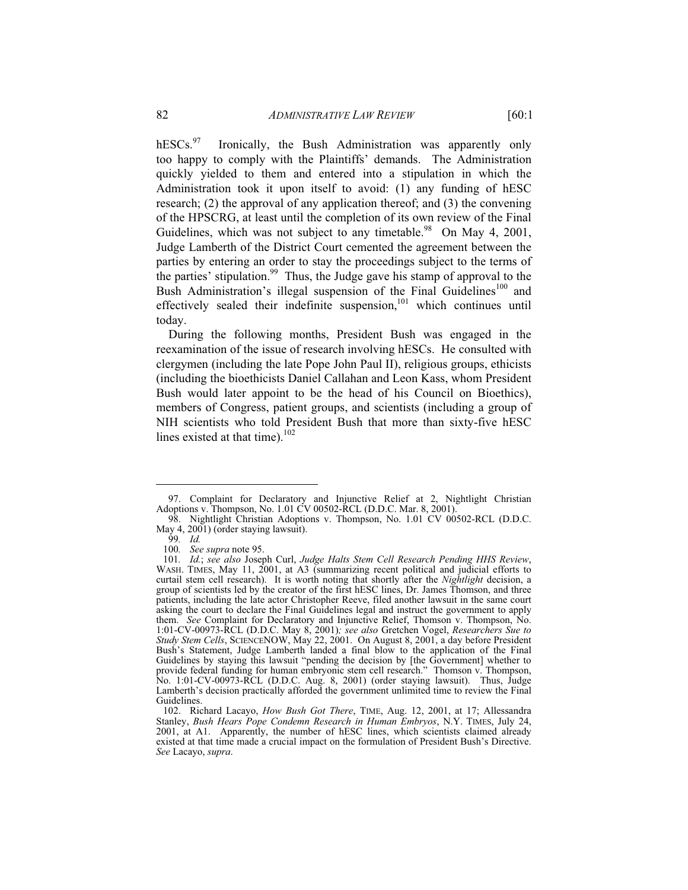hESCs.[97] Ironically, the Bush Administration was apparently only too happy to comply with the Plaintiffs' demands. The Administration quickly yielded to them and entered into a stipulation in which the Administration took it upon itself to avoid: (1) any funding of hESC research; (2) the approval of any application thereof; and (3) the convening of the HPSCRG, at least until the completion of its own review of the Final Guidelines, which was not subject to any timetable.[98] On May 4, 2001, Judge Lamberth of the District Court cemented the agreement between the parties by entering an order to stay the proceedings subject to the terms of the parties' stipulation.[99] Thus, the Judge gave his stamp of approval to the Bush Administration's illegal suspension of the Final Guidelines[100] and effectively sealed their indefinite suspension,[101] which continues until today.

During the following months, President Bush was engaged in the reexamination of the issue of research involving hESCs. He consulted with clergymen (including the late Pope John Paul II), religious groups, ethicists (including the bioethicists Daniel Callahan and Leon Kass, whom President Bush would later appoint to be the head of his Council on Bioethics), members of Congress, patient groups, and scientists (including a group of NIH scientists who told President Bush that more than sixty-five hESC lines existed at that time).[102]

---

97. Complaint for Declaratory and Injunctive Relief at 2, Nightlight Christian Adoptions v. Thompson, No. 1.01 CV 00502-RCL (D.D.C. Mar. 8, 2001).

98. Nightlight Christian Adoptions v. Thompson, No. 1.01 CV 00502-RCL (D.D.C. May 4, 2001) (order staying lawsuit).

99. *Id.*

100. *See supra* note 95.

101. *Id.*; *see also* Joseph Curl, *Judge Halts Stem Cell Research Pending HHS Review*, WASH. TIMES, May 11, 2001, at A3 (summarizing recent political and judicial efforts to curtail stem cell research). It is worth noting that shortly after the *Nightlight* decision, a group of scientists led by the creator of the first hESC lines, Dr. James Thomson, and three patients, including the late actor Christopher Reeve, filed another lawsuit in the same court asking the court to declare the Final Guidelines legal and instruct the government to apply them. *See* Complaint for Declaratory and Injunctive Relief, Thomson v. Thompson, No. 1:01-CV-00973-RCL (D.D.C. May 8, 2001)*; see also* Gretchen Vogel, *Researchers Sue to Study Stem Cells*, SCIENCENOW, May 22, 2001. On August 8, 2001, a day before President Bush's Statement, Judge Lamberth landed a final blow to the application of the Final Guidelines by staying this lawsuit "pending the decision by [the Government] whether to provide federal funding for human embryonic stem cell research." Thomson v. Thompson, No. 1:01-CV-00973-RCL (D.D.C. Aug. 8, 2001) (order staying lawsuit). Thus, Judge Lamberth's decision practically afforded the government unlimited time to review the Final Guidelines.

102. Richard Lacayo, *How Bush Got There*, TIME, Aug. 12, 2001, at 17; Allessandra Stanley, *Bush Hears Pope Condemn Research in Human Embryos*, N.Y. TIMES, July 24, 2001, at A1. Apparently, the number of hESC lines, which scientists claimed already existed at that time made a crucial impact on the formulation of President Bush's Directive. *See* Lacayo, *supra*.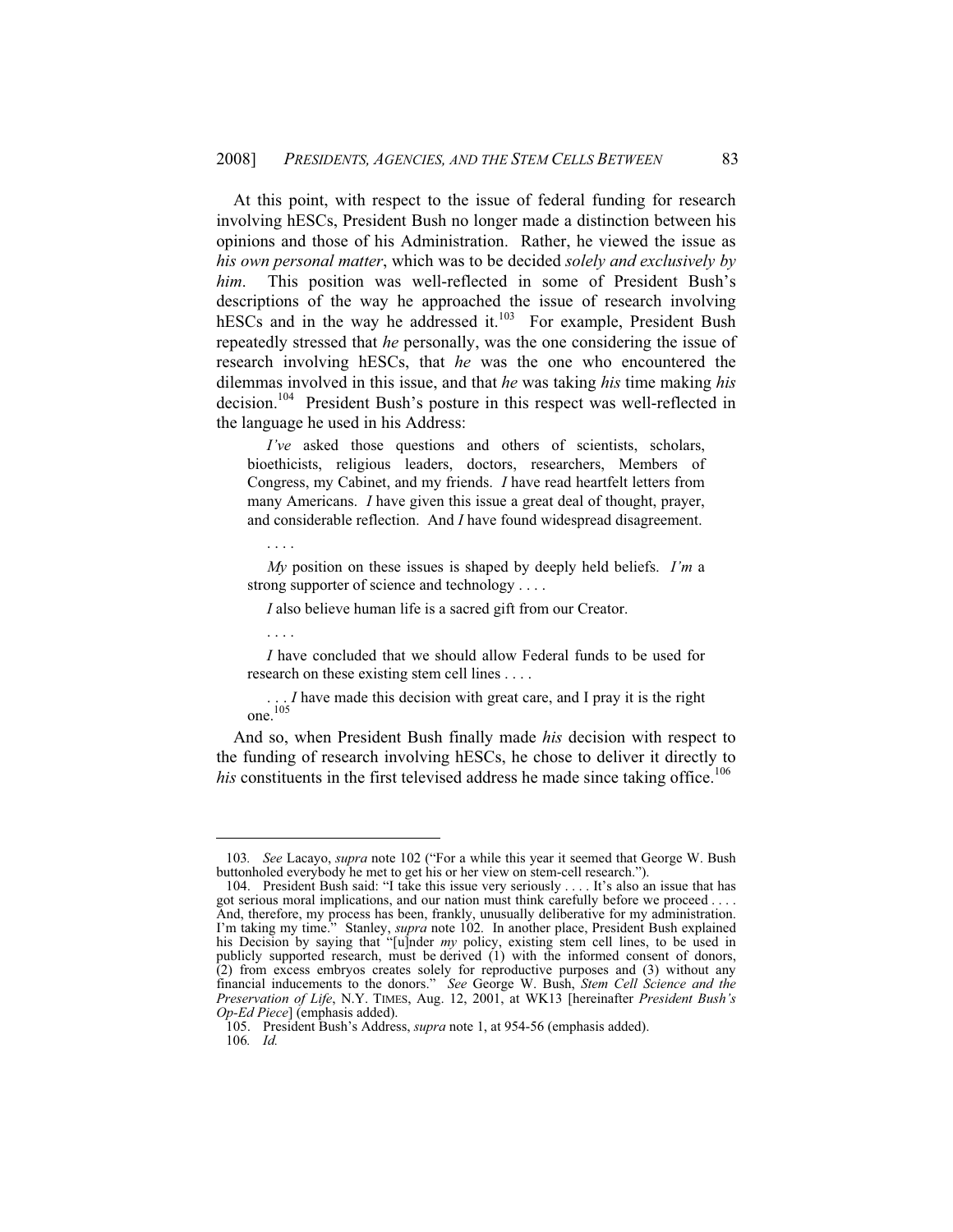At this point, with respect to the issue of federal funding for research involving hESCs, President Bush no longer made a distinction between his opinions and those of his Administration. Rather, he viewed the issue as *his own personal matter*, which was to be decided *solely and exclusively by him*. This position was well-reflected in some of President Bush's descriptions of the way he approached the issue of research involving hESCs and in the way he addressed it.[103] For example, President Bush repeatedly stressed that *he* personally, was the one considering the issue of research involving hESCs, that *he* was the one who encountered the dilemmas involved in this issue, and that *he* was taking *his* time making *his* decision.[104] President Bush's posture in this respect was well-reflected in the language he used in his Address:

> *I've* asked those questions and others of scientists, scholars, bioethicists, religious leaders, doctors, researchers, Members of Congress, my Cabinet, and my friends. *I* have read heartfelt letters from many Americans. *I* have given this issue a great deal of thought, prayer, and considerable reflection. And *I* have found widespread disagreement.
>
> . . . .
>
> *My* position on these issues is shaped by deeply held beliefs. *I'm* a strong supporter of science and technology . . . .
>
> *I* also believe human life is a sacred gift from our Creator.
>
> . . . .
>
> *I* have concluded that we should allow Federal funds to be used for research on these existing stem cell lines . . . .
>
> . . . *I* have made this decision with great care, and I pray it is the right one.[105]

And so, when President Bush finally made *his* decision with respect to the funding of research involving hESCs, he chose to deliver it directly to *his* constituents in the first televised address he made since taking office.[106]

---

103. *See* Lacayo, *supra* note 102 ("For a while this year it seemed that George W. Bush buttonholed everybody he met to get his or her view on stem-cell research.").

104. President Bush said: "I take this issue very seriously . . . . It's also an issue that has got serious moral implications, and our nation must think carefully before we proceed . . . . And, therefore, my process has been, frankly, unusually deliberative for my administration. I'm taking my time." Stanley, *supra* note 102. In another place, President Bush explained his Decision by saying that "[u]nder *my* policy, existing stem cell lines, to be used in publicly supported research, must be derived (1) with the informed consent of donors, (2) from excess embryos creates solely for reproductive purposes and (3) without any financial inducements to the donors." *See* George W. Bush, *Stem Cell Science and the Preservation of Life*, N.Y. TIMES, Aug. 12, 2001, at WK13 [hereinafter *President Bush's Op-Ed Piece*] (emphasis added).

105. President Bush's Address, *supra* note 1, at 954-56 (emphasis added).

106. *Id.*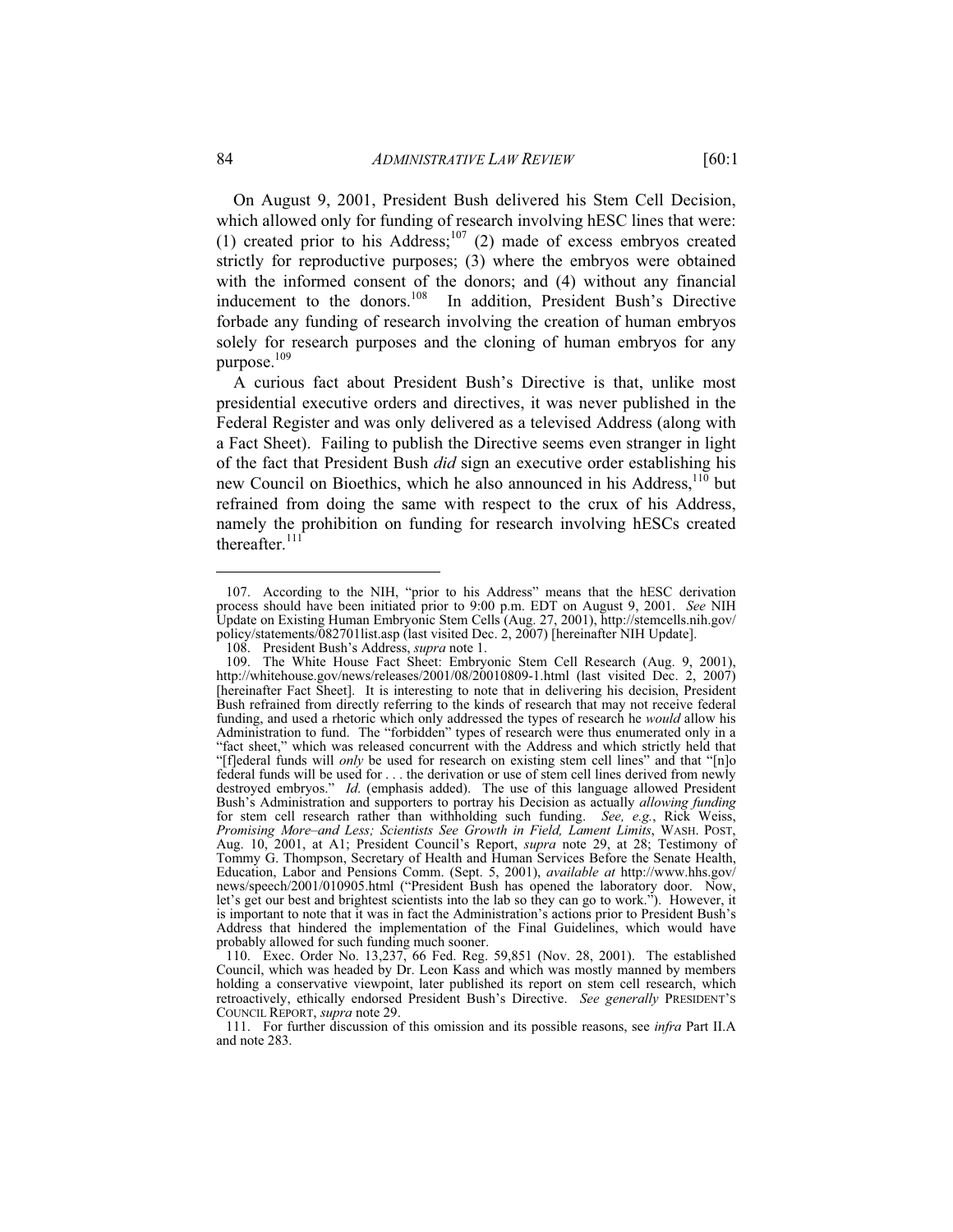On August 9, 2001, President Bush delivered his Stem Cell Decision, which allowed only for funding of research involving hESC lines that were: (1) created prior to his Address;[107] (2) made of excess embryos created strictly for reproductive purposes; (3) where the embryos were obtained with the informed consent of the donors; and (4) without any financial inducement to the donors.[108] In addition, President Bush's Directive forbade any funding of research involving the creation of human embryos solely for research purposes and the cloning of human embryos for any purpose.[109]

A curious fact about President Bush's Directive is that, unlike most presidential executive orders and directives, it was never published in the Federal Register and was only delivered as a televised Address (along with a Fact Sheet). Failing to publish the Directive seems even stranger in light of the fact that President Bush *did* sign an executive order establishing his new Council on Bioethics, which he also announced in his Address,[110] but refrained from doing the same with respect to the crux of his Address, namely the prohibition on funding for research involving hESCs created thereafter.[111]

---

107. According to the NIH, "prior to his Address" means that the hESC derivation process should have been initiated prior to 9:00 p.m. EDT on August 9, 2001. *See* NIH Update on Existing Human Embryonic Stem Cells (Aug. 27, 2001), http://stemcells.nih.gov/policy/statements/082701list.asp (last visited Dec. 2, 2007) [hereinafter NIH Update].

108. President Bush's Address, *supra* note 1.

109. The White House Fact Sheet: Embryonic Stem Cell Research (Aug. 9, 2001), http://whitehouse.gov/news/releases/2001/08/20010809-1.html (last visited Dec. 2, 2007) [hereinafter Fact Sheet]. It is interesting to note that in delivering his decision, President Bush refrained from directly referring to the kinds of research that may not receive federal funding, and used a rhetoric which only addressed the types of research he *would* allow his Administration to fund. The "forbidden" types of research were thus enumerated only in a "fact sheet," which was released concurrent with the Address and which strictly held that "[f]ederal funds will *only* be used for research on existing stem cell lines" and that "[n]o federal funds will be used for . . . the derivation or use of stem cell lines derived from newly destroyed embryos." *Id.* (emphasis added). The use of this language allowed President Bush's Administration and supporters to portray his Decision as actually *allowing funding* for stem cell research rather than withholding such funding. *See, e.g.*, Rick Weiss, *Promising More–and Less; Scientists See Growth in Field, Lament Limits*, WASH. POST, Aug. 10, 2001, at A1; President Council's Report, *supra* note 29, at 28; Testimony of Tommy G. Thompson, Secretary of Health and Human Services Before the Senate Health, Education, Labor and Pensions Comm. (Sept. 5, 2001), *available at* http://www.hhs.gov/news/speech/2001/010905.html ("President Bush has opened the laboratory door. Now, let's get our best and brightest scientists into the lab so they can go to work."). However, it is important to note that it was in fact the Administration's actions prior to President Bush's Address that hindered the implementation of the Final Guidelines, which would have probably allowed for such funding much sooner.

110. Exec. Order No. 13,237, 66 Fed. Reg. 59,851 (Nov. 28, 2001). The established Council, which was headed by Dr. Leon Kass and which was mostly manned by members holding a conservative viewpoint, later published its report on stem cell research, which retroactively, ethically endorsed President Bush's Directive. *See generally* PRESIDENT'S COUNCIL REPORT, *supra* note 29.

111. For further discussion of this omission and its possible reasons, see *infra* Part II.A and note 283.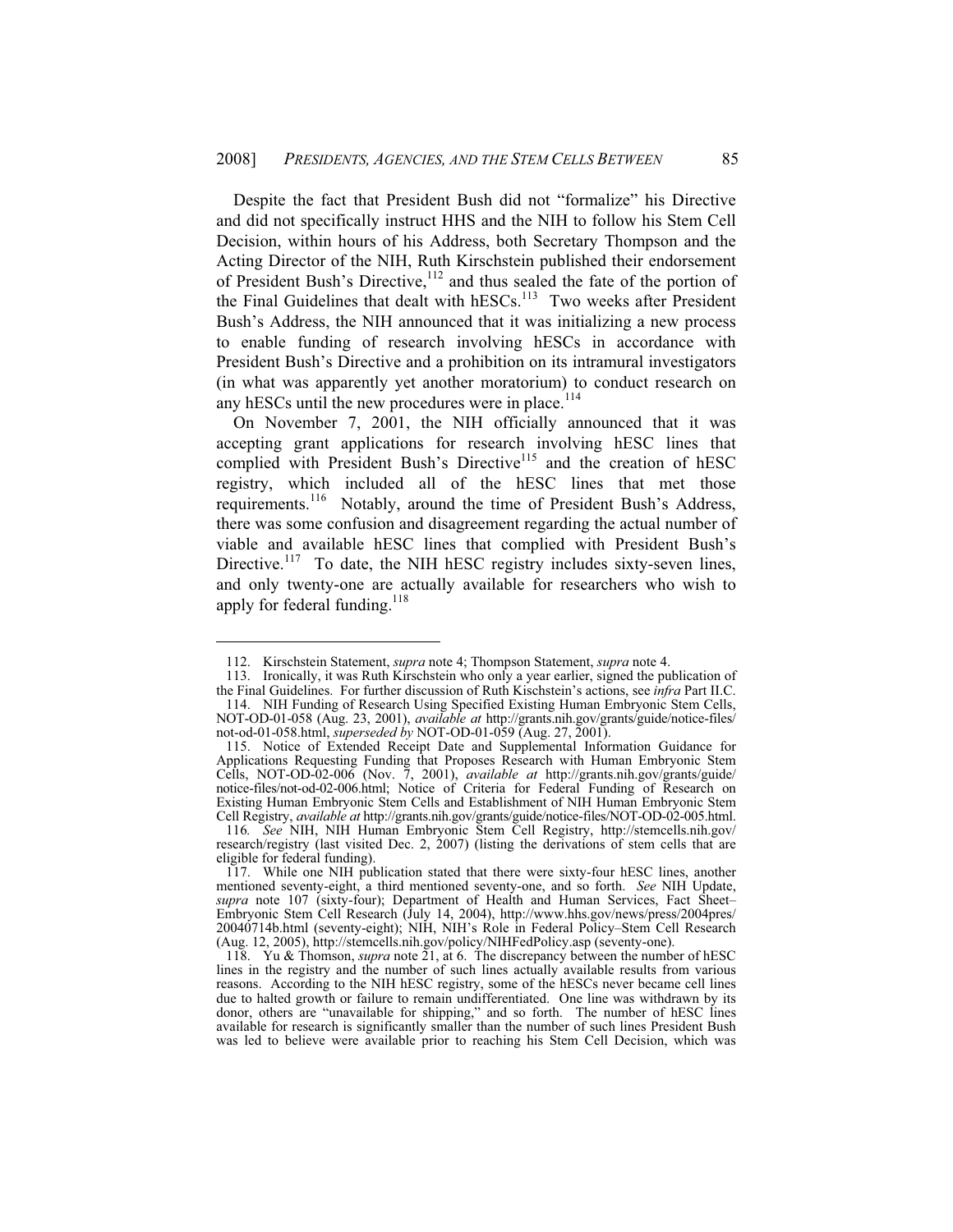Despite the fact that President Bush did not "formalize" his Directive and did not specifically instruct HHS and the NIH to follow his Stem Cell Decision, within hours of his Address, both Secretary Thompson and the Acting Director of the NIH, Ruth Kirschstein published their endorsement of President Bush's Directive,[112] and thus sealed the fate of the portion of the Final Guidelines that dealt with hESCs.[113] Two weeks after President Bush's Address, the NIH announced that it was initializing a new process to enable funding of research involving hESCs in accordance with President Bush's Directive and a prohibition on its intramural investigators (in what was apparently yet another moratorium) to conduct research on any hESCs until the new procedures were in place.[114]

On November 7, 2001, the NIH officially announced that it was accepting grant applications for research involving hESC lines that complied with President Bush's Directive[115] and the creation of hESC registry, which included all of the hESC lines that met those requirements.[116] Notably, around the time of President Bush's Address, there was some confusion and disagreement regarding the actual number of viable and available hESC lines that complied with President Bush's Directive.[117] To date, the NIH hESC registry includes sixty-seven lines, and only twenty-one are actually available for researchers who wish to apply for federal funding.[118]

---

112. Kirschstein Statement, *supra* note 4; Thompson Statement, *supra* note 4.

113. Ironically, it was Ruth Kirschstein who only a year earlier, signed the publication of the Final Guidelines. For further discussion of Ruth Kischstein's actions, see *infra* Part II.C.

114. NIH Funding of Research Using Specified Existing Human Embryonic Stem Cells, NOT-OD-01-058 (Aug. 23, 2001), *available at* http://grants.nih.gov/grants/guide/notice-files/not-od-01-058.html, *superseded by* NOT-OD-01-059 (Aug. 27, 2001).

115. Notice of Extended Receipt Date and Supplemental Information Guidance for Applications Requesting Funding that Proposes Research with Human Embryonic Stem Cells, NOT-OD-02-006 (Nov. 7, 2001), *available at* http://grants.nih.gov/grants/guide/notice-files/not-od-02-006.html; Notice of Criteria for Federal Funding of Research on Existing Human Embryonic Stem Cells and Establishment of NIH Human Embryonic Stem Cell Registry, *available at* http://grants.nih.gov/grants/guide/notice-files/NOT-OD-02-005.html.

116. *See* NIH, NIH Human Embryonic Stem Cell Registry, http://stemcells.nih.gov/research/registry (last visited Dec. 2, 2007) (listing the derivations of stem cells that are eligible for federal funding).

117. While one NIH publication stated that there were sixty-four hESC lines, another mentioned seventy-eight, a third mentioned seventy-one, and so forth. *See* NIH Update, *supra* note 107 (sixty-four); Department of Health and Human Services, Fact Sheet–Embryonic Stem Cell Research (July 14, 2004), http://www.hhs.gov/news/press/2004pres/20040714b.html (seventy-eight); NIH, NIH's Role in Federal Policy–Stem Cell Research (Aug. 12, 2005), http://stemcells.nih.gov/policy/NIHFedPolicy.asp (seventy-one).

118. Yu & Thomson, *supra* note 21, at 6. The discrepancy between the number of hESC lines in the registry and the number of such lines actually available results from various reasons. According to the NIH hESC registry, some of the hESCs never became cell lines due to halted growth or failure to remain undifferentiated. One line was withdrawn by its donor, others are "unavailable for shipping," and so forth. The number of hESC lines available for research is significantly smaller than the number of such lines President Bush was led to believe were available prior to reaching his Stem Cell Decision, which was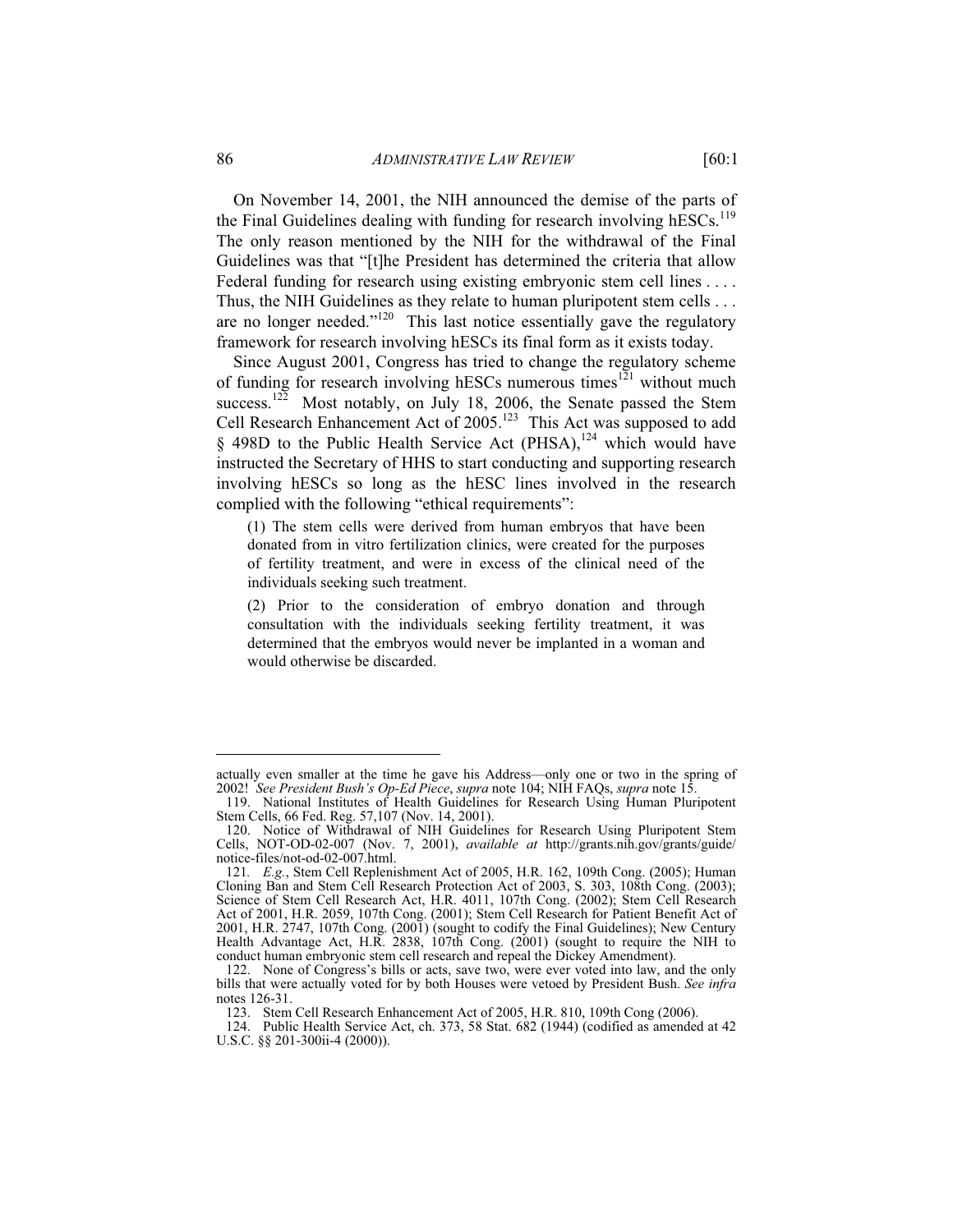On November 14, 2001, the NIH announced the demise of the parts of the Final Guidelines dealing with funding for research involving hESCs.[119] The only reason mentioned by the NIH for the withdrawal of the Final Guidelines was that "[t]he President has determined the criteria that allow Federal funding for research using existing embryonic stem cell lines . . . . Thus, the NIH Guidelines as they relate to human pluripotent stem cells . . . are no longer needed."[120] This last notice essentially gave the regulatory framework for research involving hESCs its final form as it exists today.

Since August 2001, Congress has tried to change the regulatory scheme of funding for research involving hESCs numerous times[121] without much success.[122] Most notably, on July 18, 2006, the Senate passed the Stem Cell Research Enhancement Act of 2005.[123] This Act was supposed to add § 498D to the Public Health Service Act (PHSA),[124] which would have instructed the Secretary of HHS to start conducting and supporting research involving hESCs so long as the hESC lines involved in the research complied with the following "ethical requirements":

> (1) The stem cells were derived from human embryos that have been donated from in vitro fertilization clinics, were created for the purposes of fertility treatment, and were in excess of the clinical need of the individuals seeking such treatment.
>
> (2) Prior to the consideration of embryo donation and through consultation with the individuals seeking fertility treatment, it was determined that the embryos would never be implanted in a woman and would otherwise be discarded.

---

actually even smaller at the time he gave his Address—only one or two in the spring of 2002! *See President Bush's Op-Ed Piece*, *supra* note 104; NIH FAQs, *supra* note 15.

119. National Institutes of Health Guidelines for Research Using Human Pluripotent Stem Cells, 66 Fed. Reg. 57,107 (Nov. 14, 2001).

120. Notice of Withdrawal of NIH Guidelines for Research Using Pluripotent Stem Cells, NOT-OD-02-007 (Nov. 7, 2001), *available at* http://grants.nih.gov/grants/guide/notice-files/not-od-02-007.html.

121. *E.g.*, Stem Cell Replenishment Act of 2005, H.R. 162, 109th Cong. (2005); Human Cloning Ban and Stem Cell Research Protection Act of 2003, S. 303, 108th Cong. (2003); Science of Stem Cell Research Act, H.R. 4011, 107th Cong. (2002); Stem Cell Research Act of 2001, H.R. 2059, 107th Cong. (2001); Stem Cell Research for Patient Benefit Act of 2001, H.R. 2747, 107th Cong. (2001) (sought to codify the Final Guidelines); New Century Health Advantage Act, H.R. 2838, 107th Cong. (2001) (sought to require the NIH to conduct human embryonic stem cell research and repeal the Dickey Amendment).

122. None of Congress's bills or acts, save two, were ever voted into law, and the only bills that were actually voted for by both Houses were vetoed by President Bush. *See infra* notes 126-31.

123. Stem Cell Research Enhancement Act of 2005, H.R. 810, 109th Cong (2006).

124. Public Health Service Act, ch. 373, 58 Stat. 682 (1944) (codified as amended at 42 U.S.C. §§ 201-300ii-4 (2000)).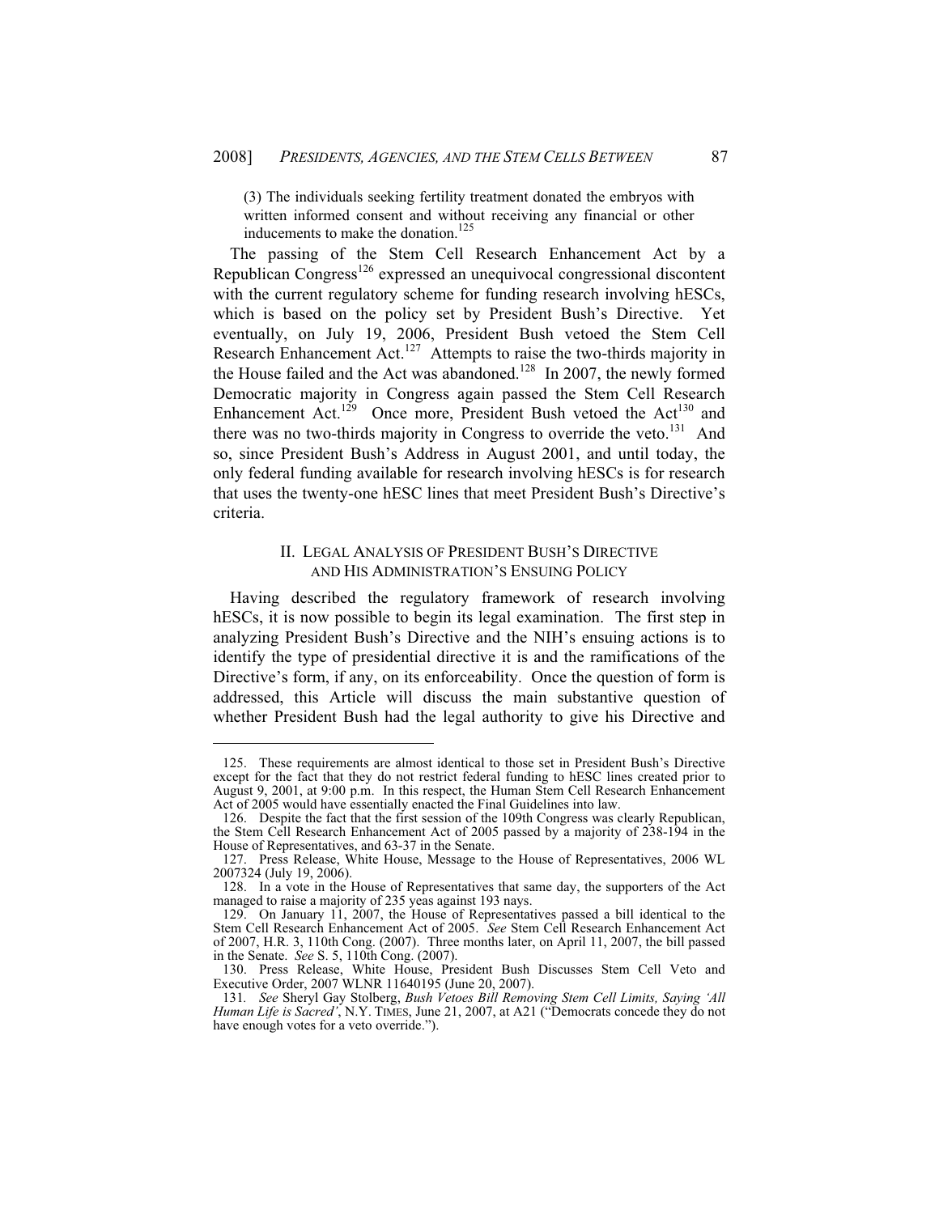> (3) The individuals seeking fertility treatment donated the embryos with written informed consent and without receiving any financial or other inducements to make the donation.[125]

The passing of the Stem Cell Research Enhancement Act by a Republican Congress[126] expressed an unequivocal congressional discontent with the current regulatory scheme for funding research involving hESCs, which is based on the policy set by President Bush's Directive. Yet eventually, on July 19, 2006, President Bush vetoed the Stem Cell Research Enhancement Act.[127] Attempts to raise the two-thirds majority in the House failed and the Act was abandoned.[128] In 2007, the newly formed Democratic majority in Congress again passed the Stem Cell Research Enhancement Act.[129] Once more, President Bush vetoed the Act[130] and there was no two-thirds majority in Congress to override the veto.[131] And so, since President Bush's Address in August 2001, and until today, the only federal funding available for research involving hESCs is for research that uses the twenty-one hESC lines that meet President Bush's Directive's criteria.

## II. LEGAL ANALYSIS OF PRESIDENT BUSH'S DIRECTIVE AND HIS ADMINISTRATION'S ENSUING POLICY

Having described the regulatory framework of research involving hESCs, it is now possible to begin its legal examination. The first step in analyzing President Bush's Directive and the NIH's ensuing actions is to identify the type of presidential directive it is and the ramifications of the Directive's form, if any, on its enforceability. Once the question of form is addressed, this Article will discuss the main substantive question of whether President Bush had the legal authority to give his Directive and

---

125. These requirements are almost identical to those set in President Bush's Directive except for the fact that they do not restrict federal funding to hESC lines created prior to August 9, 2001, at 9:00 p.m. In this respect, the Human Stem Cell Research Enhancement Act of 2005 would have essentially enacted the Final Guidelines into law.

126. Despite the fact that the first session of the 109th Congress was clearly Republican, the Stem Cell Research Enhancement Act of 2005 passed by a majority of 238-194 in the House of Representatives, and 63-37 in the Senate.

127. Press Release, White House, Message to the House of Representatives, 2006 WL 2007324 (July 19, 2006).

128. In a vote in the House of Representatives that same day, the supporters of the Act managed to raise a majority of 235 yeas against 193 nays.

129. On January 11, 2007, the House of Representatives passed a bill identical to the Stem Cell Research Enhancement Act of 2005. *See* Stem Cell Research Enhancement Act of 2007, H.R. 3, 110th Cong. (2007). Three months later, on April 11, 2007, the bill passed in the Senate. *See* S. 5, 110th Cong. (2007).

130. Press Release, White House, President Bush Discusses Stem Cell Veto and Executive Order, 2007 WLNR 11640195 (June 20, 2007).

131. *See* Sheryl Gay Stolberg, *Bush Vetoes Bill Removing Stem Cell Limits, Saying 'All Human Life is Sacred'*, N.Y. TIMES, June 21, 2007, at A21 ("Democrats concede they do not have enough votes for a veto override.").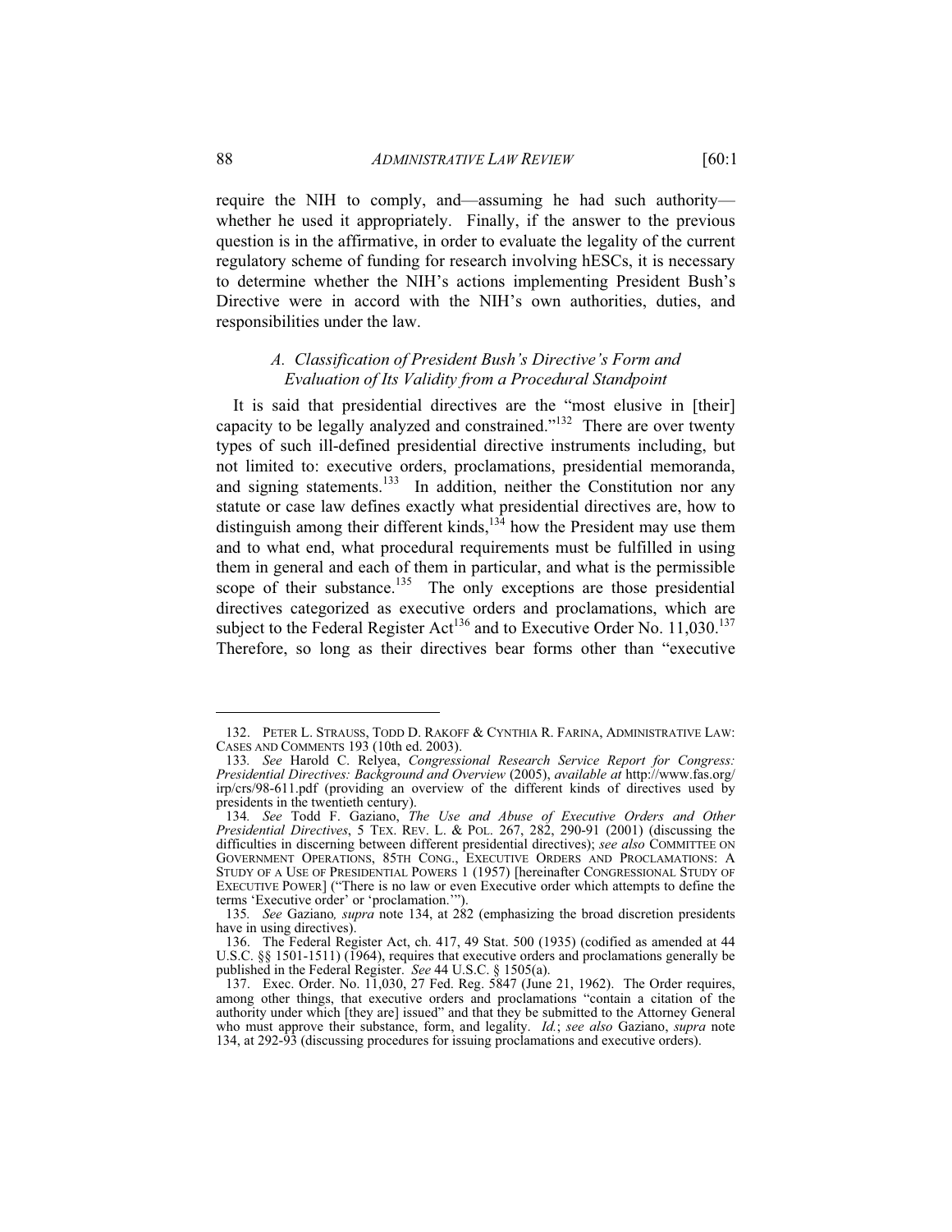require the NIH to comply, and—assuming he had such authority—whether he used it appropriately. Finally, if the answer to the previous question is in the affirmative, in order to evaluate the legality of the current regulatory scheme of funding for research involving hESCs, it is necessary to determine whether the NIH's actions implementing President Bush's Directive were in accord with the NIH's own authorities, duties, and responsibilities under the law.

### *A. Classification of President Bush's Directive's Form and Evaluation of Its Validity from a Procedural Standpoint*

It is said that presidential directives are the "most elusive in [their] capacity to be legally analyzed and constrained."[132] There are over twenty types of such ill-defined presidential directive instruments including, but not limited to: executive orders, proclamations, presidential memoranda, and signing statements.[133] In addition, neither the Constitution nor any statute or case law defines exactly what presidential directives are, how to distinguish among their different kinds,[134] how the President may use them and to what end, what procedural requirements must be fulfilled in using them in general and each of them in particular, and what is the permissible scope of their substance.[135] The only exceptions are those presidential directives categorized as executive orders and proclamations, which are subject to the Federal Register Act[136] and to Executive Order No. 11,030.[137] Therefore, so long as their directives bear forms other than "executive

---

132. PETER L. STRAUSS, TODD D. RAKOFF & CYNTHIA R. FARINA, ADMINISTRATIVE LAW: CASES AND COMMENTS 193 (10th ed. 2003).

133. *See* Harold C. Relyea, *Congressional Research Service Report for Congress: Presidential Directives: Background and Overview* (2005), *available at* http://www.fas.org/irp/crs/98-611.pdf (providing an overview of the different kinds of directives used by presidents in the twentieth century).

134. *See* Todd F. Gaziano, *The Use and Abuse of Executive Orders and Other Presidential Directives*, 5 TEX. REV. L. & POL. 267, 282, 290-91 (2001) (discussing the difficulties in discerning between different presidential directives); *see also* COMMITTEE ON GOVERNMENT OPERATIONS, 85TH CONG., EXECUTIVE ORDERS AND PROCLAMATIONS: A STUDY OF A USE OF PRESIDENTIAL POWERS 1 (1957) [hereinafter CONGRESSIONAL STUDY OF EXECUTIVE POWER] ("There is no law or even Executive order which attempts to define the terms 'Executive order' or 'proclamation.'").

135. *See* Gaziano*, supra* note 134, at 282 (emphasizing the broad discretion presidents have in using directives).

136. The Federal Register Act, ch. 417, 49 Stat. 500 (1935) (codified as amended at 44 U.S.C. §§ 1501-1511) (1964), requires that executive orders and proclamations generally be published in the Federal Register. *See* 44 U.S.C. § 1505(a).

137. Exec. Order. No. 11,030, 27 Fed. Reg. 5847 (June 21, 1962). The Order requires, among other things, that executive orders and proclamations "contain a citation of the authority under which [they are] issued" and that they be submitted to the Attorney General who must approve their substance, form, and legality. *Id.*; *see also* Gaziano, *supra* note 134, at 292-93 (discussing procedures for issuing proclamations and executive orders).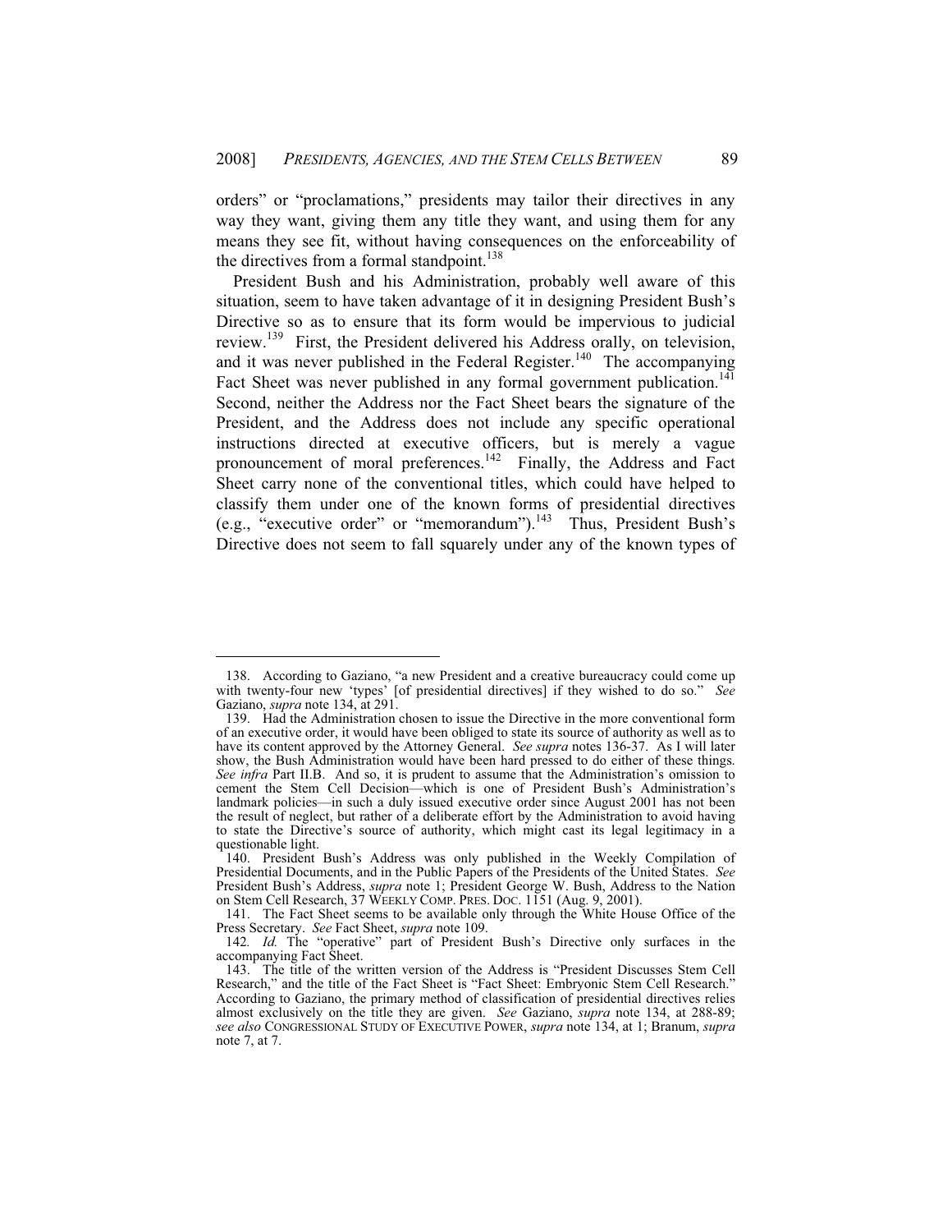orders" or "proclamations," presidents may tailor their directives in any way they want, giving them any title they want, and using them for any means they see fit, without having consequences on the enforceability of the directives from a formal standpoint.[138]

President Bush and his Administration, probably well aware of this situation, seem to have taken advantage of it in designing President Bush's Directive so as to ensure that its form would be impervious to judicial review.[139] First, the President delivered his Address orally, on television, and it was never published in the Federal Register.[140] The accompanying Fact Sheet was never published in any formal government publication.[141] Second, neither the Address nor the Fact Sheet bears the signature of the President, and the Address does not include any specific operational instructions directed at executive officers, but is merely a vague pronouncement of moral preferences.[142] Finally, the Address and Fact Sheet carry none of the conventional titles, which could have helped to classify them under one of the known forms of presidential directives (e.g., "executive order" or "memorandum").[143] Thus, President Bush's Directive does not seem to fall squarely under any of the known types of

---

138. According to Gaziano, "a new President and a creative bureaucracy could come up with twenty-four new 'types' [of presidential directives] if they wished to do so." *See* Gaziano, *supra* note 134, at 291.

139. Had the Administration chosen to issue the Directive in the more conventional form of an executive order, it would have been obliged to state its source of authority as well as to have its content approved by the Attorney General. *See supra* notes 136-37. As I will later show, the Bush Administration would have been hard pressed to do either of these things. *See infra* Part II.B. And so, it is prudent to assume that the Administration's omission to cement the Stem Cell Decision—which is one of President Bush's Administration's landmark policies—in such a duly issued executive order since August 2001 has not been the result of neglect, but rather of a deliberate effort by the Administration to avoid having to state the Directive's source of authority, which might cast its legal legitimacy in a questionable light.

140. President Bush's Address was only published in the Weekly Compilation of Presidential Documents, and in the Public Papers of the Presidents of the United States. *See* President Bush's Address, *supra* note 1; President George W. Bush, Address to the Nation on Stem Cell Research, 37 WEEKLY COMP. PRES. DOC. 1151 (Aug. 9, 2001).

141. The Fact Sheet seems to be available only through the White House Office of the Press Secretary. *See* Fact Sheet, *supra* note 109.

142. *Id.* The "operative" part of President Bush's Directive only surfaces in the accompanying Fact Sheet.

143. The title of the written version of the Address is "President Discusses Stem Cell Research," and the title of the Fact Sheet is "Fact Sheet: Embryonic Stem Cell Research." According to Gaziano, the primary method of classification of presidential directives relies almost exclusively on the title they are given. *See* Gaziano, *supra* note 134, at 288-89; *see also* CONGRESSIONAL STUDY OF EXECUTIVE POWER, *supra* note 134, at 1; Branum, *supra* note 7, at 7.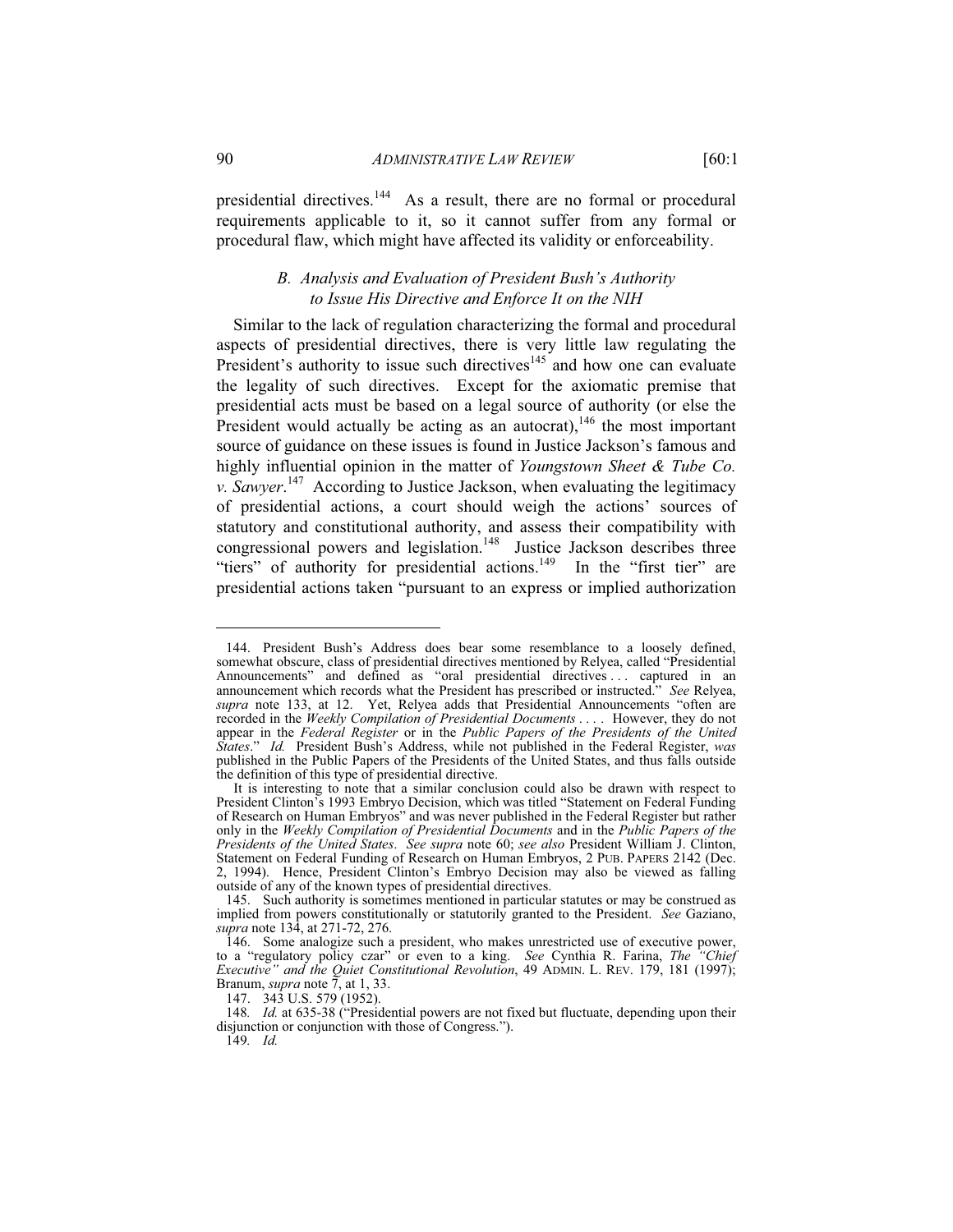presidential directives.[144] As a result, there are no formal or procedural requirements applicable to it, so it cannot suffer from any formal or procedural flaw, which might have affected its validity or enforceability.

### *B. Analysis and Evaluation of President Bush's Authority to Issue His Directive and Enforce It on the NIH*

Similar to the lack of regulation characterizing the formal and procedural aspects of presidential directives, there is very little law regulating the President's authority to issue such directives[145] and how one can evaluate the legality of such directives. Except for the axiomatic premise that presidential acts must be based on a legal source of authority (or else the President would actually be acting as an autocrat),[146] the most important source of guidance on these issues is found in Justice Jackson's famous and highly influential opinion in the matter of *Youngstown Sheet & Tube Co. v. Sawyer*.[147] According to Justice Jackson, when evaluating the legitimacy of presidential actions, a court should weigh the actions' sources of statutory and constitutional authority, and assess their compatibility with congressional powers and legislation.[148] Justice Jackson describes three "tiers" of authority for presidential actions.[149] In the "first tier" are presidential actions taken "pursuant to an express or implied authorization

---

144. President Bush's Address does bear some resemblance to a loosely defined, somewhat obscure, class of presidential directives mentioned by Relyea, called "Presidential Announcements" and defined as "oral presidential directives . . . captured in an announcement which records what the President has prescribed or instructed." *See* Relyea, *supra* note 133, at 12. Yet, Relyea adds that Presidential Announcements "often are recorded in the *Weekly Compilation of Presidential Documents* . . . . However, they do not appear in the *Federal Register* or in the *Public Papers of the Presidents of the United States*." *Id.* President Bush's Address, while not published in the Federal Register, *was* published in the Public Papers of the Presidents of the United States, and thus falls outside the definition of this type of presidential directive.

It is interesting to note that a similar conclusion could also be drawn with respect to President Clinton's 1993 Embryo Decision, which was titled "Statement on Federal Funding of Research on Human Embryos" and was never published in the Federal Register but rather only in the *Weekly Compilation of Presidential Documents* and in the *Public Papers of the Presidents of the United States*. *See supra* note 60; *see also* President William J. Clinton, Statement on Federal Funding of Research on Human Embryos, 2 PUB. PAPERS 2142 (Dec. 2, 1994). Hence, President Clinton's Embryo Decision may also be viewed as falling outside of any of the known types of presidential directives.

145. Such authority is sometimes mentioned in particular statutes or may be construed as implied from powers constitutionally or statutorily granted to the President. *See* Gaziano, *supra* note 134, at 271-72, 276.

146. Some analogize such a president, who makes unrestricted use of executive power, to a "regulatory policy czar" or even to a king. *See* Cynthia R. Farina, *The "Chief Executive" and the Quiet Constitutional Revolution*, 49 ADMIN. L. REV. 179, 181 (1997); Branum, *supra* note 7, at 1, 33.

147. 343 U.S. 579 (1952).

148. *Id.* at 635-38 ("Presidential powers are not fixed but fluctuate, depending upon their disjunction or conjunction with those of Congress.").

149. *Id.*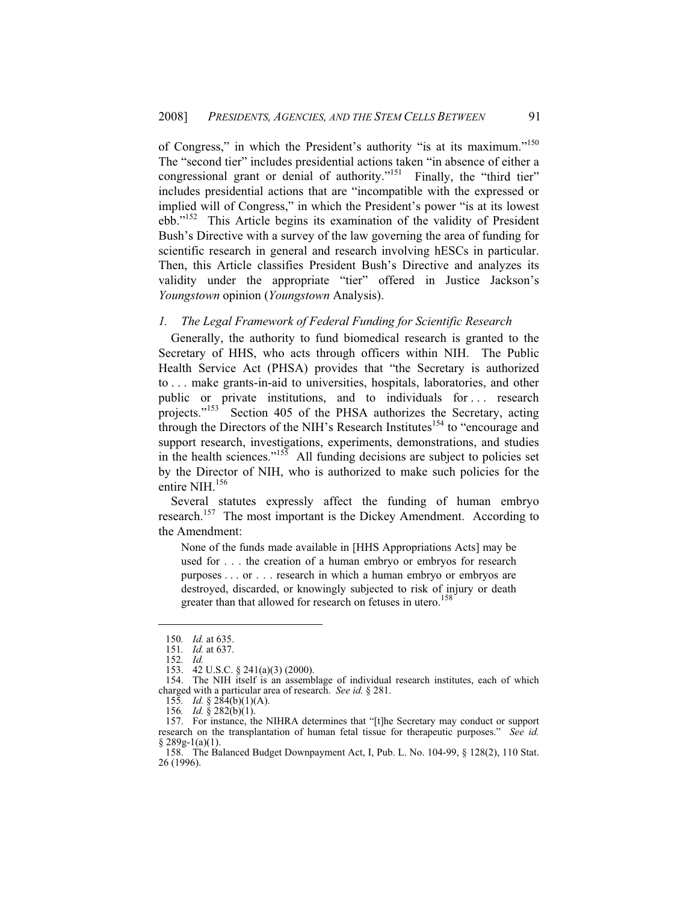of Congress," in which the President's authority "is at its maximum."[150] The "second tier" includes presidential actions taken "in absence of either a congressional grant or denial of authority."[151] Finally, the "third tier" includes presidential actions that are "incompatible with the expressed or implied will of Congress," in which the President's power "is at its lowest ebb."[152] This Article begins its examination of the validity of President Bush's Directive with a survey of the law governing the area of funding for scientific research in general and research involving hESCs in particular. Then, this Article classifies President Bush's Directive and analyzes its validity under the appropriate "tier" offered in Justice Jackson's *Youngstown* opinion (*Youngstown* Analysis).

### *1. The Legal Framework of Federal Funding for Scientific Research*

Generally, the authority to fund biomedical research is granted to the Secretary of HHS, who acts through officers within NIH. The Public Health Service Act (PHSA) provides that "the Secretary is authorized to . . . make grants-in-aid to universities, hospitals, laboratories, and other public or private institutions, and to individuals for . . . research projects."[153] Section 405 of the PHSA authorizes the Secretary, acting through the Directors of the NIH's Research Institutes[154] to "encourage and support research, investigations, experiments, demonstrations, and studies in the health sciences."[155] All funding decisions are subject to policies set by the Director of NIH, who is authorized to make such policies for the entire NIH.[156]

Several statutes expressly affect the funding of human embryo research.[157] The most important is the Dickey Amendment. According to the Amendment:

> None of the funds made available in [HHS Appropriations Acts] may be used for . . . the creation of a human embryo or embryos for research purposes . . . or . . . research in which a human embryo or embryos are destroyed, discarded, or knowingly subjected to risk of injury or death greater than that allowed for research on fetuses in utero.[158]

---

150. *Id.* at 635.

151. *Id.* at 637.

152. *Id.*

153. 42 U.S.C. § 241(a)(3) (2000).

154. The NIH itself is an assemblage of individual research institutes, each of which charged with a particular area of research. *See id.* § 281.

155. *Id.* § 284(b)(1)(A).

156. *Id.* § 282(b)(1).

157. For instance, the NIHRA determines that "[t]he Secretary may conduct or support research on the transplantation of human fetal tissue for therapeutic purposes." *See id.* § 289g-1(a)(1).

158. The Balanced Budget Downpayment Act, I, Pub. L. No. 104-99, § 128(2), 110 Stat. 26 (1996).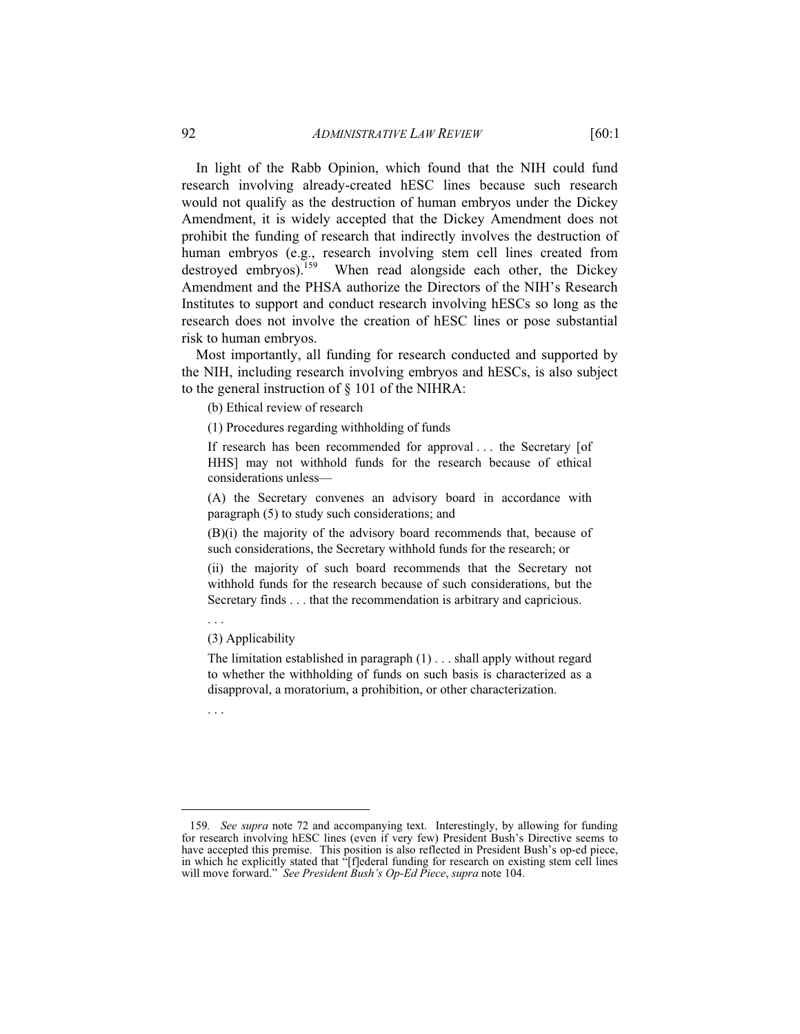In light of the Rabb Opinion, which found that the NIH could fund research involving already-created hESC lines because such research would not qualify as the destruction of human embryos under the Dickey Amendment, it is widely accepted that the Dickey Amendment does not prohibit the funding of research that indirectly involves the destruction of human embryos (e.g., research involving stem cell lines created from destroyed embryos).[159] When read alongside each other, the Dickey Amendment and the PHSA authorize the Directors of the NIH's Research Institutes to support and conduct research involving hESCs so long as the research does not involve the creation of hESC lines or pose substantial risk to human embryos.

Most importantly, all funding for research conducted and supported by the NIH, including research involving embryos and hESCs, is also subject to the general instruction of § 101 of the NIHRA:

> (b) Ethical review of research
>
> (1) Procedures regarding withholding of funds
>
> If research has been recommended for approval . . . the Secretary [of HHS] may not withhold funds for the research because of ethical considerations unless—
>
> (A) the Secretary convenes an advisory board in accordance with paragraph (5) to study such considerations; and
>
> (B)(i) the majority of the advisory board recommends that, because of such considerations, the Secretary withhold funds for the research; or
>
> (ii) the majority of such board recommends that the Secretary not withhold funds for the research because of such considerations, but the Secretary finds . . . that the recommendation is arbitrary and capricious.
>
> . . .
>
> (3) Applicability
>
> The limitation established in paragraph (1) . . . shall apply without regard to whether the withholding of funds on such basis is characterized as a disapproval, a moratorium, a prohibition, or other characterization.
>
> . . .

---

159. *See supra* note 72 and accompanying text. Interestingly, by allowing for funding for research involving hESC lines (even if very few) President Bush's Directive seems to have accepted this premise. This position is also reflected in President Bush's op-ed piece, in which he explicitly stated that "[f]ederal funding for research on existing stem cell lines will move forward." *See President Bush's Op-Ed Piece*, *supra* note 104.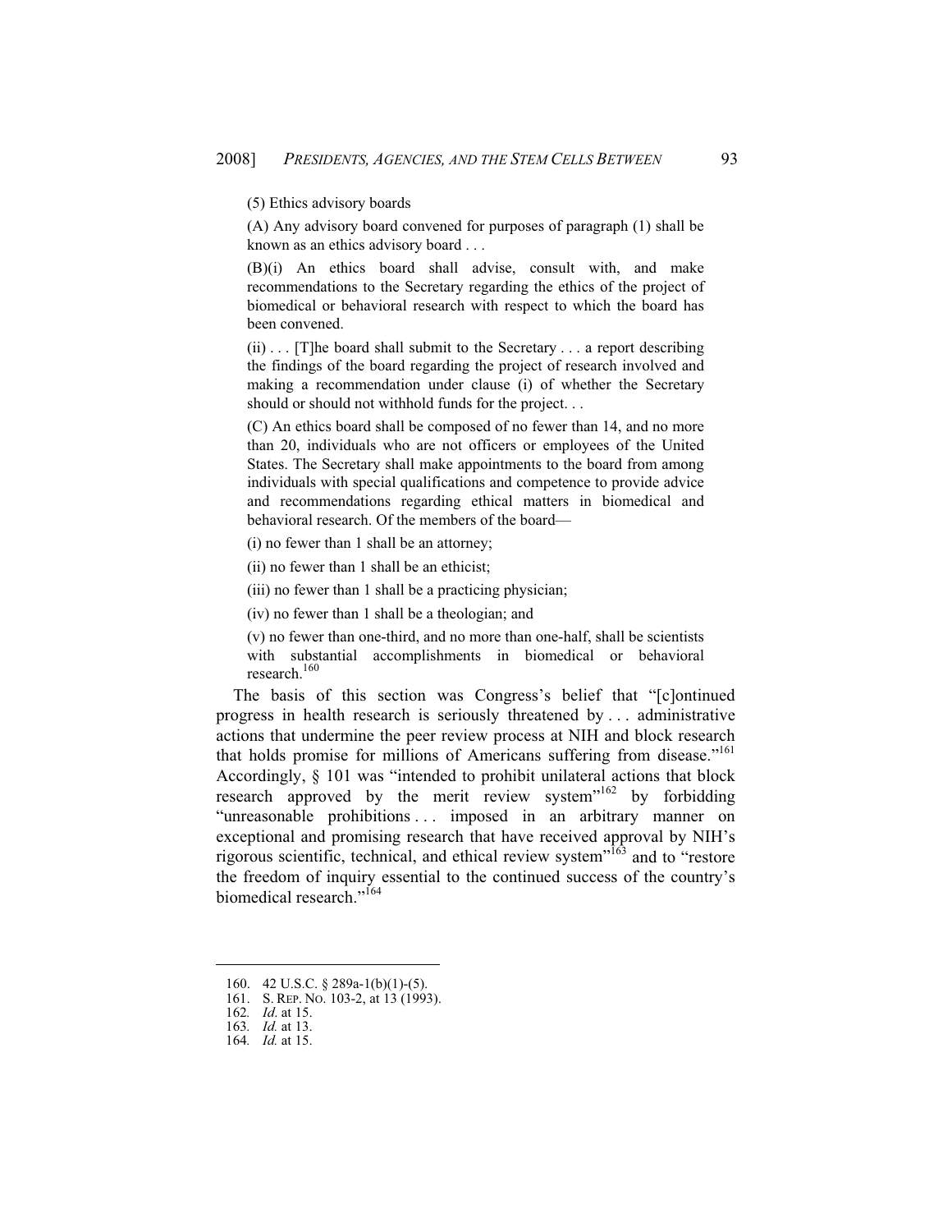(5) Ethics advisory boards

(A) Any advisory board convened for purposes of paragraph (1) shall be known as an ethics advisory board . . .

(B)(i) An ethics board shall advise, consult with, and make recommendations to the Secretary regarding the ethics of the project of biomedical or behavioral research with respect to which the board has been convened.

(ii) . . . [T]he board shall submit to the Secretary . . . a report describing the findings of the board regarding the project of research involved and making a recommendation under clause (i) of whether the Secretary should or should not withhold funds for the project. . .

(C) An ethics board shall be composed of no fewer than 14, and no more than 20, individuals who are not officers or employees of the United States. The Secretary shall make appointments to the board from among individuals with special qualifications and competence to provide advice and recommendations regarding ethical matters in biomedical and behavioral research. Of the members of the board—

(i) no fewer than 1 shall be an attorney;

(ii) no fewer than 1 shall be an ethicist;

(iii) no fewer than 1 shall be a practicing physician;

(iv) no fewer than 1 shall be a theologian; and

(v) no fewer than one-third, and no more than one-half, shall be scientists with substantial accomplishments in biomedical or behavioral research.[160]

The basis of this section was Congress's belief that "[c]ontinued progress in health research is seriously threatened by . . . administrative actions that undermine the peer review process at NIH and block research that holds promise for millions of Americans suffering from disease."[161] Accordingly, § 101 was "intended to prohibit unilateral actions that block research approved by the merit review system"[162] by forbidding "unreasonable prohibitions . . . imposed in an arbitrary manner on exceptional and promising research that have received approval by NIH's rigorous scientific, technical, and ethical review system"[163] and to "restore the freedom of inquiry essential to the continued success of the country's biomedical research."[164]

---

160. 42 U.S.C. § 289a-1(b)(1)-(5).
161. S. REP. NO. 103-2, at 13 (1993).
162. *Id.* at 15.
163. *Id.* at 13.
164. *Id.* at 15.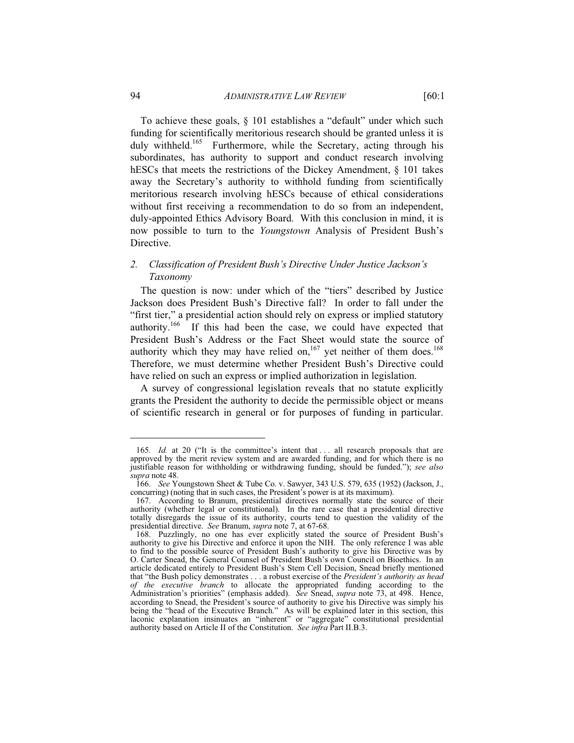To achieve these goals, § 101 establishes a "default" under which such funding for scientifically meritorious research should be granted unless it is duly withheld.[165] Furthermore, while the Secretary, acting through his subordinates, has authority to support and conduct research involving hESCs that meets the restrictions of the Dickey Amendment, § 101 takes away the Secretary's authority to withhold funding from scientifically meritorious research involving hESCs because of ethical considerations without first receiving a recommendation to do so from an independent, duly-appointed Ethics Advisory Board. With this conclusion in mind, it is now possible to turn to the *Youngstown* Analysis of President Bush's Directive.

### *2. Classification of President Bush's Directive Under Justice Jackson's Taxonomy*

The question is now: under which of the "tiers" described by Justice Jackson does President Bush's Directive fall? In order to fall under the "first tier," a presidential action should rely on express or implied statutory authority.[166] If this had been the case, we could have expected that President Bush's Address or the Fact Sheet would state the source of authority which they may have relied on,[167] yet neither of them does.[168] Therefore, we must determine whether President Bush's Directive could have relied on such an express or implied authorization in legislation.

A survey of congressional legislation reveals that no statute explicitly grants the President the authority to decide the permissible object or means of scientific research in general or for purposes of funding in particular.

---

165. *Id.* at 20 ("It is the committee's intent that . . . all research proposals that are approved by the merit review system and are awarded funding, and for which there is no justifiable reason for withholding or withdrawing funding, should be funded."); *see also supra* note 48.

166. *See* Youngstown Sheet & Tube Co. v. Sawyer, 343 U.S. 579, 635 (1952) (Jackson, J., concurring) (noting that in such cases, the President's power is at its maximum).

167. According to Branum, presidential directives normally state the source of their authority (whether legal or constitutional). In the rare case that a presidential directive totally disregards the issue of its authority, courts tend to question the validity of the presidential directive. *See* Branum, *supra* note 7, at 67-68.

168. Puzzlingly, no one has ever explicitly stated the source of President Bush's authority to give his Directive and enforce it upon the NIH. The only reference I was able to find to the possible source of President Bush's authority to give his Directive was by O. Carter Snead, the General Counsel of President Bush's own Council on Bioethics. In an article dedicated entirely to President Bush's Stem Cell Decision, Snead briefly mentioned that "the Bush policy demonstrates . . . a robust exercise of the *President's authority as head of the executive branch* to allocate the appropriated funding according to the Administration's priorities" (emphasis added). *See* Snead, *supra* note 73, at 498. Hence, according to Snead, the President's source of authority to give his Directive was simply his being the "head of the Executive Branch." As will be explained later in this section, this laconic explanation insinuates an "inherent" or "aggregate" constitutional presidential authority based on Article II of the Constitution. *See infra* Part II.B.3.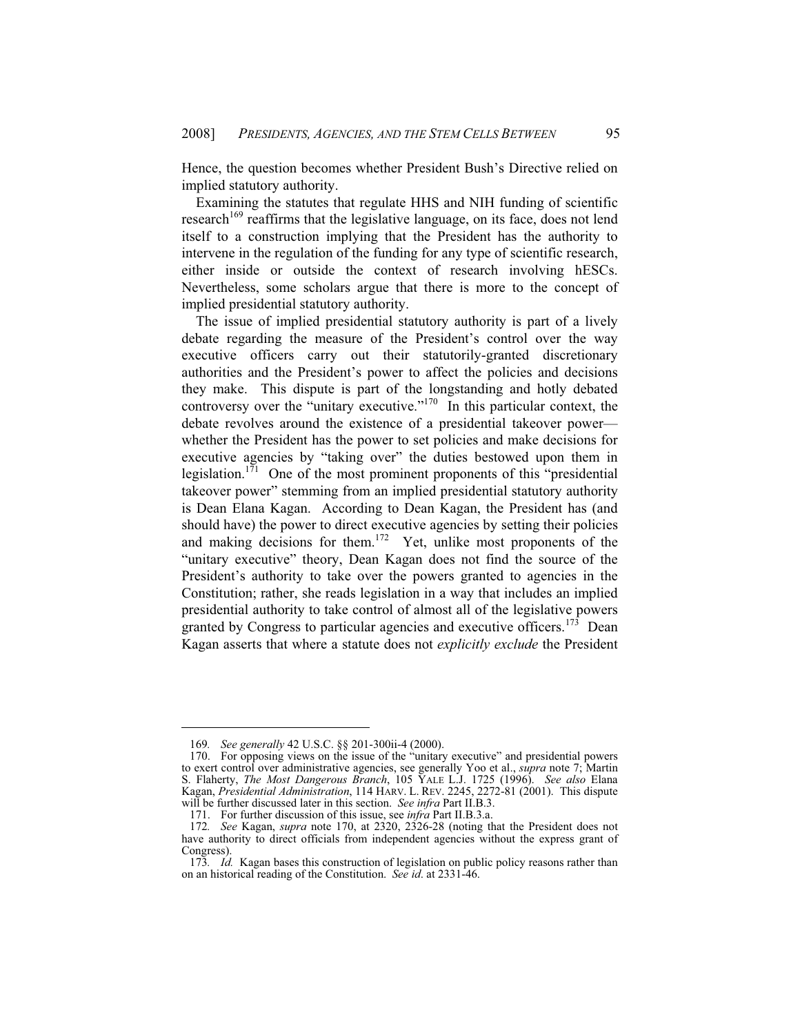Hence, the question becomes whether President Bush's Directive relied on implied statutory authority.

Examining the statutes that regulate HHS and NIH funding of scientific research[169] reaffirms that the legislative language, on its face, does not lend itself to a construction implying that the President has the authority to intervene in the regulation of the funding for any type of scientific research, either inside or outside the context of research involving hESCs. Nevertheless, some scholars argue that there is more to the concept of implied presidential statutory authority.

The issue of implied presidential statutory authority is part of a lively debate regarding the measure of the President's control over the way executive officers carry out their statutorily-granted discretionary authorities and the President's power to affect the policies and decisions they make. This dispute is part of the longstanding and hotly debated controversy over the "unitary executive."[170] In this particular context, the debate revolves around the existence of a presidential takeover power—whether the President has the power to set policies and make decisions for executive agencies by "taking over" the duties bestowed upon them in legislation.[171] One of the most prominent proponents of this "presidential takeover power" stemming from an implied presidential statutory authority is Dean Elana Kagan. According to Dean Kagan, the President has (and should have) the power to direct executive agencies by setting their policies and making decisions for them.[172] Yet, unlike most proponents of the "unitary executive" theory, Dean Kagan does not find the source of the President's authority to take over the powers granted to agencies in the Constitution; rather, she reads legislation in a way that includes an implied presidential authority to take control of almost all of the legislative powers granted by Congress to particular agencies and executive officers.[173] Dean Kagan asserts that where a statute does not *explicitly exclude* the President

---

169. *See generally* 42 U.S.C. §§ 201-300ii-4 (2000).

170. For opposing views on the issue of the "unitary executive" and presidential powers to exert control over administrative agencies, see generally Yoo et al., *supra* note 7; Martin S. Flaherty, *The Most Dangerous Branch*, 105 YALE L.J. 1725 (1996). *See also* Elana Kagan, *Presidential Administration*, 114 HARV. L. REV. 2245, 2272-81 (2001). This dispute will be further discussed later in this section. *See infra* Part II.B.3.

171. For further discussion of this issue, see *infra* Part II.B.3.a.

172. *See* Kagan, *supra* note 170, at 2320, 2326-28 (noting that the President does not have authority to direct officials from independent agencies without the express grant of Congress).

173. *Id.* Kagan bases this construction of legislation on public policy reasons rather than on an historical reading of the Constitution. *See id*. at 2331-46.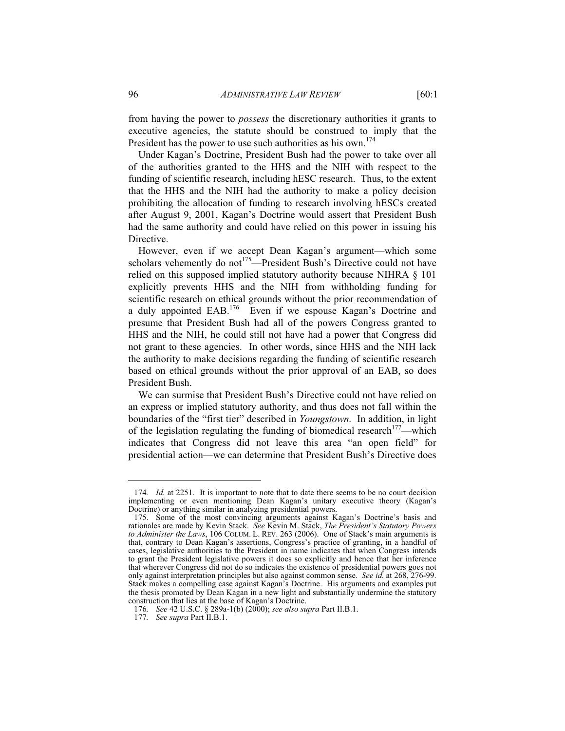from having the power to *possess* the discretionary authorities it grants to executive agencies, the statute should be construed to imply that the President has the power to use such authorities as his own.[174]

Under Kagan's Doctrine, President Bush had the power to take over all of the authorities granted to the HHS and the NIH with respect to the funding of scientific research, including hESC research. Thus, to the extent that the HHS and the NIH had the authority to make a policy decision prohibiting the allocation of funding to research involving hESCs created after August 9, 2001, Kagan's Doctrine would assert that President Bush had the same authority and could have relied on this power in issuing his Directive.

However, even if we accept Dean Kagan's argument—which some scholars vehemently do not[175]—President Bush's Directive could not have relied on this supposed implied statutory authority because NIHRA § 101 explicitly prevents HHS and the NIH from withholding funding for scientific research on ethical grounds without the prior recommendation of a duly appointed EAB.[176] Even if we espouse Kagan's Doctrine and presume that President Bush had all of the powers Congress granted to HHS and the NIH, he could still not have had a power that Congress did not grant to these agencies. In other words, since HHS and the NIH lack the authority to make decisions regarding the funding of scientific research based on ethical grounds without the prior approval of an EAB, so does President Bush.

We can surmise that President Bush's Directive could not have relied on an express or implied statutory authority, and thus does not fall within the boundaries of the "first tier" described in *Youngstown*. In addition, in light of the legislation regulating the funding of biomedical research[177]—which indicates that Congress did not leave this area "an open field" for presidential action—we can determine that President Bush's Directive does

---

174. *Id.* at 2251. It is important to note that to date there seems to be no court decision implementing or even mentioning Dean Kagan's unitary executive theory (Kagan's Doctrine) or anything similar in analyzing presidential powers.

175. Some of the most convincing arguments against Kagan's Doctrine's basis and rationales are made by Kevin Stack. *See* Kevin M. Stack, *The President's Statutory Powers to Administer the Laws*, 106 COLUM. L. REV. 263 (2006). One of Stack's main arguments is that, contrary to Dean Kagan's assertions, Congress's practice of granting, in a handful of cases, legislative authorities to the President in name indicates that when Congress intends to grant the President legislative powers it does so explicitly and hence that her inference that wherever Congress did not do so indicates the existence of presidential powers goes not only against interpretation principles but also against common sense. *See id.* at 268, 276-99. Stack makes a compelling case against Kagan's Doctrine. His arguments and examples put the thesis promoted by Dean Kagan in a new light and substantially undermine the statutory construction that lies at the base of Kagan's Doctrine.

176. *See* 42 U.S.C. § 289a-1(b) (2000); *see also supra* Part II.B.1.

177. *See supra* Part II.B.1.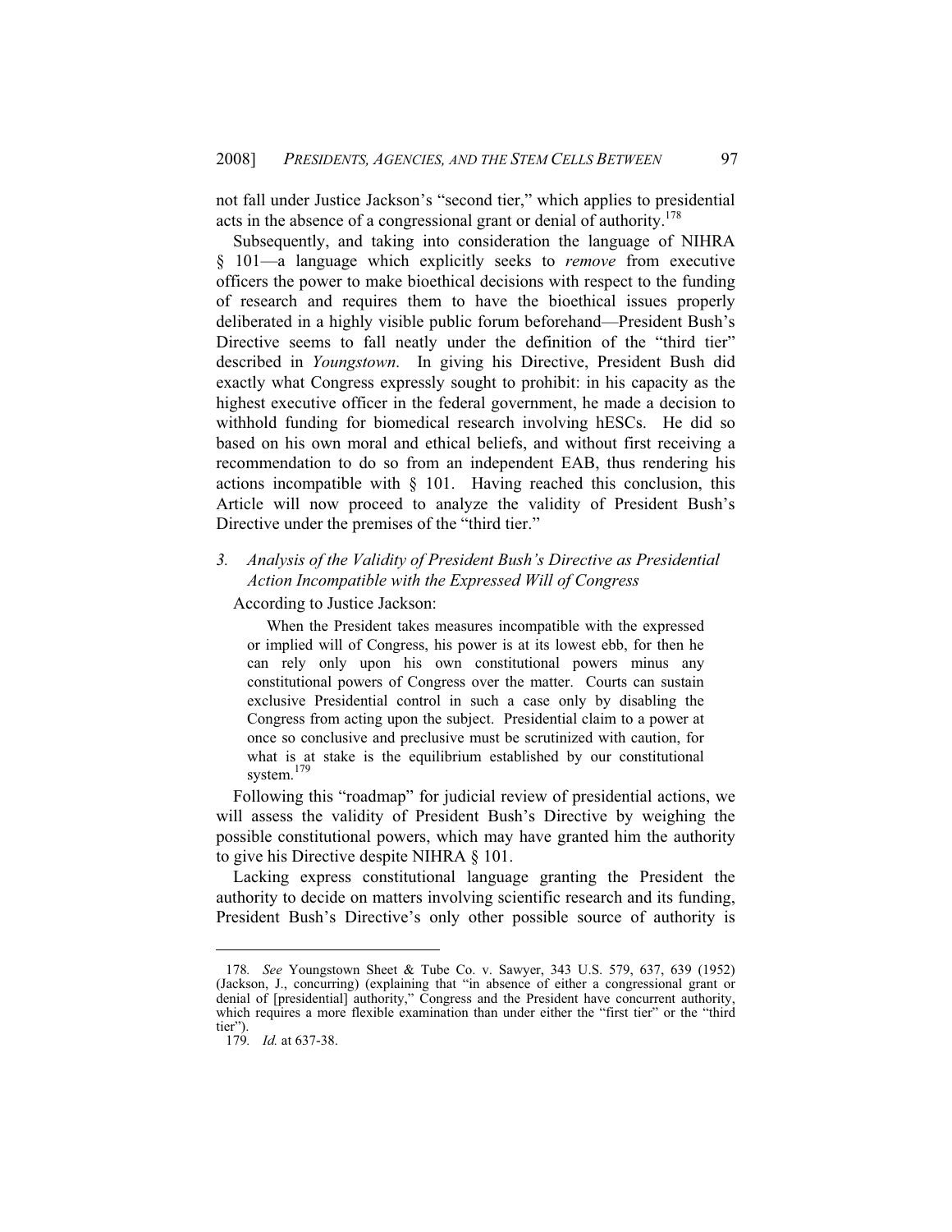not fall under Justice Jackson's "second tier," which applies to presidential acts in the absence of a congressional grant or denial of authority.[178]

Subsequently, and taking into consideration the language of NIHRA § 101—a language which explicitly seeks to *remove* from executive officers the power to make bioethical decisions with respect to the funding of research and requires them to have the bioethical issues properly deliberated in a highly visible public forum beforehand—President Bush's Directive seems to fall neatly under the definition of the "third tier" described in *Youngstown*. In giving his Directive, President Bush did exactly what Congress expressly sought to prohibit: in his capacity as the highest executive officer in the federal government, he made a decision to withhold funding for biomedical research involving hESCs. He did so based on his own moral and ethical beliefs, and without first receiving a recommendation to do so from an independent EAB, thus rendering his actions incompatible with § 101. Having reached this conclusion, this Article will now proceed to analyze the validity of President Bush's Directive under the premises of the "third tier."

### 3. *Analysis of the Validity of President Bush's Directive as Presidential Action Incompatible with the Expressed Will of Congress*

According to Justice Jackson:

> When the President takes measures incompatible with the expressed or implied will of Congress, his power is at its lowest ebb, for then he can rely only upon his own constitutional powers minus any constitutional powers of Congress over the matter. Courts can sustain exclusive Presidential control in such a case only by disabling the Congress from acting upon the subject. Presidential claim to a power at once so conclusive and preclusive must be scrutinized with caution, for what is at stake is the equilibrium established by our constitutional system.[179]

Following this "roadmap" for judicial review of presidential actions, we will assess the validity of President Bush's Directive by weighing the possible constitutional powers, which may have granted him the authority to give his Directive despite NIHRA § 101.

Lacking express constitutional language granting the President the authority to decide on matters involving scientific research and its funding, President Bush's Directive's only other possible source of authority is

---

178. *See* Youngstown Sheet & Tube Co. v. Sawyer, 343 U.S. 579, 637, 639 (1952) (Jackson, J., concurring) (explaining that "in absence of either a congressional grant or denial of [presidential] authority," Congress and the President have concurrent authority, which requires a more flexible examination than under either the "first tier" or the "third tier").

179. *Id.* at 637-38.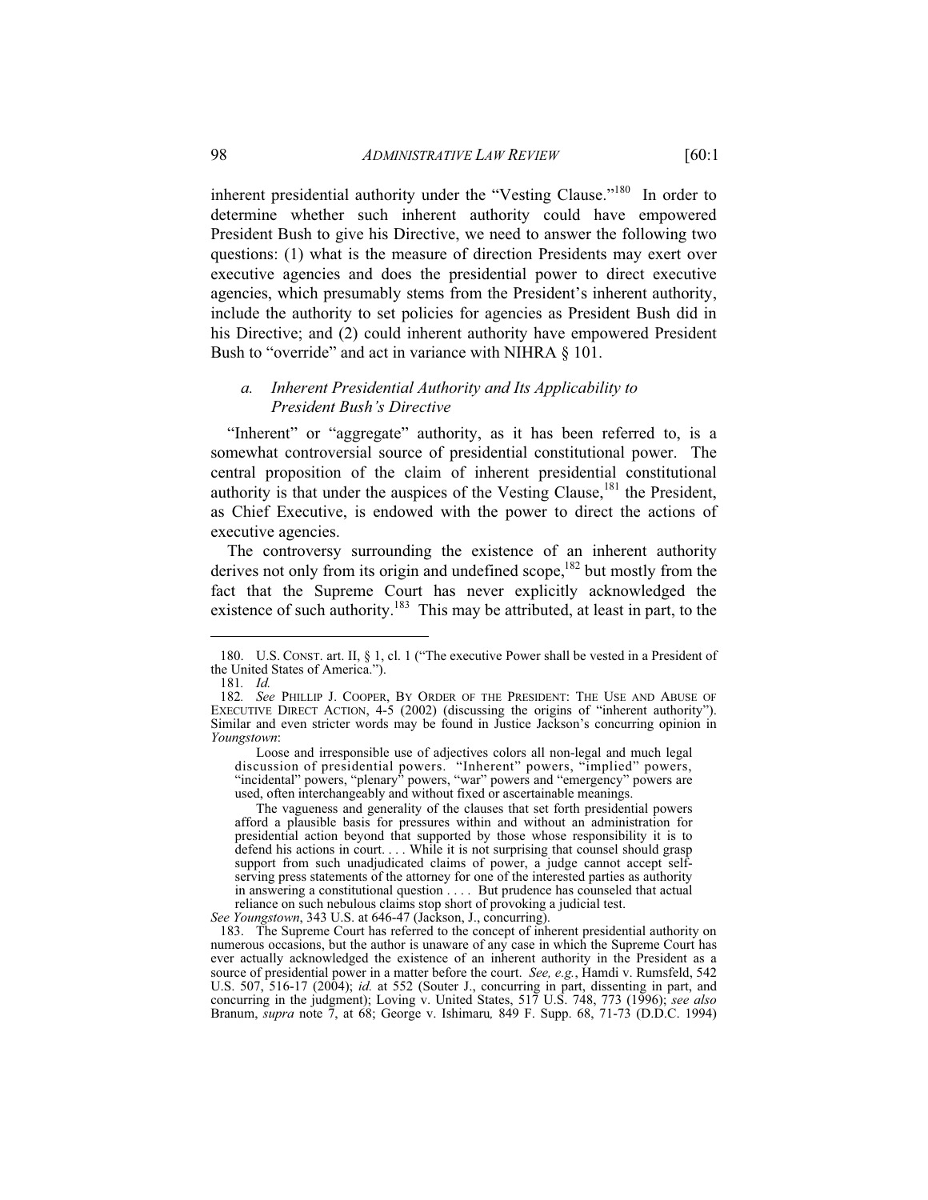inherent presidential authority under the "Vesting Clause."[180] In order to determine whether such inherent authority could have empowered President Bush to give his Directive, we need to answer the following two questions: (1) what is the measure of direction Presidents may exert over executive agencies and does the presidential power to direct executive agencies, which presumably stems from the President's inherent authority, include the authority to set policies for agencies as President Bush did in his Directive; and (2) could inherent authority have empowered President Bush to "override" and act in variance with NIHRA § 101.

### *a. Inherent Presidential Authority and Its Applicability to President Bush's Directive*

"Inherent" or "aggregate" authority, as it has been referred to, is a somewhat controversial source of presidential constitutional power. The central proposition of the claim of inherent presidential constitutional authority is that under the auspices of the Vesting Clause,[181] the President, as Chief Executive, is endowed with the power to direct the actions of executive agencies.

The controversy surrounding the existence of an inherent authority derives not only from its origin and undefined scope,[182] but mostly from the fact that the Supreme Court has never explicitly acknowledged the existence of such authority.[183] This may be attributed, at least in part, to the

---

180. U.S. CONST. art. II, § 1, cl. 1 ("The executive Power shall be vested in a President of the United States of America.").

181. *Id.*

182. *See* PHILLIP J. COOPER, BY ORDER OF THE PRESIDENT: THE USE AND ABUSE OF EXECUTIVE DIRECT ACTION, 4-5 (2002) (discussing the origins of "inherent authority"). Similar and even stricter words may be found in Justice Jackson's concurring opinion in *Youngstown*:

> Loose and irresponsible use of adjectives colors all non-legal and much legal discussion of presidential powers. "Inherent" powers, "implied" powers, "incidental" powers, "plenary" powers, "war" powers and "emergency" powers are used, often interchangeably and without fixed or ascertainable meanings.
>
> The vagueness and generality of the clauses that set forth presidential powers afford a plausible basis for pressures within and without an administration for presidential action beyond that supported by those whose responsibility it is to defend his actions in court. . . . While it is not surprising that counsel should grasp support from such unadjudicated claims of power, a judge cannot accept self-serving press statements of the attorney for one of the interested parties as authority in answering a constitutional question . . . . But prudence has counseled that actual reliance on such nebulous claims stop short of provoking a judicial test.

*See Youngstown*, 343 U.S. at 646-47 (Jackson, J., concurring).

183. The Supreme Court has referred to the concept of inherent presidential authority on numerous occasions, but the author is unaware of any case in which the Supreme Court has ever actually acknowledged the existence of an inherent authority in the President as a source of presidential power in a matter before the court. *See, e.g.*, Hamdi v. Rumsfeld, 542 U.S. 507, 516-17 (2004); *id.* at 552 (Souter J., concurring in part, dissenting in part, and concurring in the judgment); Loving v. United States, 517 U.S. 748, 773 (1996); *see also* Branum, *supra* note 7, at 68; George v. Ishimaru*,* 849 F. Supp. 68, 71-73 (D.D.C. 1994)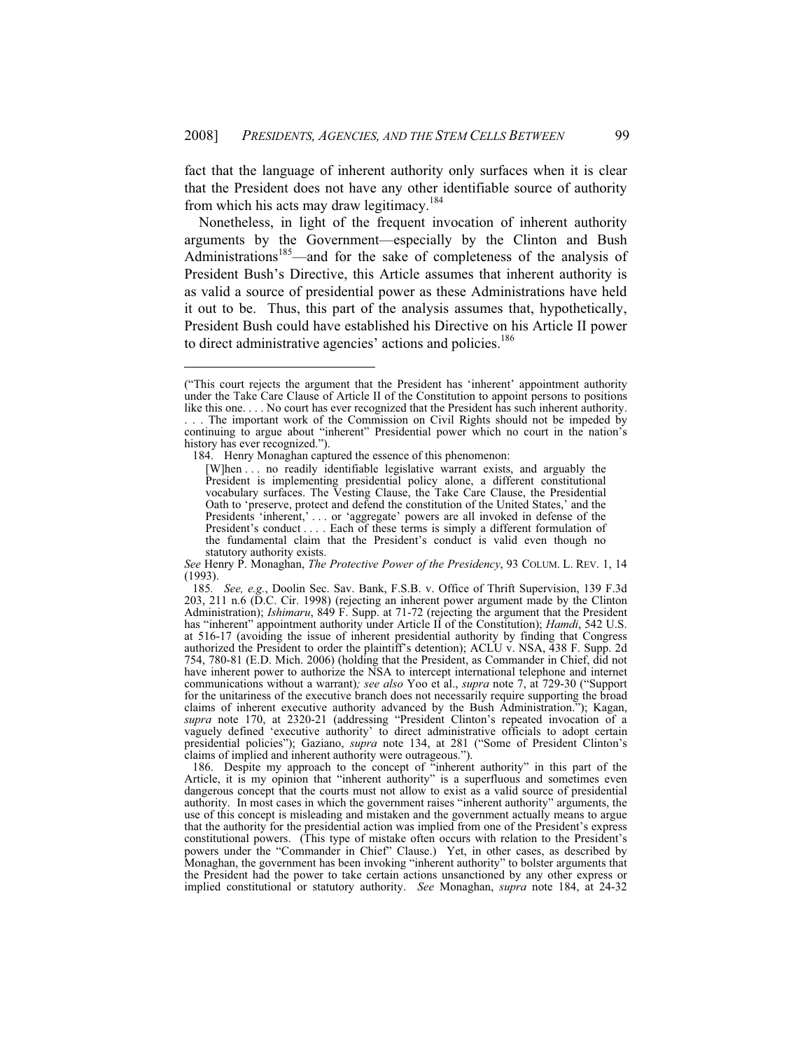fact that the language of inherent authority only surfaces when it is clear that the President does not have any other identifiable source of authority from which his acts may draw legitimacy.[184]

Nonetheless, in light of the frequent invocation of inherent authority arguments by the Government—especially by the Clinton and Bush Administrations[185]—and for the sake of completeness of the analysis of President Bush's Directive, this Article assumes that inherent authority is as valid a source of presidential power as these Administrations have held it out to be. Thus, this part of the analysis assumes that, hypothetically, President Bush could have established his Directive on his Article II power to direct administrative agencies' actions and policies.[186]

---

("This court rejects the argument that the President has 'inherent' appointment authority under the Take Care Clause of Article II of the Constitution to appoint persons to positions like this one. . . . No court has ever recognized that the President has such inherent authority. . . . The important work of the Commission on Civil Rights should not be impeded by continuing to argue about "inherent" Presidential power which no court in the nation's history has ever recognized.").

184. Henry Monaghan captured the essence of this phenomenon:

> [W]hen . . . no readily identifiable legislative warrant exists, and arguably the President is implementing presidential policy alone, a different constitutional vocabulary surfaces. The Vesting Clause, the Take Care Clause, the Presidential Oath to 'preserve, protect and defend the constitution of the United States,' and the Presidents 'inherent,' . . . or 'aggregate' powers are all invoked in defense of the President's conduct . . . . Each of these terms is simply a different formulation of the fundamental claim that the President's conduct is valid even though no statutory authority exists.

*See* Henry P. Monaghan, *The Protective Power of the Presidency*, 93 COLUM. L. REV. 1, 14 (1993).

185. *See, e.g.*, Doolin Sec. Sav. Bank, F.S.B. v. Office of Thrift Supervision, 139 F.3d 203, 211 n.6 (D.C. Cir. 1998) (rejecting an inherent power argument made by the Clinton Administration); *Ishimaru*, 849 F. Supp. at 71-72 (rejecting the argument that the President has "inherent" appointment authority under Article II of the Constitution); *Hamdi*, 542 U.S. at 516-17 (avoiding the issue of inherent presidential authority by finding that Congress authorized the President to order the plaintiff's detention); ACLU v. NSA, 438 F. Supp. 2d 754, 780-81 (E.D. Mich. 2006) (holding that the President, as Commander in Chief, did not have inherent power to authorize the NSA to intercept international telephone and internet communications without a warrant)*; see also* Yoo et al., *supra* note 7, at 729-30 ("Support for the unitariness of the executive branch does not necessarily require supporting the broad claims of inherent executive authority advanced by the Bush Administration."); Kagan, *supra* note 170, at 2320-21 (addressing "President Clinton's repeated invocation of a vaguely defined 'executive authority' to direct administrative officials to adopt certain presidential policies"); Gaziano, *supra* note 134, at 281 ("Some of President Clinton's claims of implied and inherent authority were outrageous.").

186. Despite my approach to the concept of "inherent authority" in this part of the Article, it is my opinion that "inherent authority" is a superfluous and sometimes even dangerous concept that the courts must not allow to exist as a valid source of presidential authority. In most cases in which the government raises "inherent authority" arguments, the use of this concept is misleading and mistaken and the government actually means to argue that the authority for the presidential action was implied from one of the President's express constitutional powers. (This type of mistake often occurs with relation to the President's powers under the "Commander in Chief" Clause.) Yet, in other cases, as described by Monaghan, the government has been invoking "inherent authority" to bolster arguments that the President had the power to take certain actions unsanctioned by any other express or implied constitutional or statutory authority. *See* Monaghan, *supra* note 184, at 24-32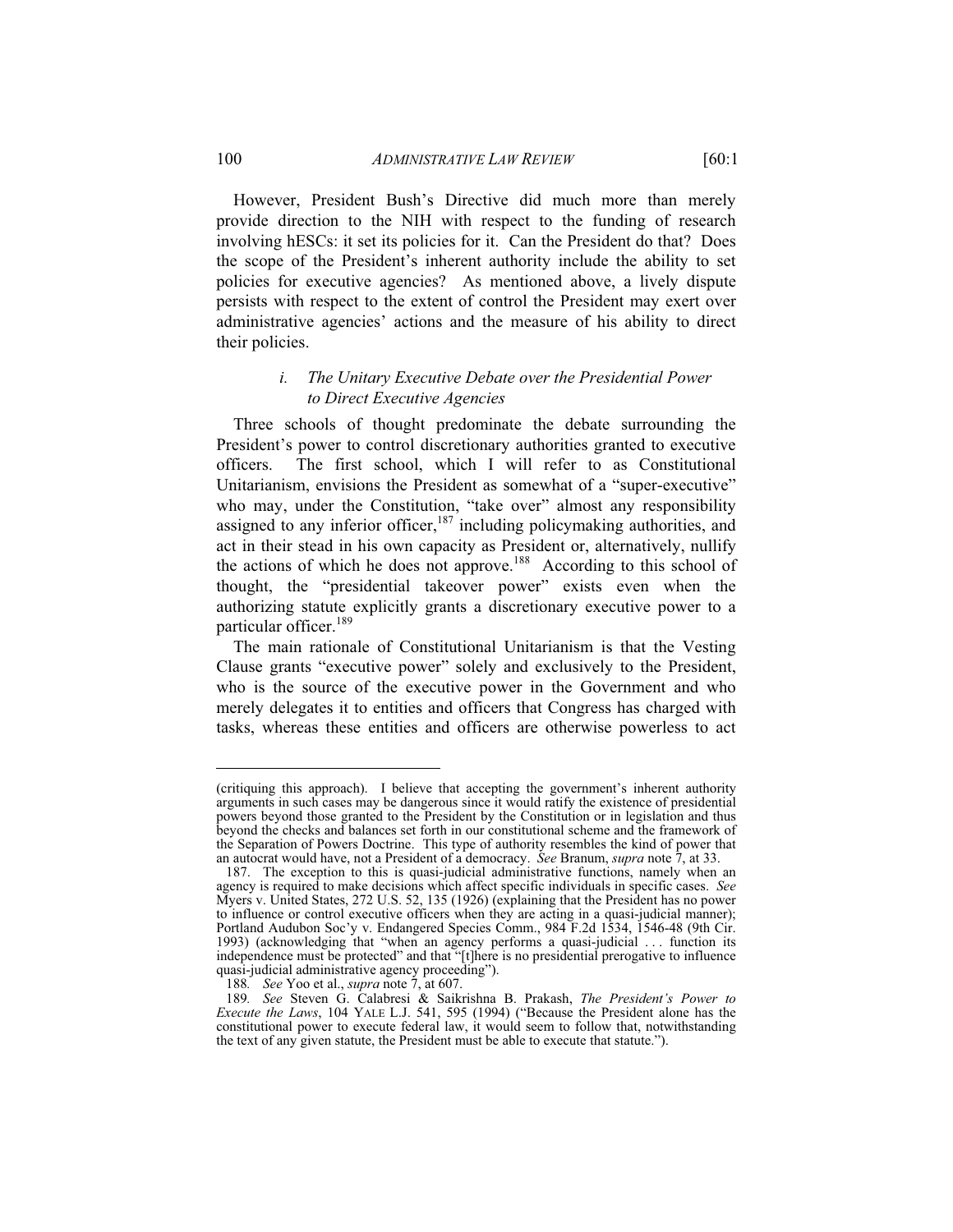However, President Bush's Directive did much more than merely provide direction to the NIH with respect to the funding of research involving hESCs: it set its policies for it. Can the President do that? Does the scope of the President's inherent authority include the ability to set policies for executive agencies? As mentioned above, a lively dispute persists with respect to the extent of control the President may exert over administrative agencies' actions and the measure of his ability to direct their policies.

#### *i. The Unitary Executive Debate over the Presidential Power to Direct Executive Agencies*

Three schools of thought predominate the debate surrounding the President's power to control discretionary authorities granted to executive officers. The first school, which I will refer to as Constitutional Unitarianism, envisions the President as somewhat of a "super-executive" who may, under the Constitution, "take over" almost any responsibility assigned to any inferior officer,[187] including policymaking authorities, and act in their stead in his own capacity as President or, alternatively, nullify the actions of which he does not approve.[188] According to this school of thought, the "presidential takeover power" exists even when the authorizing statute explicitly grants a discretionary executive power to a particular officer.[189]

The main rationale of Constitutional Unitarianism is that the Vesting Clause grants "executive power" solely and exclusively to the President, who is the source of the executive power in the Government and who merely delegates it to entities and officers that Congress has charged with tasks, whereas these entities and officers are otherwise powerless to act

---

(critiquing this approach). I believe that accepting the government's inherent authority arguments in such cases may be dangerous since it would ratify the existence of presidential powers beyond those granted to the President by the Constitution or in legislation and thus beyond the checks and balances set forth in our constitutional scheme and the framework of the Separation of Powers Doctrine. This type of authority resembles the kind of power that an autocrat would have, not a President of a democracy. *See* Branum, *supra* note 7, at 33.

187. The exception to this is quasi-judicial administrative functions, namely when an agency is required to make decisions which affect specific individuals in specific cases. *See* Myers v. United States, 272 U.S. 52, 135 (1926) (explaining that the President has no power to influence or control executive officers when they are acting in a quasi-judicial manner); Portland Audubon Soc'y v. Endangered Species Comm., 984 F.2d 1534, 1546-48 (9th Cir. 1993) (acknowledging that "when an agency performs a quasi-judicial . . . function its independence must be protected" and that "[t]here is no presidential prerogative to influence quasi-judicial administrative agency proceeding").

188. *See* Yoo et al., *supra* note 7, at 607.

189. *See* Steven G. Calabresi & Saikrishna B. Prakash, *The President's Power to Execute the Laws*, 104 YALE L.J. 541, 595 (1994) ("Because the President alone has the constitutional power to execute federal law, it would seem to follow that, notwithstanding the text of any given statute, the President must be able to execute that statute.").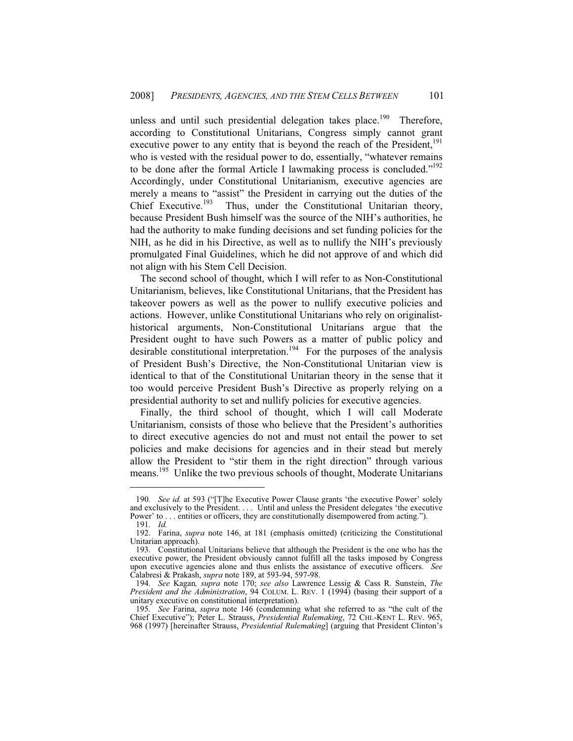unless and until such presidential delegation takes place.[190] Therefore, according to Constitutional Unitarians, Congress simply cannot grant executive power to any entity that is beyond the reach of the President,[191] who is vested with the residual power to do, essentially, "whatever remains to be done after the formal Article I lawmaking process is concluded."[192] Accordingly, under Constitutional Unitarianism, executive agencies are merely a means to "assist" the President in carrying out the duties of the Chief Executive.[193] Thus, under the Constitutional Unitarian theory, because President Bush himself was the source of the NIH's authorities, he had the authority to make funding decisions and set funding policies for the NIH, as he did in his Directive, as well as to nullify the NIH's previously promulgated Final Guidelines, which he did not approve of and which did not align with his Stem Cell Decision.

The second school of thought, which I will refer to as Non-Constitutional Unitarianism, believes, like Constitutional Unitarians, that the President has takeover powers as well as the power to nullify executive policies and actions. However, unlike Constitutional Unitarians who rely on originalist-historical arguments, Non-Constitutional Unitarians argue that the President ought to have such Powers as a matter of public policy and desirable constitutional interpretation.[194] For the purposes of the analysis of President Bush's Directive, the Non-Constitutional Unitarian view is identical to that of the Constitutional Unitarian theory in the sense that it too would perceive President Bush's Directive as properly relying on a presidential authority to set and nullify policies for executive agencies.

Finally, the third school of thought, which I will call Moderate Unitarianism, consists of those who believe that the President's authorities to direct executive agencies do not and must not entail the power to set policies and make decisions for agencies and in their stead but merely allow the President to "stir them in the right direction" through various means.[195] Unlike the two previous schools of thought, Moderate Unitarians

---

190. *See id.* at 593 ("[T]he Executive Power Clause grants 'the executive Power' solely and exclusively to the President. . . . Until and unless the President delegates 'the executive Power' to . . . entities or officers, they are constitutionally disempowered from acting.").

191. *Id.*

192. Farina, *supra* note 146, at 181 (emphasis omitted) (criticizing the Constitutional Unitarian approach).

193. Constitutional Unitarians believe that although the President is the one who has the executive power, the President obviously cannot fulfill all the tasks imposed by Congress upon executive agencies alone and thus enlists the assistance of executive officers. *See* Calabresi & Prakash, *supra* note 189, at 593-94, 597-98.

194. *See* Kagan*, supra* note 170; *see also* Lawrence Lessig & Cass R. Sunstein, *The President and the Administration*, 94 COLUM. L. REV. 1 (1994) (basing their support of a unitary executive on constitutional interpretation).

195. *See* Farina, *supra* note 146 (condemning what she referred to as "the cult of the Chief Executive"); Peter L. Strauss, *Presidential Rulemaking*, 72 CHI.-KENT L. REV. 965, 968 (1997) [hereinafter Strauss, *Presidential Rulemaking*] (arguing that President Clinton's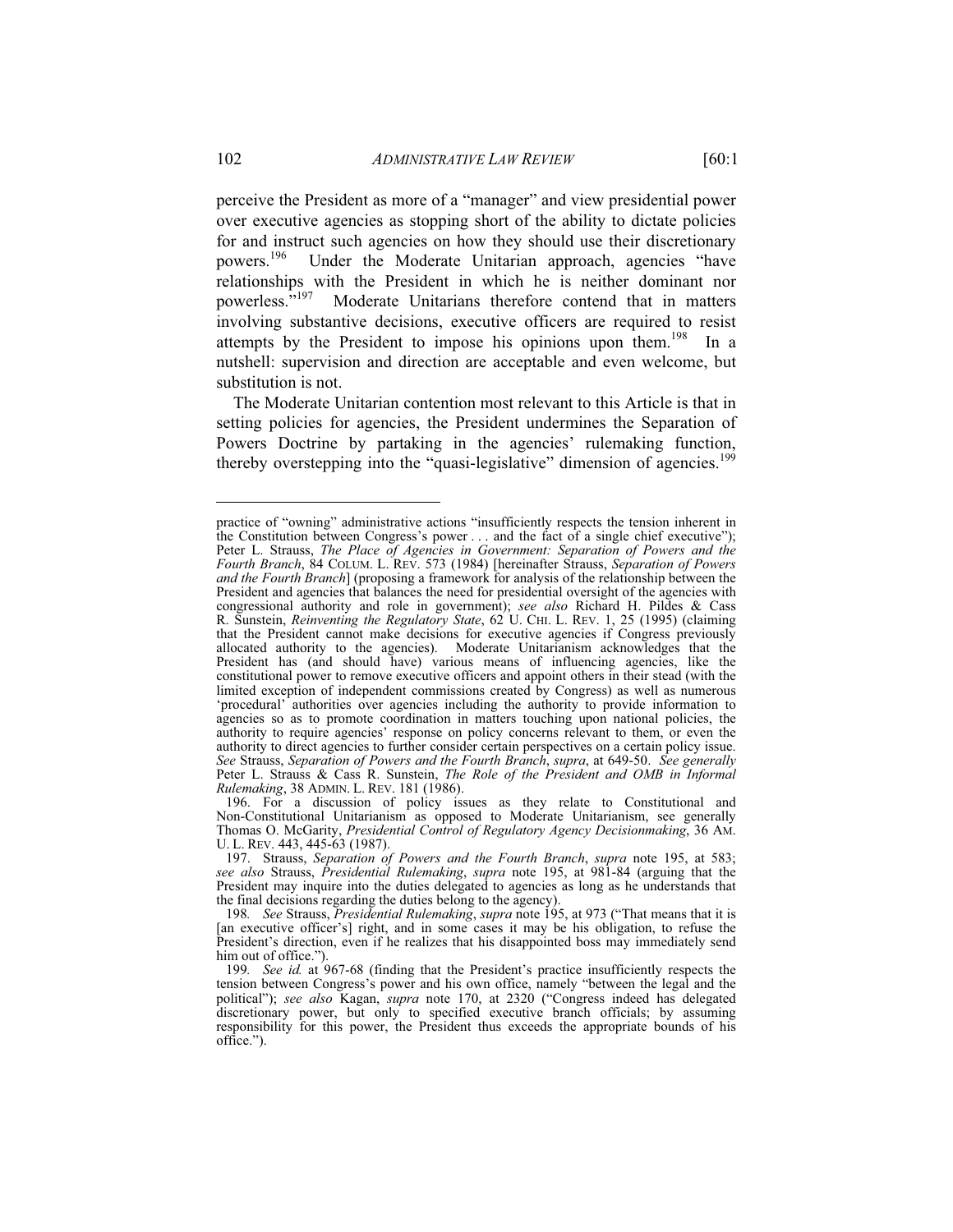perceive the President as more of a "manager" and view presidential power over executive agencies as stopping short of the ability to dictate policies for and instruct such agencies on how they should use their discretionary powers.[196] Under the Moderate Unitarian approach, agencies "have relationships with the President in which he is neither dominant nor powerless."[197] Moderate Unitarians therefore contend that in matters involving substantive decisions, executive officers are required to resist attempts by the President to impose his opinions upon them.[198] In a nutshell: supervision and direction are acceptable and even welcome, but substitution is not.

The Moderate Unitarian contention most relevant to this Article is that in setting policies for agencies, the President undermines the Separation of Powers Doctrine by partaking in the agencies' rulemaking function, thereby overstepping into the "quasi-legislative" dimension of agencies.[199]

---

practice of "owning" administrative actions "insufficiently respects the tension inherent in the Constitution between Congress's power . . . and the fact of a single chief executive"); Peter L. Strauss, *The Place of Agencies in Government: Separation of Powers and the Fourth Branch*, 84 COLUM. L. REV. 573 (1984) [hereinafter Strauss, *Separation of Powers and the Fourth Branch*] (proposing a framework for analysis of the relationship between the President and agencies that balances the need for presidential oversight of the agencies with congressional authority and role in government); *see also* Richard H. Pildes & Cass R. Sunstein, *Reinventing the Regulatory State*, 62 U. CHI. L. REV. 1, 25 (1995) (claiming that the President cannot make decisions for executive agencies if Congress previously allocated authority to the agencies). Moderate Unitarianism acknowledges that the President has (and should have) various means of influencing agencies, like the constitutional power to remove executive officers and appoint others in their stead (with the limited exception of independent commissions created by Congress) as well as numerous 'procedural' authorities over agencies including the authority to provide information to agencies so as to promote coordination in matters touching upon national policies, the authority to require agencies' response on policy concerns relevant to them, or even the authority to direct agencies to further consider certain perspectives on a certain policy issue. *See* Strauss, *Separation of Powers and the Fourth Branch*, *supra*, at 649-50. *See generally* Peter L. Strauss & Cass R. Sunstein, *The Role of the President and OMB in Informal Rulemaking*, 38 ADMIN. L. REV. 181 (1986).

196. For a discussion of policy issues as they relate to Constitutional and Non-Constitutional Unitarianism as opposed to Moderate Unitarianism, see generally Thomas O. McGarity, *Presidential Control of Regulatory Agency Decisionmaking*, 36 AM. U. L. REV. 443, 445-63 (1987).

197. Strauss, *Separation of Powers and the Fourth Branch*, *supra* note 195, at 583; *see also* Strauss, *Presidential Rulemaking*, *supra* note 195, at 981-84 (arguing that the President may inquire into the duties delegated to agencies as long as he understands that the final decisions regarding the duties belong to the agency).

198. *See* Strauss, *Presidential Rulemaking*, *supra* note 195, at 973 ("That means that it is [an executive officer's] right, and in some cases it may be his obligation, to refuse the President's direction, even if he realizes that his disappointed boss may immediately send him out of office.").

199. *See id.* at 967-68 (finding that the President's practice insufficiently respects the tension between Congress's power and his own office, namely "between the legal and the political"); *see also* Kagan, *supra* note 170, at 2320 ("Congress indeed has delegated discretionary power, but only to specified executive branch officials; by assuming responsibility for this power, the President thus exceeds the appropriate bounds of his office.").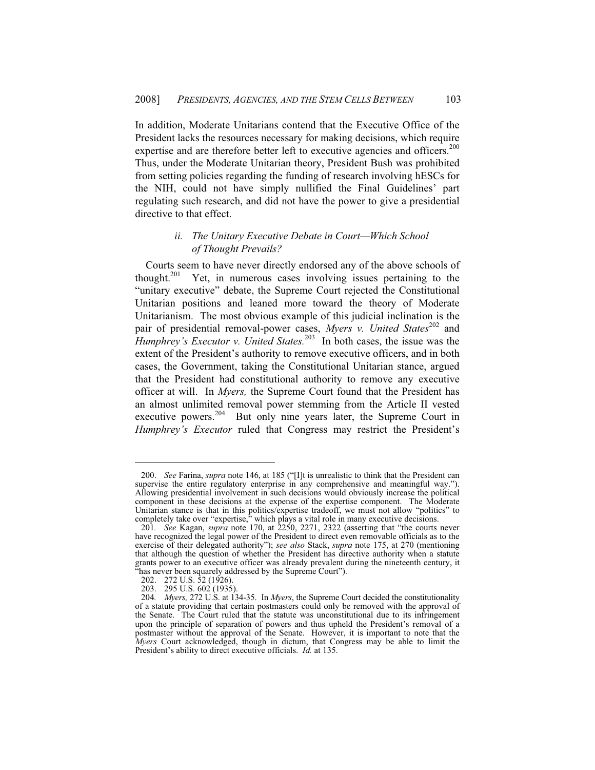In addition, Moderate Unitarians contend that the Executive Office of the President lacks the resources necessary for making decisions, which require expertise and are therefore better left to executive agencies and officers.[200] Thus, under the Moderate Unitarian theory, President Bush was prohibited from setting policies regarding the funding of research involving hESCs for the NIH, could not have simply nullified the Final Guidelines' part regulating such research, and did not have the power to give a presidential directive to that effect.

### *ii. The Unitary Executive Debate in Court—Which School of Thought Prevails?*

Courts seem to have never directly endorsed any of the above schools of thought.[201] Yet, in numerous cases involving issues pertaining to the "unitary executive" debate, the Supreme Court rejected the Constitutional Unitarian positions and leaned more toward the theory of Moderate Unitarianism. The most obvious example of this judicial inclination is the pair of presidential removal-power cases, *Myers v. United States*[202] and *Humphrey's Executor v. United States.*[203] In both cases, the issue was the extent of the President's authority to remove executive officers, and in both cases, the Government, taking the Constitutional Unitarian stance, argued that the President had constitutional authority to remove any executive officer at will. In *Myers,* the Supreme Court found that the President has an almost unlimited removal power stemming from the Article II vested executive powers.[204] But only nine years later, the Supreme Court in *Humphrey's Executor* ruled that Congress may restrict the President's

---

200. *See* Farina, *supra* note 146, at 185 ("[I]t is unrealistic to think that the President can supervise the entire regulatory enterprise in any comprehensive and meaningful way."). Allowing presidential involvement in such decisions would obviously increase the political component in these decisions at the expense of the expertise component. The Moderate Unitarian stance is that in this politics/expertise tradeoff, we must not allow "politics" to completely take over "expertise," which plays a vital role in many executive decisions.

201. *See* Kagan, *supra* note 170, at 2250, 2271, 2322 (asserting that "the courts never have recognized the legal power of the President to direct even removable officials as to the exercise of their delegated authority"); *see also* Stack, *supra* note 175, at 270 (mentioning that although the question of whether the President has directive authority when a statute grants power to an executive officer was already prevalent during the nineteenth century, it "has never been squarely addressed by the Supreme Court").

202. 272 U.S. 52 (1926).

203. 295 U.S. 602 (1935).

204. *Myers,* 272 U.S. at 134-35. In *Myers*, the Supreme Court decided the constitutionality of a statute providing that certain postmasters could only be removed with the approval of the Senate. The Court ruled that the statute was unconstitutional due to its infringement upon the principle of separation of powers and thus upheld the President's removal of a postmaster without the approval of the Senate. However, it is important to note that the *Myers* Court acknowledged, though in dictum, that Congress may be able to limit the President's ability to direct executive officials. *Id.* at 135.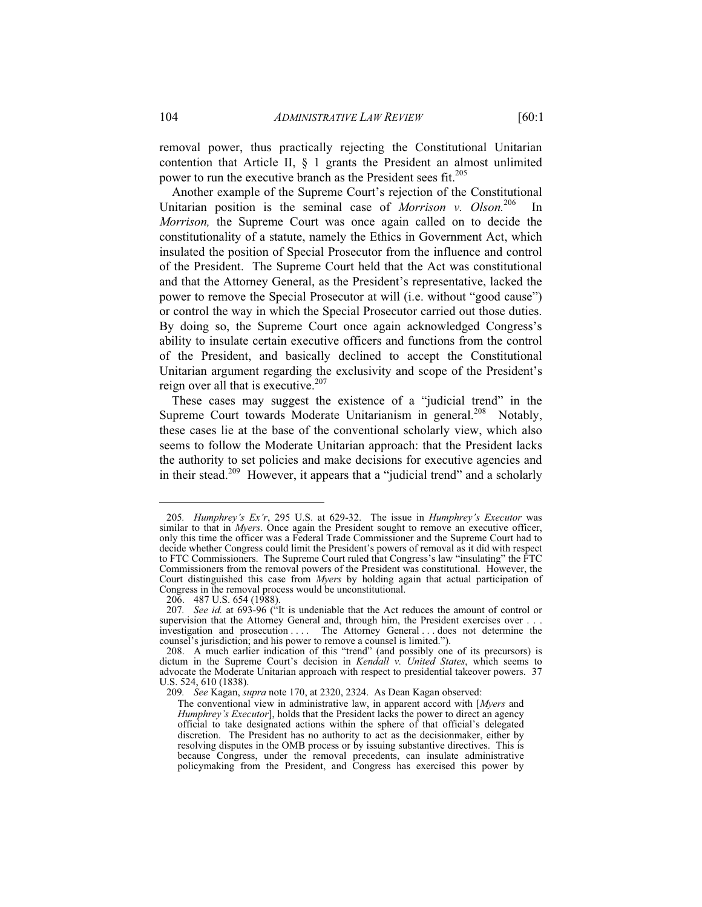removal power, thus practically rejecting the Constitutional Unitarian contention that Article II, § 1 grants the President an almost unlimited power to run the executive branch as the President sees fit.[205]

Another example of the Supreme Court's rejection of the Constitutional Unitarian position is the seminal case of *Morrison v. Olson.*[206] In *Morrison,* the Supreme Court was once again called on to decide the constitutionality of a statute, namely the Ethics in Government Act, which insulated the position of Special Prosecutor from the influence and control of the President. The Supreme Court held that the Act was constitutional and that the Attorney General, as the President's representative, lacked the power to remove the Special Prosecutor at will (i.e. without "good cause") or control the way in which the Special Prosecutor carried out those duties. By doing so, the Supreme Court once again acknowledged Congress's ability to insulate certain executive officers and functions from the control of the President, and basically declined to accept the Constitutional Unitarian argument regarding the exclusivity and scope of the President's reign over all that is executive.[207]

These cases may suggest the existence of a "judicial trend" in the Supreme Court towards Moderate Unitarianism in general.[208] Notably, these cases lie at the base of the conventional scholarly view, which also seems to follow the Moderate Unitarian approach: that the President lacks the authority to set policies and make decisions for executive agencies and in their stead.[209] However, it appears that a "judicial trend" and a scholarly

---

205. *Humphrey's Ex'r*, 295 U.S. at 629-32. The issue in *Humphrey's Executor* was similar to that in *Myers*. Once again the President sought to remove an executive officer, only this time the officer was a Federal Trade Commissioner and the Supreme Court had to decide whether Congress could limit the President's powers of removal as it did with respect to FTC Commissioners. The Supreme Court ruled that Congress's law "insulating" the FTC Commissioners from the removal powers of the President was constitutional. However, the Court distinguished this case from *Myers* by holding again that actual participation of Congress in the removal process would be unconstitutional.

206. 487 U.S. 654 (1988).

207. *See id.* at 693-96 ("It is undeniable that the Act reduces the amount of control or supervision that the Attorney General and, through him, the President exercises over . . . investigation and prosecution . . . . The Attorney General . . . does not determine the counsel's jurisdiction; and his power to remove a counsel is limited.").

208. A much earlier indication of this "trend" (and possibly one of its precursors) is dictum in the Supreme Court's decision in *Kendall v. United States*, which seems to advocate the Moderate Unitarian approach with respect to presidential takeover powers. 37 U.S. 524, 610 (1838).

209. *See* Kagan, *supra* note 170, at 2320, 2324. As Dean Kagan observed:

> The conventional view in administrative law, in apparent accord with [*Myers* and *Humphrey's Executor*], holds that the President lacks the power to direct an agency official to take designated actions within the sphere of that official's delegated discretion. The President has no authority to act as the decisionmaker, either by resolving disputes in the OMB process or by issuing substantive directives. This is because Congress, under the removal precedents, can insulate administrative policymaking from the President, and Congress has exercised this power by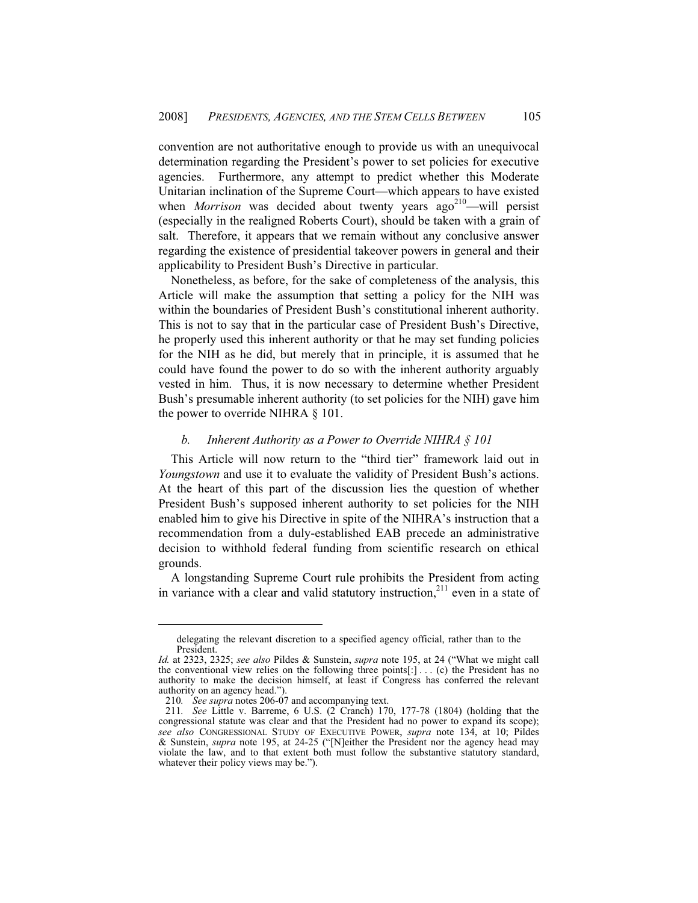convention are not authoritative enough to provide us with an unequivocal determination regarding the President's power to set policies for executive agencies. Furthermore, any attempt to predict whether this Moderate Unitarian inclination of the Supreme Court—which appears to have existed when *Morrison* was decided about twenty years ago[210]—will persist (especially in the realigned Roberts Court), should be taken with a grain of salt. Therefore, it appears that we remain without any conclusive answer regarding the existence of presidential takeover powers in general and their applicability to President Bush's Directive in particular.

Nonetheless, as before, for the sake of completeness of the analysis, this Article will make the assumption that setting a policy for the NIH was within the boundaries of President Bush's constitutional inherent authority. This is not to say that in the particular case of President Bush's Directive, he properly used this inherent authority or that he may set funding policies for the NIH as he did, but merely that in principle, it is assumed that he could have found the power to do so with the inherent authority arguably vested in him. Thus, it is now necessary to determine whether President Bush's presumable inherent authority (to set policies for the NIH) gave him the power to override NIHRA § 101.

### *b. Inherent Authority as a Power to Override NIHRA § 101*

This Article will now return to the "third tier" framework laid out in *Youngstown* and use it to evaluate the validity of President Bush's actions. At the heart of this part of the discussion lies the question of whether President Bush's supposed inherent authority to set policies for the NIH enabled him to give his Directive in spite of the NIHRA's instruction that a recommendation from a duly-established EAB precede an administrative decision to withhold federal funding from scientific research on ethical grounds.

A longstanding Supreme Court rule prohibits the President from acting in variance with a clear and valid statutory instruction,[211] even in a state of

---

> delegating the relevant discretion to a specified agency official, rather than to the President.

*Id.* at 2323, 2325; *see also* Pildes & Sunstein, *supra* note 195, at 24 ("What we might call the conventional view relies on the following three points[:] . . . (c) the President has no authority to make the decision himself, at least if Congress has conferred the relevant authority on an agency head.").

210. *See supra* notes 206-07 and accompanying text.

211. *See* Little v. Barreme, 6 U.S. (2 Cranch) 170, 177-78 (1804) (holding that the congressional statute was clear and that the President had no power to expand its scope); *see also* CONGRESSIONAL STUDY OF EXECUTIVE POWER, *supra* note 134, at 10; Pildes & Sunstein, *supra* note 195, at 24-25 ("[N]either the President nor the agency head may violate the law, and to that extent both must follow the substantive statutory standard, whatever their policy views may be.").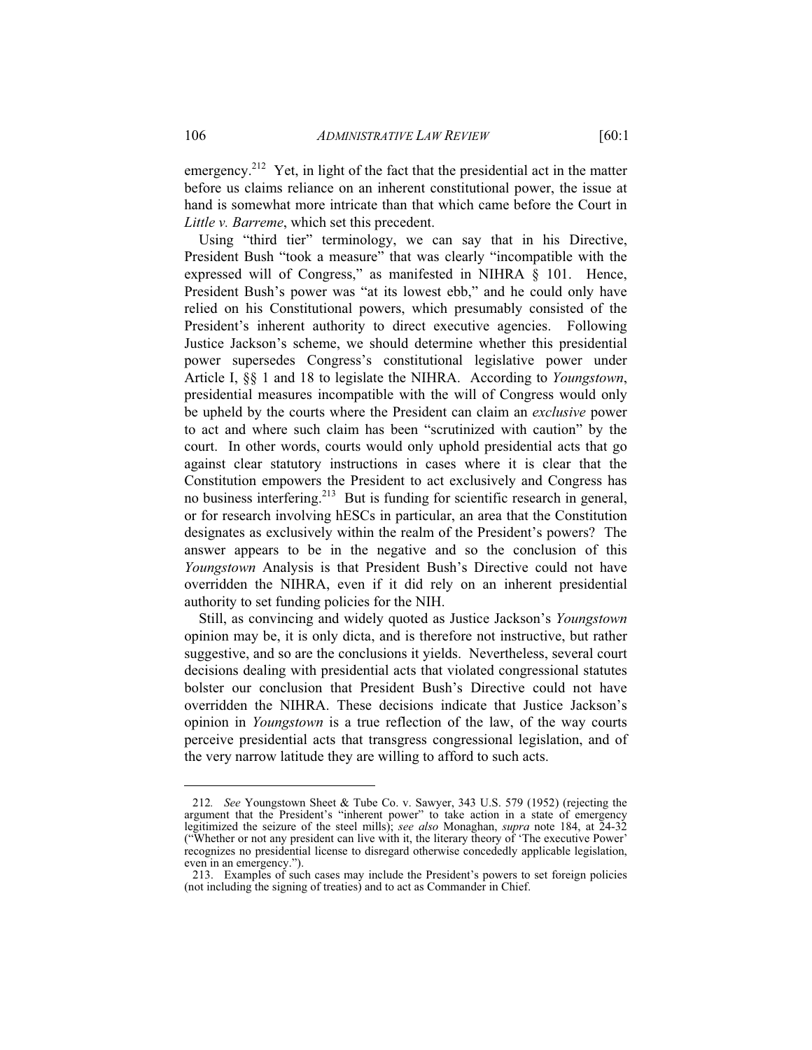emergency.[212] Yet, in light of the fact that the presidential act in the matter before us claims reliance on an inherent constitutional power, the issue at hand is somewhat more intricate than that which came before the Court in *Little v. Barreme*, which set this precedent.

Using "third tier" terminology, we can say that in his Directive, President Bush "took a measure" that was clearly "incompatible with the expressed will of Congress," as manifested in NIHRA § 101. Hence, President Bush's power was "at its lowest ebb," and he could only have relied on his Constitutional powers, which presumably consisted of the President's inherent authority to direct executive agencies. Following Justice Jackson's scheme, we should determine whether this presidential power supersedes Congress's constitutional legislative power under Article I, §§ 1 and 18 to legislate the NIHRA. According to *Youngstown*, presidential measures incompatible with the will of Congress would only be upheld by the courts where the President can claim an *exclusive* power to act and where such claim has been "scrutinized with caution" by the court. In other words, courts would only uphold presidential acts that go against clear statutory instructions in cases where it is clear that the Constitution empowers the President to act exclusively and Congress has no business interfering.[213] But is funding for scientific research in general, or for research involving hESCs in particular, an area that the Constitution designates as exclusively within the realm of the President's powers? The answer appears to be in the negative and so the conclusion of this *Youngstown* Analysis is that President Bush's Directive could not have overridden the NIHRA, even if it did rely on an inherent presidential authority to set funding policies for the NIH.

Still, as convincing and widely quoted as Justice Jackson's *Youngstown* opinion may be, it is only dicta, and is therefore not instructive, but rather suggestive, and so are the conclusions it yields. Nevertheless, several court decisions dealing with presidential acts that violated congressional statutes bolster our conclusion that President Bush's Directive could not have overridden the NIHRA. These decisions indicate that Justice Jackson's opinion in *Youngstown* is a true reflection of the law, of the way courts perceive presidential acts that transgress congressional legislation, and of the very narrow latitude they are willing to afford to such acts.

---

212. *See* Youngstown Sheet & Tube Co. v. Sawyer, 343 U.S. 579 (1952) (rejecting the argument that the President's "inherent power" to take action in a state of emergency legitimized the seizure of the steel mills); *see also* Monaghan, *supra* note 184, at 24-32 ("Whether or not any president can live with it, the literary theory of 'The executive Power' recognizes no presidential license to disregard otherwise concededly applicable legislation, even in an emergency.").

213. Examples of such cases may include the President's powers to set foreign policies (not including the signing of treaties) and to act as Commander in Chief.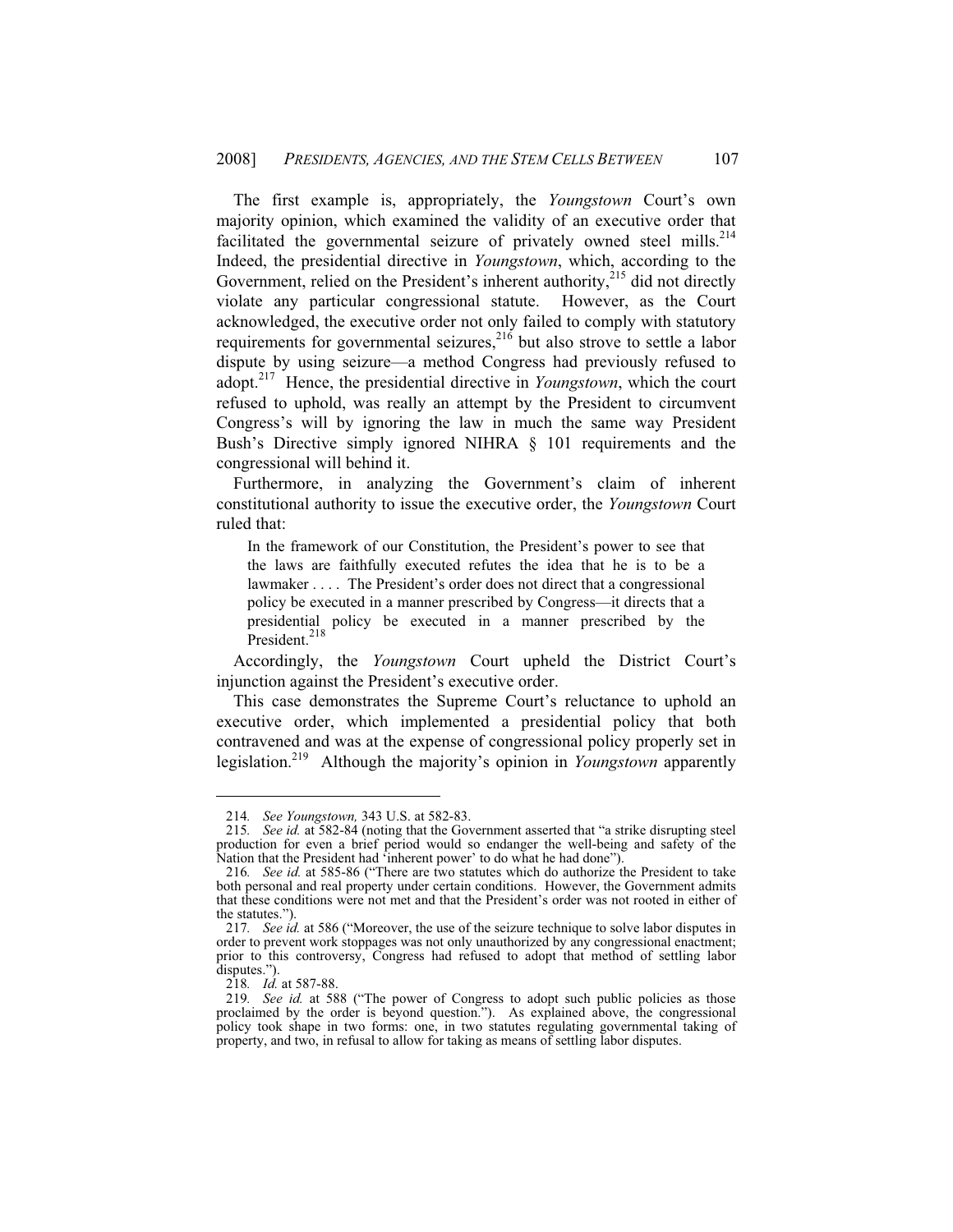The first example is, appropriately, the *Youngstown* Court's own majority opinion, which examined the validity of an executive order that facilitated the governmental seizure of privately owned steel mills.[214] Indeed, the presidential directive in *Youngstown*, which, according to the Government, relied on the President's inherent authority,[215] did not directly violate any particular congressional statute. However, as the Court acknowledged, the executive order not only failed to comply with statutory requirements for governmental seizures,[216] but also strove to settle a labor dispute by using seizure—a method Congress had previously refused to adopt.[217] Hence, the presidential directive in *Youngstown*, which the court refused to uphold, was really an attempt by the President to circumvent Congress's will by ignoring the law in much the same way President Bush's Directive simply ignored NIHRA § 101 requirements and the congressional will behind it.

Furthermore, in analyzing the Government's claim of inherent constitutional authority to issue the executive order, the *Youngstown* Court ruled that:

> In the framework of our Constitution, the President's power to see that the laws are faithfully executed refutes the idea that he is to be a lawmaker . . . . The President's order does not direct that a congressional policy be executed in a manner prescribed by Congress—it directs that a presidential policy be executed in a manner prescribed by the President.[218]

Accordingly, the *Youngstown* Court upheld the District Court's injunction against the President's executive order.

This case demonstrates the Supreme Court's reluctance to uphold an executive order, which implemented a presidential policy that both contravened and was at the expense of congressional policy properly set in legislation.[219] Although the majority's opinion in *Youngstown* apparently

---

214. *See Youngstown,* 343 U.S. at 582-83.

215. *See id.* at 582-84 (noting that the Government asserted that "a strike disrupting steel production for even a brief period would so endanger the well-being and safety of the Nation that the President had 'inherent power' to do what he had done").

216. *See id.* at 585-86 ("There are two statutes which do authorize the President to take both personal and real property under certain conditions. However, the Government admits that these conditions were not met and that the President's order was not rooted in either of the statutes.").

217. *See id.* at 586 ("Moreover, the use of the seizure technique to solve labor disputes in order to prevent work stoppages was not only unauthorized by any congressional enactment; prior to this controversy, Congress had refused to adopt that method of settling labor disputes.").

218. *Id.* at 587-88.

219. *See id.* at 588 ("The power of Congress to adopt such public policies as those proclaimed by the order is beyond question."). As explained above, the congressional policy took shape in two forms: one, in two statutes regulating governmental taking of property, and two, in refusal to allow for taking as means of settling labor disputes.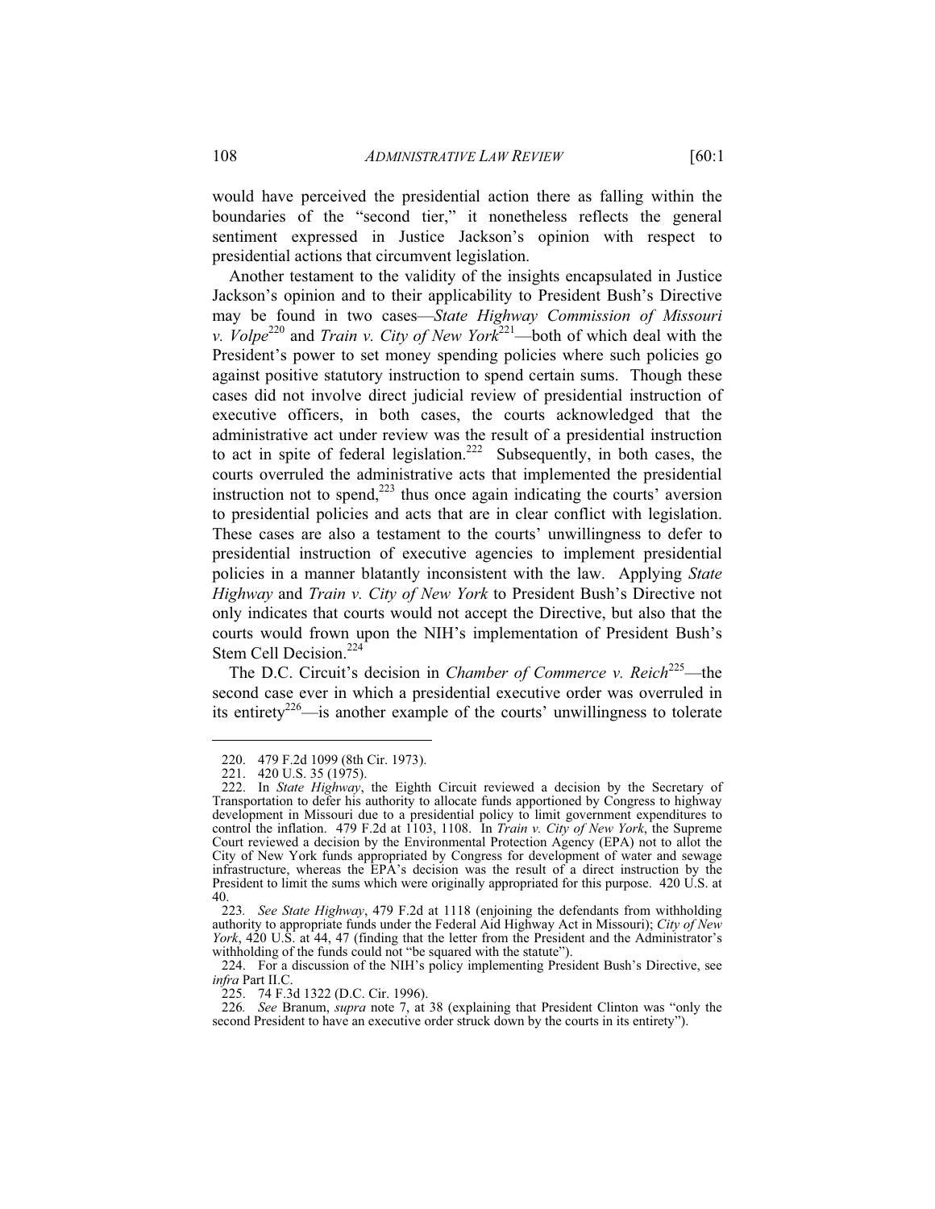would have perceived the presidential action there as falling within the boundaries of the "second tier," it nonetheless reflects the general sentiment expressed in Justice Jackson's opinion with respect to presidential actions that circumvent legislation.

Another testament to the validity of the insights encapsulated in Justice Jackson's opinion and to their applicability to President Bush's Directive may be found in two cases—*State Highway Commission of Missouri v. Volpe*[220] and *Train v. City of New York*[221]—both of which deal with the President's power to set money spending policies where such policies go against positive statutory instruction to spend certain sums. Though these cases did not involve direct judicial review of presidential instruction of executive officers, in both cases, the courts acknowledged that the administrative act under review was the result of a presidential instruction to act in spite of federal legislation.[222] Subsequently, in both cases, the courts overruled the administrative acts that implemented the presidential instruction not to spend,[223] thus once again indicating the courts' aversion to presidential policies and acts that are in clear conflict with legislation. These cases are also a testament to the courts' unwillingness to defer to presidential instruction of executive agencies to implement presidential policies in a manner blatantly inconsistent with the law. Applying *State Highway* and *Train v. City of New York* to President Bush's Directive not only indicates that courts would not accept the Directive, but also that the courts would frown upon the NIH's implementation of President Bush's Stem Cell Decision.[224]

The D.C. Circuit's decision in *Chamber of Commerce v. Reich*[225]—the second case ever in which a presidential executive order was overruled in its entirety[226]—is another example of the courts' unwillingness to tolerate

---

220. 479 F.2d 1099 (8th Cir. 1973).

221. 420 U.S. 35 (1975).

222. In *State Highway*, the Eighth Circuit reviewed a decision by the Secretary of Transportation to defer his authority to allocate funds apportioned by Congress to highway development in Missouri due to a presidential policy to limit government expenditures to control the inflation. 479 F.2d at 1103, 1108. In *Train v. City of New York*, the Supreme Court reviewed a decision by the Environmental Protection Agency (EPA) not to allot the City of New York funds appropriated by Congress for development of water and sewage infrastructure, whereas the EPA's decision was the result of a direct instruction by the President to limit the sums which were originally appropriated for this purpose. 420 U.S. at 40.

223. *See State Highway*, 479 F.2d at 1118 (enjoining the defendants from withholding authority to appropriate funds under the Federal Aid Highway Act in Missouri); *City of New York*, 420 U.S. at 44, 47 (finding that the letter from the President and the Administrator's withholding of the funds could not "be squared with the statute").

224. For a discussion of the NIH's policy implementing President Bush's Directive, see *infra* Part II.C.

225. 74 F.3d 1322 (D.C. Cir. 1996).

226. *See* Branum, *supra* note 7, at 38 (explaining that President Clinton was "only the second President to have an executive order struck down by the courts in its entirety").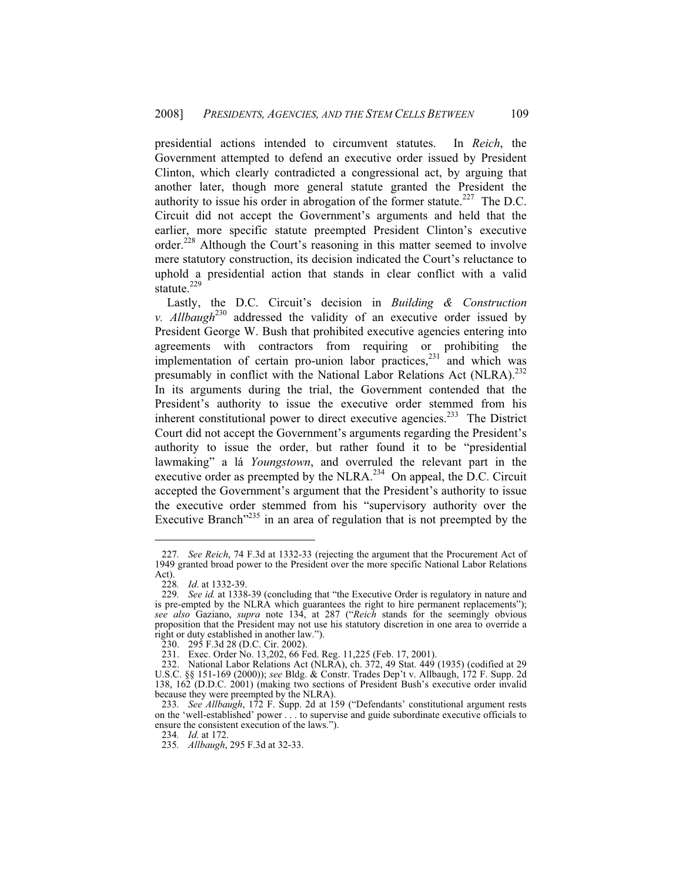presidential actions intended to circumvent statutes. In *Reich*, the Government attempted to defend an executive order issued by President Clinton, which clearly contradicted a congressional act, by arguing that another later, though more general statute granted the President the authority to issue his order in abrogation of the former statute.[227] The D.C. Circuit did not accept the Government's arguments and held that the earlier, more specific statute preempted President Clinton's executive order.[228] Although the Court's reasoning in this matter seemed to involve mere statutory construction, its decision indicated the Court's reluctance to uphold a presidential action that stands in clear conflict with a valid statute.[229]

Lastly, the D.C. Circuit's decision in *Building & Construction v. Allbaugh*[230] addressed the validity of an executive order issued by President George W. Bush that prohibited executive agencies entering into agreements with contractors from requiring or prohibiting the implementation of certain pro-union labor practices,[231] and which was presumably in conflict with the National Labor Relations Act (NLRA).[232] In its arguments during the trial, the Government contended that the President's authority to issue the executive order stemmed from his inherent constitutional power to direct executive agencies.[233] The District Court did not accept the Government's arguments regarding the President's authority to issue the order, but rather found it to be "presidential lawmaking" a lá *Youngstown*, and overruled the relevant part in the executive order as preempted by the NLRA.[234] On appeal, the D.C. Circuit accepted the Government's argument that the President's authority to issue the executive order stemmed from his "supervisory authority over the Executive Branch"[235] in an area of regulation that is not preempted by the

---

227. *See Reich*, 74 F.3d at 1332-33 (rejecting the argument that the Procurement Act of 1949 granted broad power to the President over the more specific National Labor Relations Act).

228. *Id.* at 1332-39.

229. *See id.* at 1338-39 (concluding that "the Executive Order is regulatory in nature and is pre-empted by the NLRA which guarantees the right to hire permanent replacements"); *see also* Gaziano, *supra* note 134, at 287 ("*Reich* stands for the seemingly obvious proposition that the President may not use his statutory discretion in one area to override a right or duty established in another law.").

230. 295 F.3d 28 (D.C. Cir. 2002).

231. Exec. Order No. 13,202, 66 Fed. Reg. 11,225 (Feb. 17, 2001).

232. National Labor Relations Act (NLRA), ch. 372, 49 Stat. 449 (1935) (codified at 29 U.S.C. §§ 151-169 (2000)); *see* Bldg. & Constr. Trades Dep't v. Allbaugh, 172 F. Supp. 2d 138, 162 (D.D.C. 2001) (making two sections of President Bush's executive order invalid because they were preempted by the NLRA).

233. *See Allbaugh*, 172 F. Supp. 2d at 159 ("Defendants' constitutional argument rests on the 'well-established' power . . . to supervise and guide subordinate executive officials to ensure the consistent execution of the laws.").

234. *Id.* at 172.

235. *Allbaugh*, 295 F.3d at 32-33.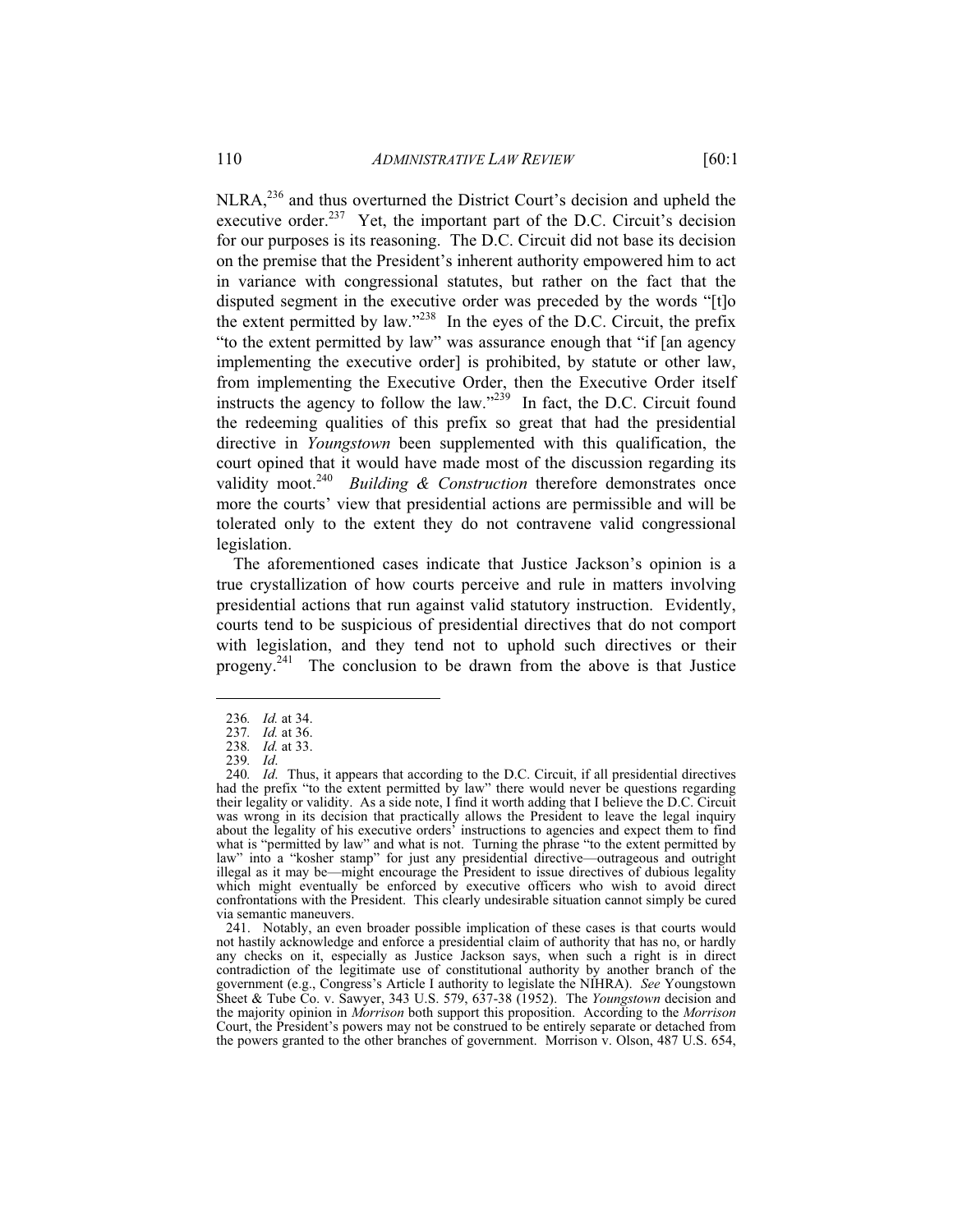NLRA,[236] and thus overturned the District Court's decision and upheld the executive order.[237] Yet, the important part of the D.C. Circuit's decision for our purposes is its reasoning. The D.C. Circuit did not base its decision on the premise that the President's inherent authority empowered him to act in variance with congressional statutes, but rather on the fact that the disputed segment in the executive order was preceded by the words "[t]o the extent permitted by law."[238] In the eyes of the D.C. Circuit, the prefix "to the extent permitted by law" was assurance enough that "if [an agency implementing the executive order] is prohibited, by statute or other law, from implementing the Executive Order, then the Executive Order itself instructs the agency to follow the law."[239] In fact, the D.C. Circuit found the redeeming qualities of this prefix so great that had the presidential directive in *Youngstown* been supplemented with this qualification, the court opined that it would have made most of the discussion regarding its validity moot.[240] *Building & Construction* therefore demonstrates once more the courts' view that presidential actions are permissible and will be tolerated only to the extent they do not contravene valid congressional legislation.

The aforementioned cases indicate that Justice Jackson's opinion is a true crystallization of how courts perceive and rule in matters involving presidential actions that run against valid statutory instruction. Evidently, courts tend to be suspicious of presidential directives that do not comport with legislation, and they tend not to uphold such directives or their progeny.[241] The conclusion to be drawn from the above is that Justice

---

236. *Id.* at 34.

237. *Id.* at 36.

238. *Id.* at 33.

239. *Id.*

240. *Id*. Thus, it appears that according to the D.C. Circuit, if all presidential directives had the prefix "to the extent permitted by law" there would never be questions regarding their legality or validity. As a side note, I find it worth adding that I believe the D.C. Circuit was wrong in its decision that practically allows the President to leave the legal inquiry about the legality of his executive orders' instructions to agencies and expect them to find what is "permitted by law" and what is not. Turning the phrase "to the extent permitted by law" into a "kosher stamp" for just any presidential directive—outrageous and outright illegal as it may be—might encourage the President to issue directives of dubious legality which might eventually be enforced by executive officers who wish to avoid direct confrontations with the President. This clearly undesirable situation cannot simply be cured via semantic maneuvers.

241. Notably, an even broader possible implication of these cases is that courts would not hastily acknowledge and enforce a presidential claim of authority that has no, or hardly any checks on it, especially as Justice Jackson says, when such a right is in direct contradiction of the legitimate use of constitutional authority by another branch of the government (e.g., Congress's Article I authority to legislate the NIHRA). *See* Youngstown Sheet & Tube Co. v. Sawyer, 343 U.S. 579, 637-38 (1952). The *Youngstown* decision and the majority opinion in *Morrison* both support this proposition. According to the *Morrison* Court, the President's powers may not be construed to be entirely separate or detached from the powers granted to the other branches of government. Morrison v. Olson, 487 U.S. 654,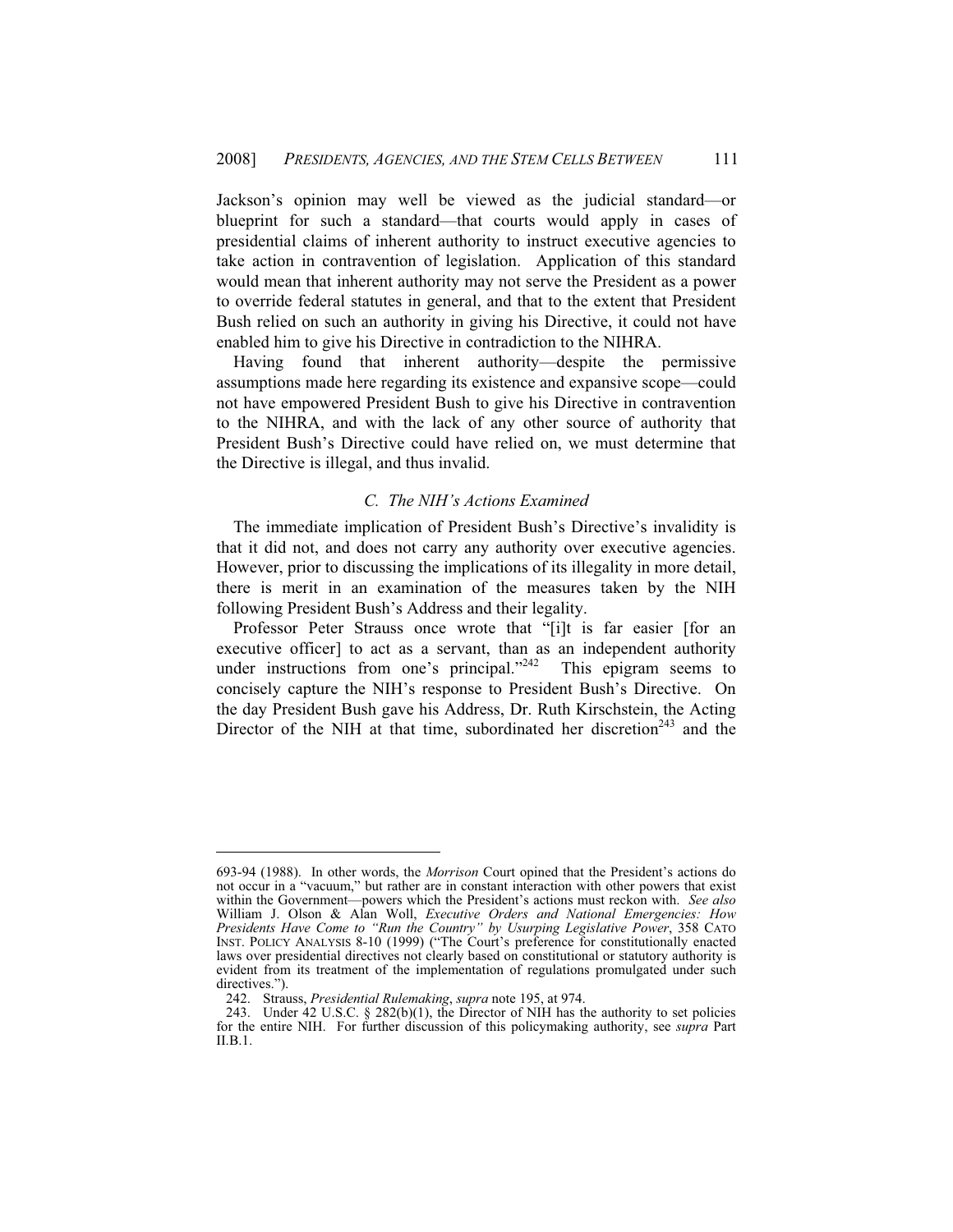Jackson's opinion may well be viewed as the judicial standard—or blueprint for such a standard—that courts would apply in cases of presidential claims of inherent authority to instruct executive agencies to take action in contravention of legislation. Application of this standard would mean that inherent authority may not serve the President as a power to override federal statutes in general, and that to the extent that President Bush relied on such an authority in giving his Directive, it could not have enabled him to give his Directive in contradiction to the NIHRA.

Having found that inherent authority—despite the permissive assumptions made here regarding its existence and expansive scope—could not have empowered President Bush to give his Directive in contravention to the NIHRA, and with the lack of any other source of authority that President Bush's Directive could have relied on, we must determine that the Directive is illegal, and thus invalid.

### *C. The NIH's Actions Examined*

The immediate implication of President Bush's Directive's invalidity is that it did not, and does not carry any authority over executive agencies. However, prior to discussing the implications of its illegality in more detail, there is merit in an examination of the measures taken by the NIH following President Bush's Address and their legality.

Professor Peter Strauss once wrote that "[i]t is far easier [for an executive officer] to act as a servant, than as an independent authority under instructions from one's principal."[242] This epigram seems to concisely capture the NIH's response to President Bush's Directive. On the day President Bush gave his Address, Dr. Ruth Kirschstein, the Acting Director of the NIH at that time, subordinated her discretion[243] and the

---

693-94 (1988). In other words, the *Morrison* Court opined that the President's actions do not occur in a "vacuum," but rather are in constant interaction with other powers that exist within the Government—powers which the President's actions must reckon with. *See also* William J. Olson & Alan Woll, *Executive Orders and National Emergencies: How Presidents Have Come to "Run the Country" by Usurping Legislative Power*, 358 CATO INST. POLICY ANALYSIS 8-10 (1999) ("The Court's preference for constitutionally enacted laws over presidential directives not clearly based on constitutional or statutory authority is evident from its treatment of the implementation of regulations promulgated under such directives.").

242. Strauss, *Presidential Rulemaking*, *supra* note 195, at 974.

243. Under 42 U.S.C. § 282(b)(1), the Director of NIH has the authority to set policies for the entire NIH. For further discussion of this policymaking authority, see *supra* Part II.B.1.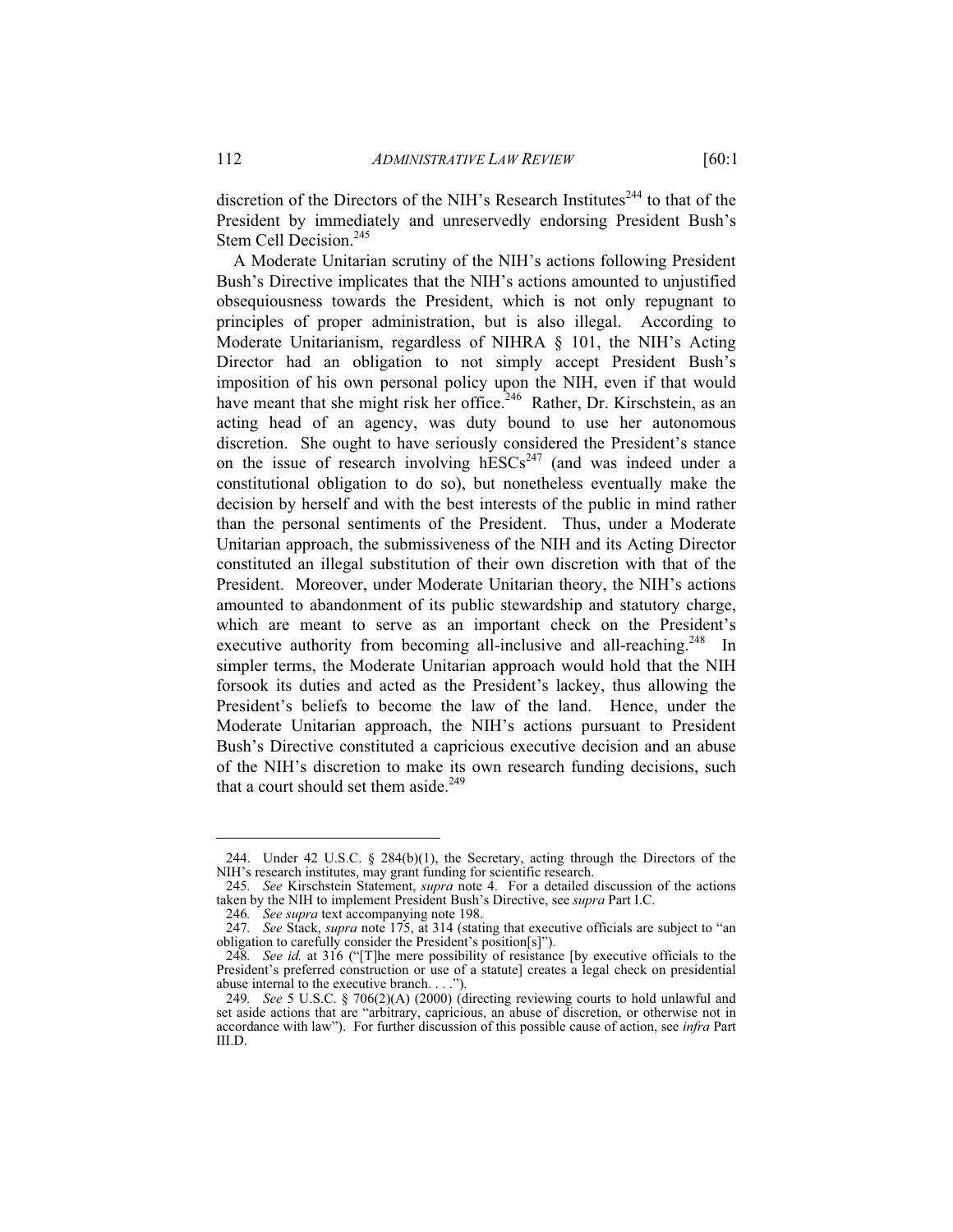discretion of the Directors of the NIH's Research Institutes[244] to that of the President by immediately and unreservedly endorsing President Bush's Stem Cell Decision.[245]

A Moderate Unitarian scrutiny of the NIH's actions following President Bush's Directive implicates that the NIH's actions amounted to unjustified obsequiousness towards the President, which is not only repugnant to principles of proper administration, but is also illegal. According to Moderate Unitarianism, regardless of NIHRA § 101, the NIH's Acting Director had an obligation to not simply accept President Bush's imposition of his own personal policy upon the NIH, even if that would have meant that she might risk her office.[246] Rather, Dr. Kirschstein, as an acting head of an agency, was duty bound to use her autonomous discretion. She ought to have seriously considered the President's stance on the issue of research involving hESCs[247] (and was indeed under a constitutional obligation to do so), but nonetheless eventually make the decision by herself and with the best interests of the public in mind rather than the personal sentiments of the President. Thus, under a Moderate Unitarian approach, the submissiveness of the NIH and its Acting Director constituted an illegal substitution of their own discretion with that of the President. Moreover, under Moderate Unitarian theory, the NIH's actions amounted to abandonment of its public stewardship and statutory charge, which are meant to serve as an important check on the President's executive authority from becoming all-inclusive and all-reaching.[248] In simpler terms, the Moderate Unitarian approach would hold that the NIH forsook its duties and acted as the President's lackey, thus allowing the President's beliefs to become the law of the land. Hence, under the Moderate Unitarian approach, the NIH's actions pursuant to President Bush's Directive constituted a capricious executive decision and an abuse of the NIH's discretion to make its own research funding decisions, such that a court should set them aside.[249]

---

244. Under 42 U.S.C. § 284(b)(1), the Secretary, acting through the Directors of the NIH's research institutes, may grant funding for scientific research.

245. *See* Kirschstein Statement, *supra* note 4. For a detailed discussion of the actions taken by the NIH to implement President Bush's Directive, see *supra* Part I.C.

246. *See supra* text accompanying note 198.

247. *See* Stack, *supra* note 175, at 314 (stating that executive officials are subject to "an obligation to carefully consider the President's position[s]").

248. *See id.* at 316 ("[T]he mere possibility of resistance [by executive officials to the President's preferred construction or use of a statute] creates a legal check on presidential abuse internal to the executive branch. . . .").

249. *See* 5 U.S.C. § 706(2)(A) (2000) (directing reviewing courts to hold unlawful and set aside actions that are "arbitrary, capricious, an abuse of discretion, or otherwise not in accordance with law"). For further discussion of this possible cause of action, see *infra* Part III.D.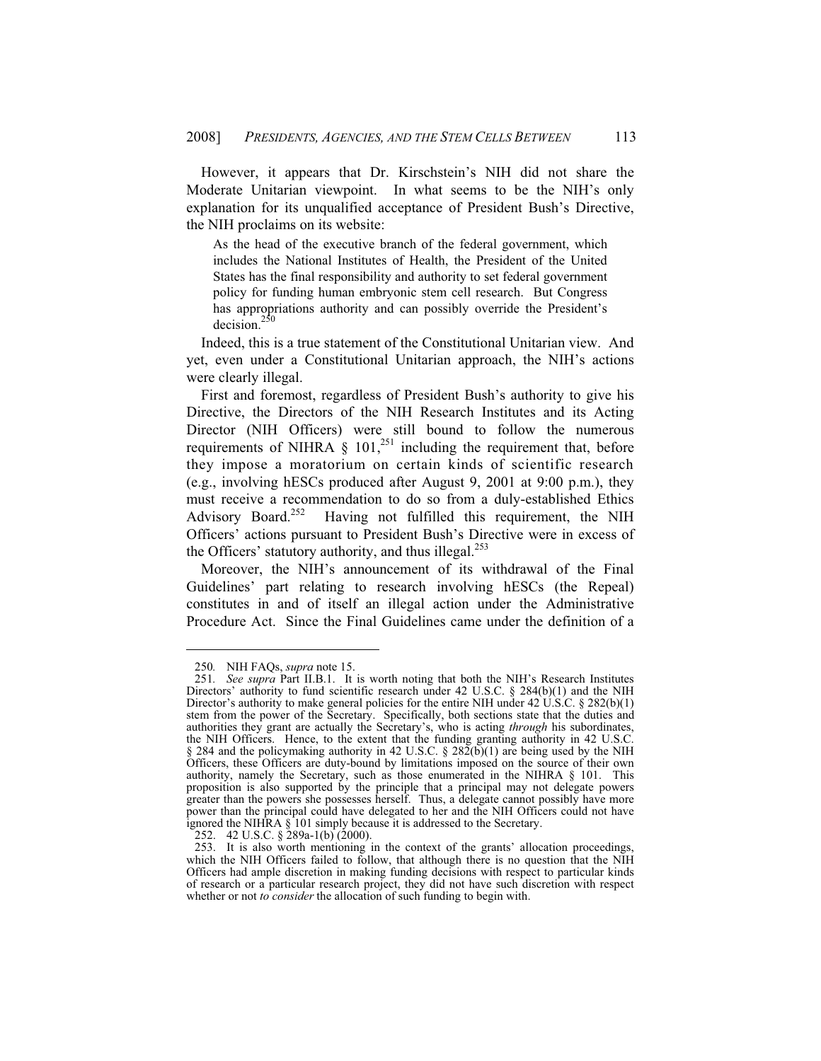However, it appears that Dr. Kirschstein's NIH did not share the Moderate Unitarian viewpoint. In what seems to be the NIH's only explanation for its unqualified acceptance of President Bush's Directive, the NIH proclaims on its website:

> As the head of the executive branch of the federal government, which includes the National Institutes of Health, the President of the United States has the final responsibility and authority to set federal government policy for funding human embryonic stem cell research. But Congress has appropriations authority and can possibly override the President's decision.[250]

Indeed, this is a true statement of the Constitutional Unitarian view. And yet, even under a Constitutional Unitarian approach, the NIH's actions were clearly illegal.

First and foremost, regardless of President Bush's authority to give his Directive, the Directors of the NIH Research Institutes and its Acting Director (NIH Officers) were still bound to follow the numerous requirements of NIHRA § 101,[251] including the requirement that, before they impose a moratorium on certain kinds of scientific research (e.g., involving hESCs produced after August 9, 2001 at 9:00 p.m.), they must receive a recommendation to do so from a duly-established Ethics Advisory Board.[252] Having not fulfilled this requirement, the NIH Officers' actions pursuant to President Bush's Directive were in excess of the Officers' statutory authority, and thus illegal.[253]

Moreover, the NIH's announcement of its withdrawal of the Final Guidelines' part relating to research involving hESCs (the Repeal) constitutes in and of itself an illegal action under the Administrative Procedure Act. Since the Final Guidelines came under the definition of a

---

250. NIH FAQs, *supra* note 15.

251. *See supra* Part II.B.1. It is worth noting that both the NIH's Research Institutes Directors' authority to fund scientific research under 42 U.S.C. § 284(b)(1) and the NIH Director's authority to make general policies for the entire NIH under 42 U.S.C. § 282(b)(1) stem from the power of the Secretary. Specifically, both sections state that the duties and authorities they grant are actually the Secretary's, who is acting *through* his subordinates, the NIH Officers. Hence, to the extent that the funding granting authority in 42 U.S.C. § 284 and the policymaking authority in 42 U.S.C. § 282(b)(1) are being used by the NIH Officers, these Officers are duty-bound by limitations imposed on the source of their own authority, namely the Secretary, such as those enumerated in the NIHRA § 101. This proposition is also supported by the principle that a principal may not delegate powers greater than the powers she possesses herself. Thus, a delegate cannot possibly have more power than the principal could have delegated to her and the NIH Officers could not have ignored the NIHRA § 101 simply because it is addressed to the Secretary.

252. 42 U.S.C. § 289a-1(b) (2000).

253. It is also worth mentioning in the context of the grants' allocation proceedings, which the NIH Officers failed to follow, that although there is no question that the NIH Officers had ample discretion in making funding decisions with respect to particular kinds of research or a particular research project, they did not have such discretion with respect whether or not *to consider* the allocation of such funding to begin with.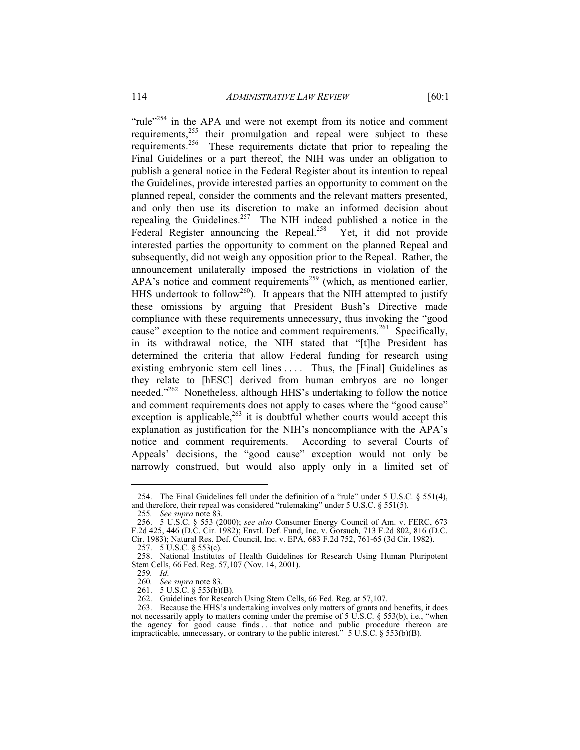"rule"[254] in the APA and were not exempt from its notice and comment requirements,[255] their promulgation and repeal were subject to these requirements.[256] These requirements dictate that prior to repealing the Final Guidelines or a part thereof, the NIH was under an obligation to publish a general notice in the Federal Register about its intention to repeal the Guidelines, provide interested parties an opportunity to comment on the planned repeal, consider the comments and the relevant matters presented, and only then use its discretion to make an informed decision about repealing the Guidelines.[257] The NIH indeed published a notice in the Federal Register announcing the Repeal.[258] Yet, it did not provide interested parties the opportunity to comment on the planned Repeal and subsequently, did not weigh any opposition prior to the Repeal. Rather, the announcement unilaterally imposed the restrictions in violation of the APA's notice and comment requirements[259] (which, as mentioned earlier, HHS undertook to follow[260]). It appears that the NIH attempted to justify these omissions by arguing that President Bush's Directive made compliance with these requirements unnecessary, thus invoking the "good cause" exception to the notice and comment requirements.[261] Specifically, in its withdrawal notice, the NIH stated that "[t]he President has determined the criteria that allow Federal funding for research using existing embryonic stem cell lines . . . . Thus, the [Final] Guidelines as they relate to [hESC] derived from human embryos are no longer needed."[262] Nonetheless, although HHS's undertaking to follow the notice and comment requirements does not apply to cases where the "good cause" exception is applicable,[263] it is doubtful whether courts would accept this explanation as justification for the NIH's noncompliance with the APA's notice and comment requirements. According to several Courts of Appeals' decisions, the "good cause" exception would not only be narrowly construed, but would also apply only in a limited set of

---

254. The Final Guidelines fell under the definition of a "rule" under 5 U.S.C. § 551(4), and therefore, their repeal was considered "rulemaking" under 5 U.S.C. § 551(5).

255. *See supra* note 83.

256. 5 U.S.C. § 553 (2000); *see also* Consumer Energy Council of Am. v. FERC, 673 F.2d 425, 446 (D.C. Cir. 1982); Envtl. Def. Fund, Inc. v. Gorsuch*,* 713 F.2d 802, 816 (D.C. Cir. 1983); Natural Res. Def. Council, Inc. v. EPA, 683 F.2d 752, 761-65 (3d Cir. 1982).

257. 5 U.S.C. § 553(c).

258. National Institutes of Health Guidelines for Research Using Human Pluripotent Stem Cells, 66 Fed. Reg. 57,107 (Nov. 14, 2001).

259. *Id.*

260. *See supra* note 83.

261. 5 U.S.C. § 553(b)(B).

262. Guidelines for Research Using Stem Cells, 66 Fed. Reg. at 57,107.

263. Because the HHS's undertaking involves only matters of grants and benefits, it does not necessarily apply to matters coming under the premise of 5 U.S.C. § 553(b), i.e., "when the agency for good cause finds . . . that notice and public procedure thereon are impracticable, unnecessary, or contrary to the public interest." 5 U.S.C. § 553(b)(B).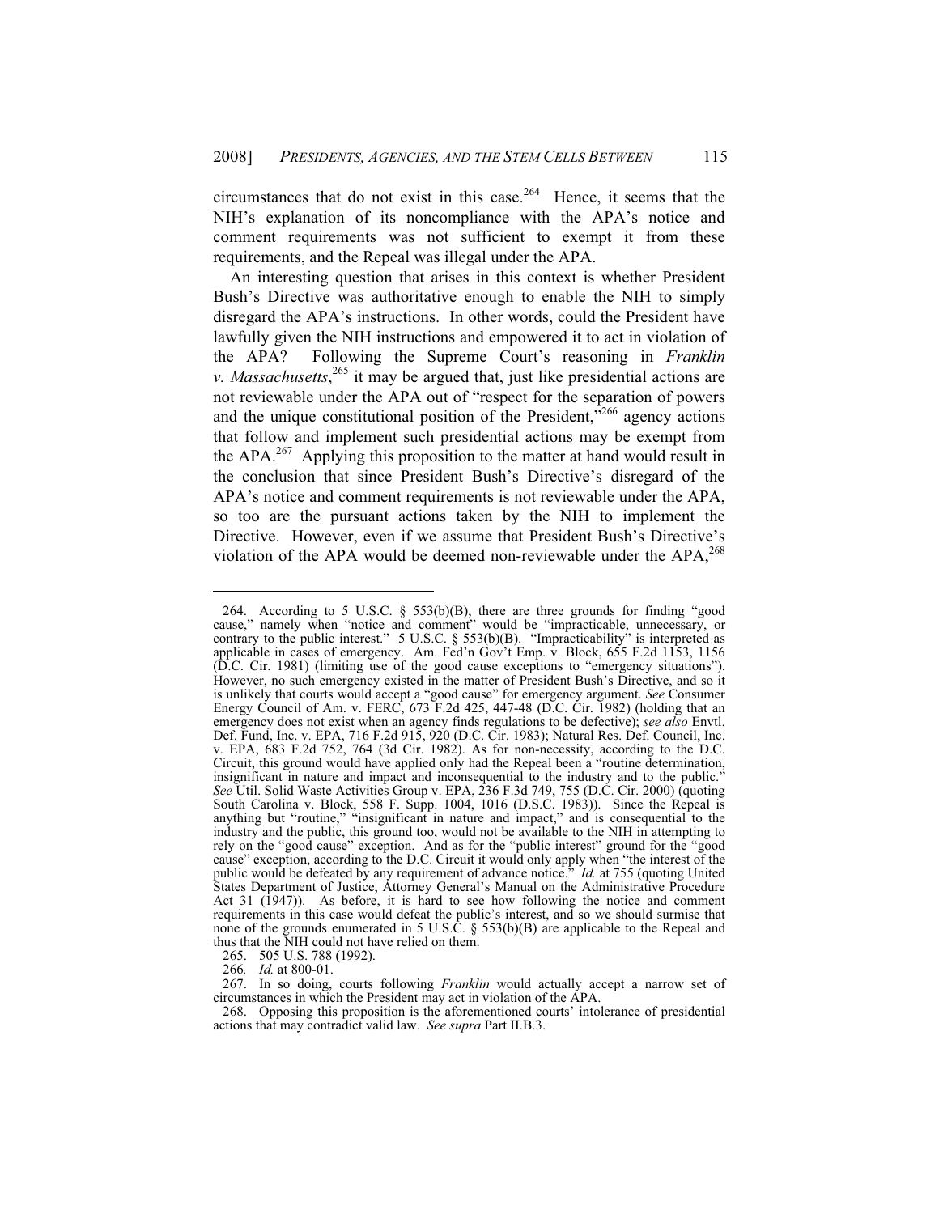circumstances that do not exist in this case.[264] Hence, it seems that the NIH's explanation of its noncompliance with the APA's notice and comment requirements was not sufficient to exempt it from these requirements, and the Repeal was illegal under the APA.

An interesting question that arises in this context is whether President Bush's Directive was authoritative enough to enable the NIH to simply disregard the APA's instructions. In other words, could the President have lawfully given the NIH instructions and empowered it to act in violation of the APA? Following the Supreme Court's reasoning in *Franklin v. Massachusetts*,[265] it may be argued that, just like presidential actions are not reviewable under the APA out of "respect for the separation of powers and the unique constitutional position of the President,"[266] agency actions that follow and implement such presidential actions may be exempt from the APA.[267] Applying this proposition to the matter at hand would result in the conclusion that since President Bush's Directive's disregard of the APA's notice and comment requirements is not reviewable under the APA, so too are the pursuant actions taken by the NIH to implement the Directive. However, even if we assume that President Bush's Directive's violation of the APA would be deemed non-reviewable under the APA,[268]

---

264. According to 5 U.S.C. § 553(b)(B), there are three grounds for finding "good cause," namely when "notice and comment" would be "impracticable, unnecessary, or contrary to the public interest." 5 U.S.C. § 553(b)(B). "Impracticability" is interpreted as applicable in cases of emergency. Am. Fed'n Gov't Emp. v. Block, 655 F.2d 1153, 1156 (D.C. Cir. 1981) (limiting use of the good cause exceptions to "emergency situations"). However, no such emergency existed in the matter of President Bush's Directive, and so it is unlikely that courts would accept a "good cause" for emergency argument. *See* Consumer Energy Council of Am. v. FERC, 673 F.2d 425, 447-48 (D.C. Cir. 1982) (holding that an emergency does not exist when an agency finds regulations to be defective); *see also* Envtl. Def. Fund, Inc. v. EPA, 716 F.2d 915, 920 (D.C. Cir. 1983); Natural Res. Def. Council, Inc. v. EPA, 683 F.2d 752, 764 (3d Cir. 1982). As for non-necessity, according to the D.C. Circuit, this ground would have applied only had the Repeal been a "routine determination, insignificant in nature and impact and inconsequential to the industry and to the public." *See* Util. Solid Waste Activities Group v. EPA, 236 F.3d 749, 755 (D.C. Cir. 2000) (quoting South Carolina v. Block, 558 F. Supp. 1004, 1016 (D.S.C. 1983)). Since the Repeal is anything but "routine," "insignificant in nature and impact," and is consequential to the industry and the public, this ground too, would not be available to the NIH in attempting to rely on the "good cause" exception. And as for the "public interest" ground for the "good cause" exception, according to the D.C. Circuit it would only apply when "the interest of the public would be defeated by any requirement of advance notice." *Id.* at 755 (quoting United States Department of Justice, Attorney General's Manual on the Administrative Procedure Act 31 (1947)). As before, it is hard to see how following the notice and comment requirements in this case would defeat the public's interest, and so we should surmise that none of the grounds enumerated in 5 U.S.C. § 553(b)(B) are applicable to the Repeal and thus that the NIH could not have relied on them.

265. 505 U.S. 788 (1992).

266. *Id.* at 800-01.

267. In so doing, courts following *Franklin* would actually accept a narrow set of circumstances in which the President may act in violation of the APA.

268. Opposing this proposition is the aforementioned courts' intolerance of presidential actions that may contradict valid law. *See supra* Part II.B.3.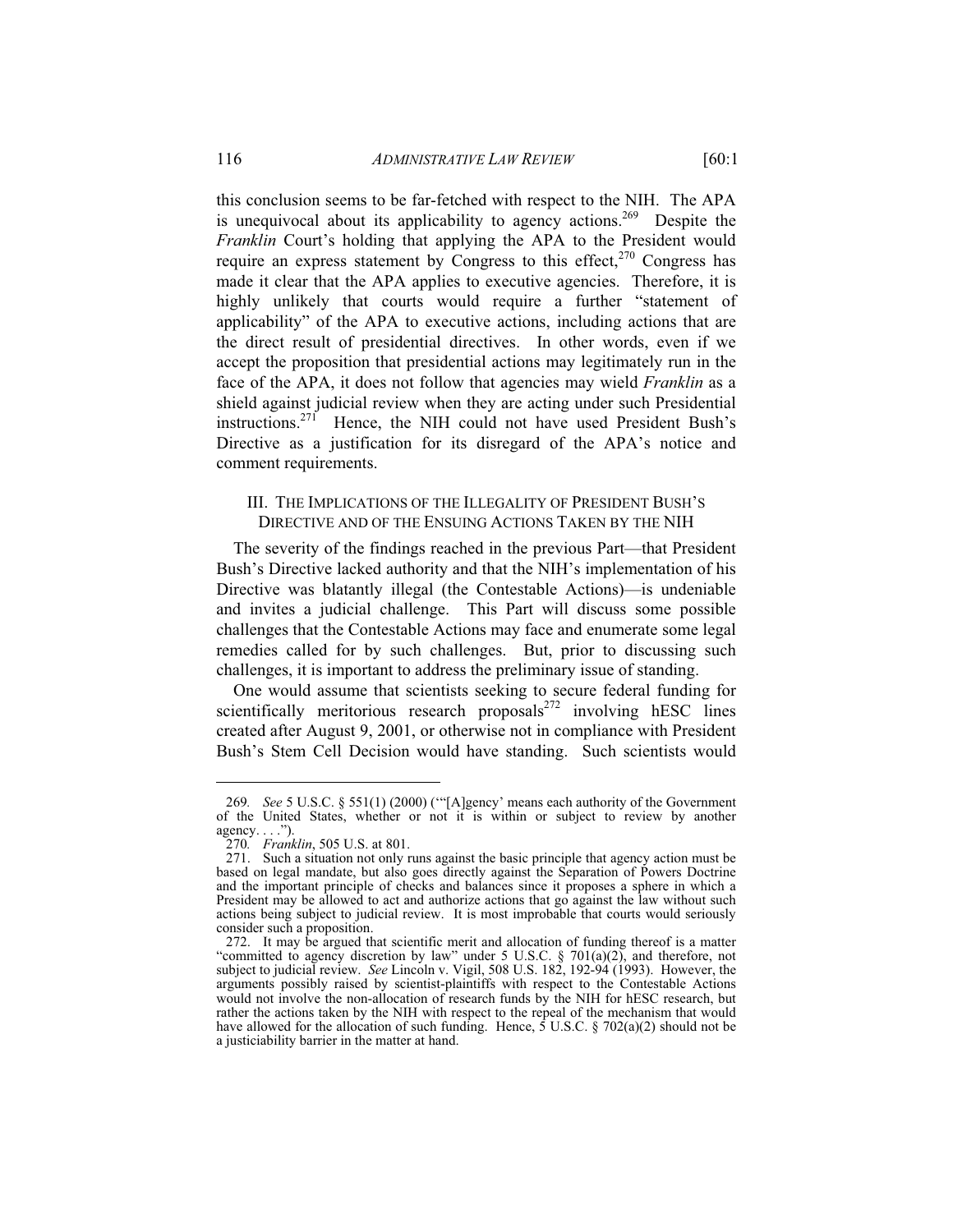this conclusion seems to be far-fetched with respect to the NIH. The APA is unequivocal about its applicability to agency actions.[269] Despite the *Franklin* Court's holding that applying the APA to the President would require an express statement by Congress to this effect,[270] Congress has made it clear that the APA applies to executive agencies. Therefore, it is highly unlikely that courts would require a further "statement of applicability" of the APA to executive actions, including actions that are the direct result of presidential directives. In other words, even if we accept the proposition that presidential actions may legitimately run in the face of the APA, it does not follow that agencies may wield *Franklin* as a shield against judicial review when they are acting under such Presidential instructions.[271] Hence, the NIH could not have used President Bush's Directive as a justification for its disregard of the APA's notice and comment requirements.

## III. THE IMPLICATIONS OF THE ILLEGALITY OF PRESIDENT BUSH'S DIRECTIVE AND OF THE ENSUING ACTIONS TAKEN BY THE NIH

The severity of the findings reached in the previous Part—that President Bush's Directive lacked authority and that the NIH's implementation of his Directive was blatantly illegal (the Contestable Actions)—is undeniable and invites a judicial challenge. This Part will discuss some possible challenges that the Contestable Actions may face and enumerate some legal remedies called for by such challenges. But, prior to discussing such challenges, it is important to address the preliminary issue of standing.

One would assume that scientists seeking to secure federal funding for scientifically meritorious research proposals[272] involving hESC lines created after August 9, 2001, or otherwise not in compliance with President Bush's Stem Cell Decision would have standing. Such scientists would

---

269. *See* 5 U.S.C. § 551(1) (2000) ("'[A]gency' means each authority of the Government of the United States, whether or not it is within or subject to review by another agency. . . .").

270. *Franklin*, 505 U.S. at 801.

271. Such a situation not only runs against the basic principle that agency action must be based on legal mandate, but also goes directly against the Separation of Powers Doctrine and the important principle of checks and balances since it proposes a sphere in which a President may be allowed to act and authorize actions that go against the law without such actions being subject to judicial review. It is most improbable that courts would seriously consider such a proposition.

272. It may be argued that scientific merit and allocation of funding thereof is a matter "committed to agency discretion by law" under 5 U.S.C. § 701(a)(2), and therefore, not subject to judicial review. *See* Lincoln v. Vigil, 508 U.S. 182, 192-94 (1993). However, the arguments possibly raised by scientist-plaintiffs with respect to the Contestable Actions would not involve the non-allocation of research funds by the NIH for hESC research, but rather the actions taken by the NIH with respect to the repeal of the mechanism that would have allowed for the allocation of such funding. Hence, 5 U.S.C. § 702(a)(2) should not be a justiciability barrier in the matter at hand.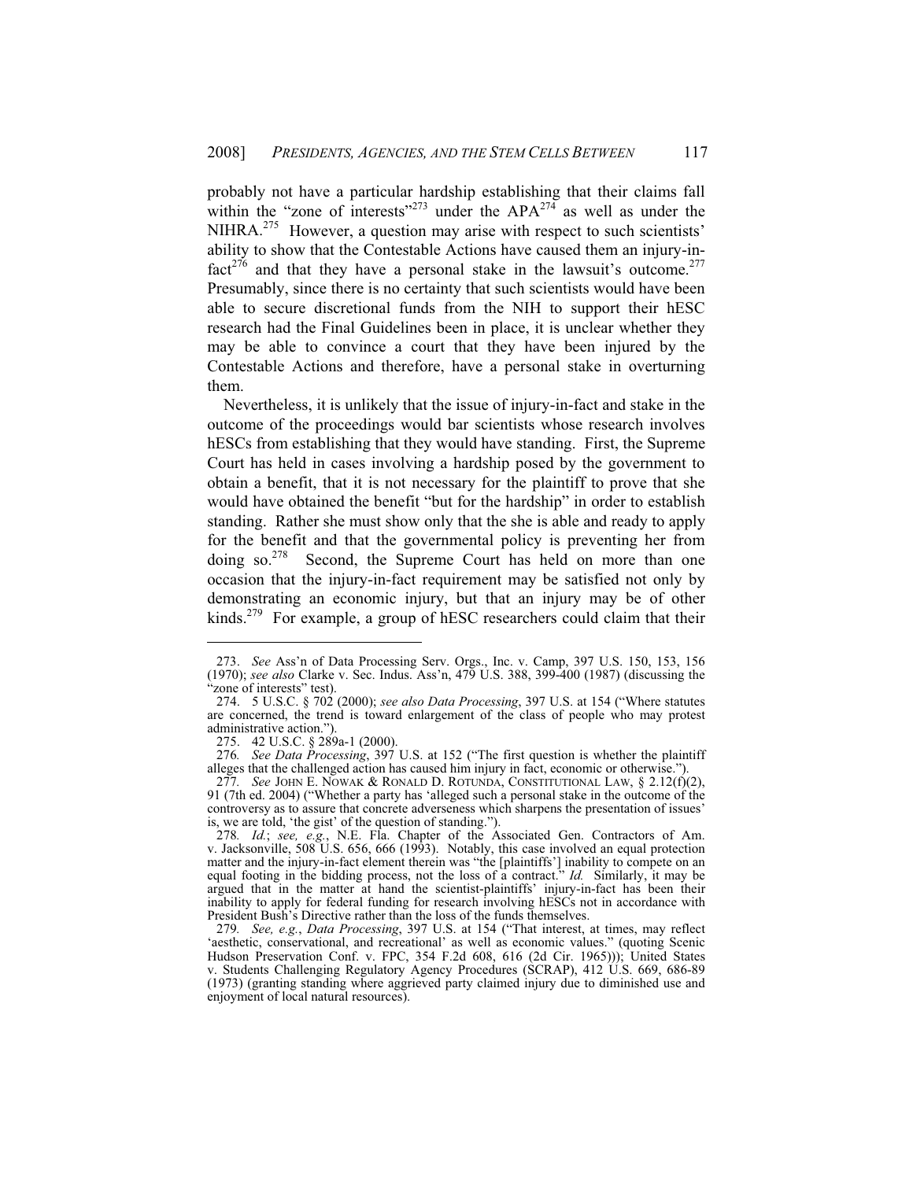probably not have a particular hardship establishing that their claims fall within the "zone of interests"[273] under the APA[274] as well as under the NIHRA.[275] However, a question may arise with respect to such scientists' ability to show that the Contestable Actions have caused them an injury-in-fact[276] and that they have a personal stake in the lawsuit's outcome.[277] Presumably, since there is no certainty that such scientists would have been able to secure discretional funds from the NIH to support their hESC research had the Final Guidelines been in place, it is unclear whether they may be able to convince a court that they have been injured by the Contestable Actions and therefore, have a personal stake in overturning them.

Nevertheless, it is unlikely that the issue of injury-in-fact and stake in the outcome of the proceedings would bar scientists whose research involves hESCs from establishing that they would have standing. First, the Supreme Court has held in cases involving a hardship posed by the government to obtain a benefit, that it is not necessary for the plaintiff to prove that she would have obtained the benefit "but for the hardship" in order to establish standing. Rather she must show only that the she is able and ready to apply for the benefit and that the governmental policy is preventing her from doing so.[278] Second, the Supreme Court has held on more than one occasion that the injury-in-fact requirement may be satisfied not only by demonstrating an economic injury, but that an injury may be of other kinds.[279] For example, a group of hESC researchers could claim that their

---

273. *See* Ass'n of Data Processing Serv. Orgs., Inc. v. Camp, 397 U.S. 150, 153, 156 (1970); *see also* Clarke v. Sec. Indus. Ass'n, 479 U.S. 388, 399-400 (1987) (discussing the "zone of interests" test).

274. 5 U.S.C. § 702 (2000); *see also Data Processing*, 397 U.S. at 154 ("Where statutes are concerned, the trend is toward enlargement of the class of people who may protest administrative action.").

275. 42 U.S.C. § 289a-1 (2000).

276. *See Data Processing*, 397 U.S. at 152 ("The first question is whether the plaintiff alleges that the challenged action has caused him injury in fact, economic or otherwise.").

277. *See* JOHN E. NOWAK & RONALD D. ROTUNDA, CONSTITUTIONAL LAW, § 2.12(f)(2), 91 (7th ed. 2004) ("Whether a party has 'alleged such a personal stake in the outcome of the controversy as to assure that concrete adverseness which sharpens the presentation of issues' is, we are told, 'the gist' of the question of standing.").

278. *Id.*; *see, e.g.*, N.E. Fla. Chapter of the Associated Gen. Contractors of Am. v. Jacksonville, 508 U.S. 656, 666 (1993). Notably, this case involved an equal protection matter and the injury-in-fact element therein was "the [plaintiffs'] inability to compete on an equal footing in the bidding process, not the loss of a contract." *Id.* Similarly, it may be argued that in the matter at hand the scientist-plaintiffs' injury-in-fact has been their inability to apply for federal funding for research involving hESCs not in accordance with President Bush's Directive rather than the loss of the funds themselves.

279. *See, e.g.*, *Data Processing*, 397 U.S. at 154 ("That interest, at times, may reflect 'aesthetic, conservational, and recreational' as well as economic values." (quoting Scenic Hudson Preservation Conf. v. FPC, 354 F.2d 608, 616 (2d Cir. 1965))); United States v. Students Challenging Regulatory Agency Procedures (SCRAP), 412 U.S. 669, 686-89 (1973) (granting standing where aggrieved party claimed injury due to diminished use and enjoyment of local natural resources).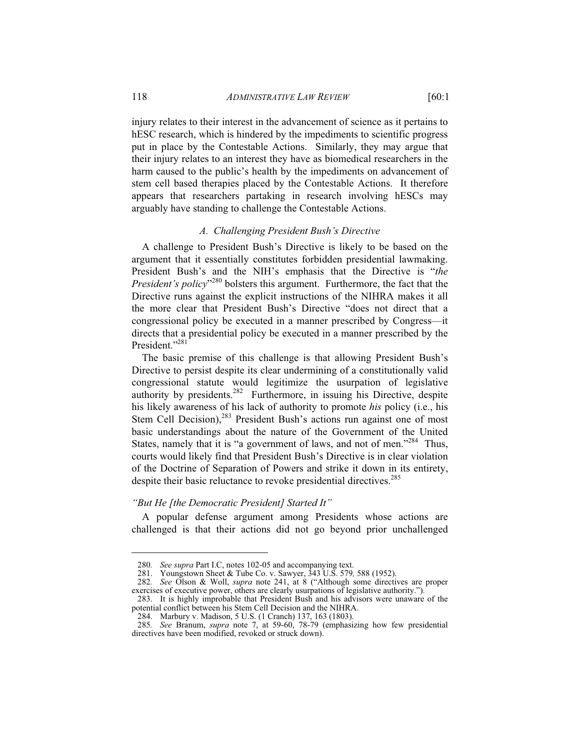injury relates to their interest in the advancement of science as it pertains to hESC research, which is hindered by the impediments to scientific progress put in place by the Contestable Actions. Similarly, they may argue that their injury relates to an interest they have as biomedical researchers in the harm caused to the public's health by the impediments on advancement of stem cell based therapies placed by the Contestable Actions. It therefore appears that researchers partaking in research involving hESCs may arguably have standing to challenge the Contestable Actions.

### *A. Challenging President Bush's Directive*

A challenge to President Bush's Directive is likely to be based on the argument that it essentially constitutes forbidden presidential lawmaking. President Bush's and the NIH's emphasis that the Directive is "*the President's policy*"[280] bolsters this argument. Furthermore, the fact that the Directive runs against the explicit instructions of the NIHRA makes it all the more clear that President Bush's Directive "does not direct that a congressional policy be executed in a manner prescribed by Congress—it directs that a presidential policy be executed in a manner prescribed by the President."[281]

The basic premise of this challenge is that allowing President Bush's Directive to persist despite its clear undermining of a constitutionally valid congressional statute would legitimize the usurpation of legislative authority by presidents.[282] Furthermore, in issuing his Directive, despite his likely awareness of his lack of authority to promote *his* policy (i.e., his Stem Cell Decision),[283] President Bush's actions run against one of most basic understandings about the nature of the Government of the United States, namely that it is "a government of laws, and not of men."[284] Thus, courts would likely find that President Bush's Directive is in clear violation of the Doctrine of Separation of Powers and strike it down in its entirety, despite their basic reluctance to revoke presidential directives.[285]

#### *"But He [the Democratic President] Started It"*

A popular defense argument among Presidents whose actions are challenged is that their actions did not go beyond prior unchallenged

---

280. *See supra* Part I.C, notes 102-05 and accompanying text.

281. Youngstown Sheet & Tube Co. v. Sawyer, 343 U.S. 579, 588 (1952).

282. *See* Olson & Woll, *supra* note 241, at 8 ("Although some directives are proper exercises of executive power, others are clearly usurpations of legislative authority.").

283. It is highly improbable that President Bush and his advisors were unaware of the potential conflict between his Stem Cell Decision and the NIHRA.

284. Marbury v. Madison, 5 U.S. (1 Cranch) 137, 163 (1803).

285. *See* Branum, *supra* note 7, at 59-60, 78-79 (emphasizing how few presidential directives have been modified, revoked or struck down).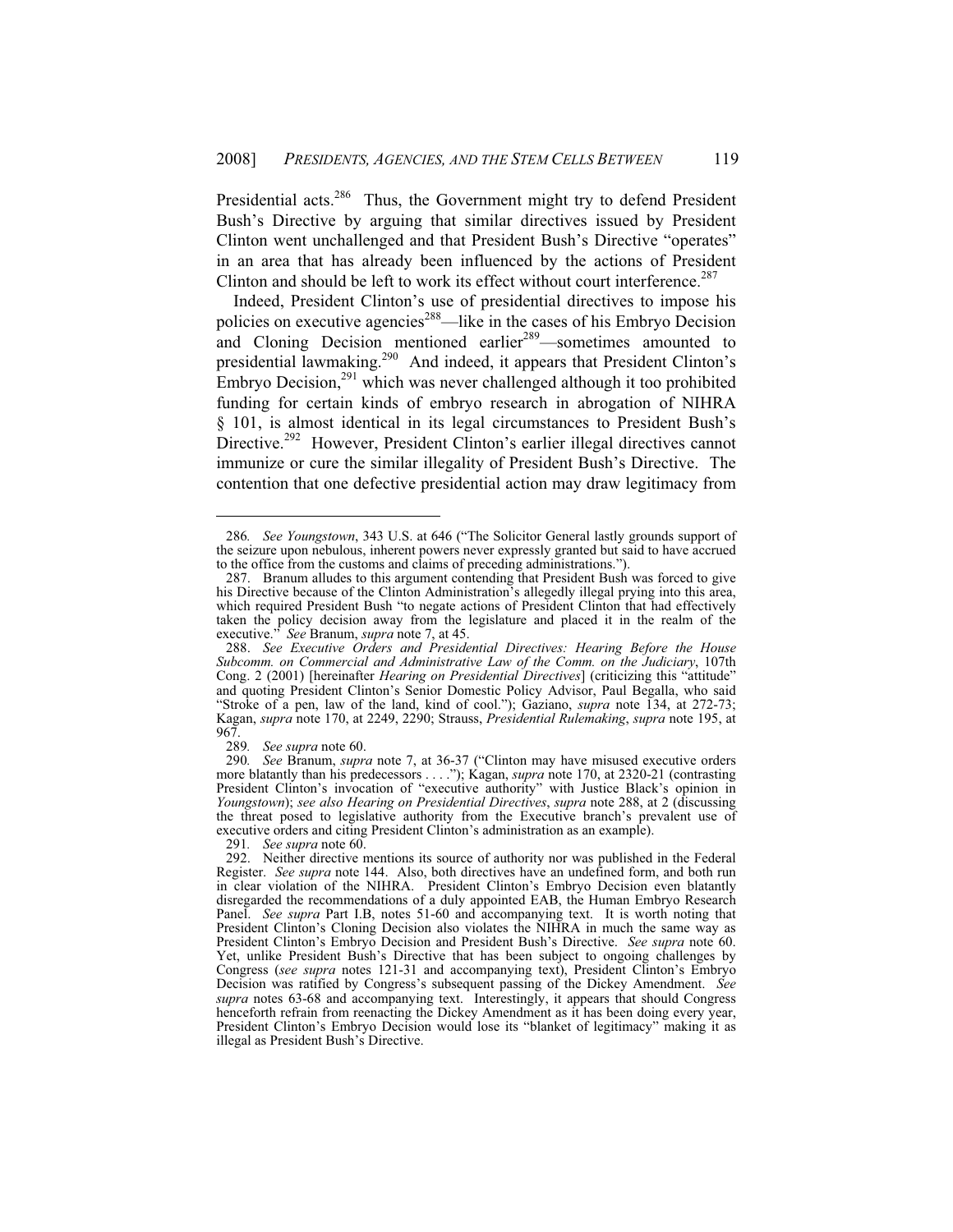Presidential acts.[286] Thus, the Government might try to defend President Bush's Directive by arguing that similar directives issued by President Clinton went unchallenged and that President Bush's Directive "operates" in an area that has already been influenced by the actions of President Clinton and should be left to work its effect without court interference.[287]

Indeed, President Clinton's use of presidential directives to impose his policies on executive agencies[288]—like in the cases of his Embryo Decision and Cloning Decision mentioned earlier[289]—sometimes amounted to presidential lawmaking.[290] And indeed, it appears that President Clinton's Embryo Decision,[291] which was never challenged although it too prohibited funding for certain kinds of embryo research in abrogation of NIHRA § 101, is almost identical in its legal circumstances to President Bush's Directive.[292] However, President Clinton's earlier illegal directives cannot immunize or cure the similar illegality of President Bush's Directive. The contention that one defective presidential action may draw legitimacy from

---

286. *See Youngstown*, 343 U.S. at 646 ("The Solicitor General lastly grounds support of the seizure upon nebulous, inherent powers never expressly granted but said to have accrued to the office from the customs and claims of preceding administrations.").

287. Branum alludes to this argument contending that President Bush was forced to give his Directive because of the Clinton Administration's allegedly illegal prying into this area, which required President Bush "to negate actions of President Clinton that had effectively taken the policy decision away from the legislature and placed it in the realm of the executive." *See* Branum, *supra* note 7, at 45.

288. *See Executive Orders and Presidential Directives: Hearing Before the House Subcomm. on Commercial and Administrative Law of the Comm. on the Judiciary*, 107th Cong. 2 (2001) [hereinafter *Hearing on Presidential Directives*] (criticizing this "attitude" and quoting President Clinton's Senior Domestic Policy Advisor, Paul Begalla, who said "Stroke of a pen, law of the land, kind of cool."); Gaziano, *supra* note 134, at 272-73; Kagan, *supra* note 170, at 2249, 2290; Strauss, *Presidential Rulemaking*, *supra* note 195, at 967.

289. *See supra* note 60.

290. *See* Branum, *supra* note 7, at 36-37 ("Clinton may have misused executive orders more blatantly than his predecessors . . . ."); Kagan, *supra* note 170, at 2320-21 (contrasting President Clinton's invocation of "executive authority" with Justice Black's opinion in *Youngstown*); *see also Hearing on Presidential Directives*, *supra* note 288, at 2 (discussing the threat posed to legislative authority from the Executive branch's prevalent use of executive orders and citing President Clinton's administration as an example).

291. *See supra* note 60.

292. Neither directive mentions its source of authority nor was published in the Federal Register. *See supra* note 144. Also, both directives have an undefined form, and both run in clear violation of the NIHRA. President Clinton's Embryo Decision even blatantly disregarded the recommendations of a duly appointed EAB, the Human Embryo Research Panel. *See supra* Part I.B, notes 51-60 and accompanying text. It is worth noting that President Clinton's Cloning Decision also violates the NIHRA in much the same way as President Clinton's Embryo Decision and President Bush's Directive. *See supra* note 60. Yet, unlike President Bush's Directive that has been subject to ongoing challenges by Congress (*see supra* notes 121-31 and accompanying text), President Clinton's Embryo Decision was ratified by Congress's subsequent passing of the Dickey Amendment. *See supra* notes 63-68 and accompanying text. Interestingly, it appears that should Congress henceforth refrain from reenacting the Dickey Amendment as it has been doing every year, President Clinton's Embryo Decision would lose its "blanket of legitimacy" making it as illegal as President Bush's Directive.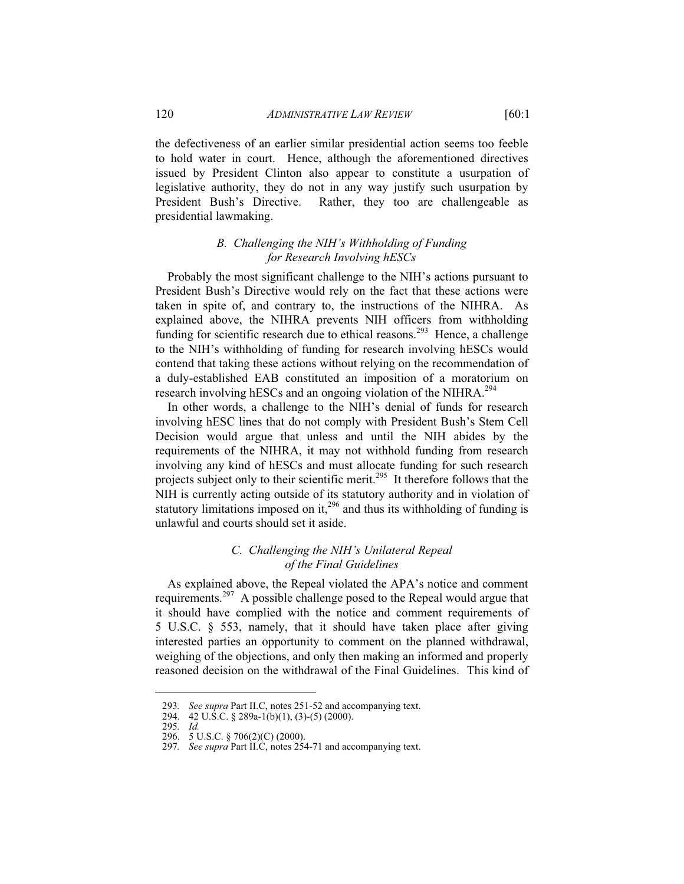the defectiveness of an earlier similar presidential action seems too feeble to hold water in court. Hence, although the aforementioned directives issued by President Clinton also appear to constitute a usurpation of legislative authority, they do not in any way justify such usurpation by President Bush's Directive. Rather, they too are challengeable as presidential lawmaking.

### *B. Challenging the NIH's Withholding of Funding for Research Involving hESCs*

Probably the most significant challenge to the NIH's actions pursuant to President Bush's Directive would rely on the fact that these actions were taken in spite of, and contrary to, the instructions of the NIHRA. As explained above, the NIHRA prevents NIH officers from withholding funding for scientific research due to ethical reasons.[293] Hence, a challenge to the NIH's withholding of funding for research involving hESCs would contend that taking these actions without relying on the recommendation of a duly-established EAB constituted an imposition of a moratorium on research involving hESCs and an ongoing violation of the NIHRA.[294]

In other words, a challenge to the NIH's denial of funds for research involving hESC lines that do not comply with President Bush's Stem Cell Decision would argue that unless and until the NIH abides by the requirements of the NIHRA, it may not withhold funding from research involving any kind of hESCs and must allocate funding for such research projects subject only to their scientific merit.[295] It therefore follows that the NIH is currently acting outside of its statutory authority and in violation of statutory limitations imposed on it,[296] and thus its withholding of funding is unlawful and courts should set it aside.

### *C. Challenging the NIH's Unilateral Repeal of the Final Guidelines*

As explained above, the Repeal violated the APA's notice and comment requirements.[297] A possible challenge posed to the Repeal would argue that it should have complied with the notice and comment requirements of 5 U.S.C. § 553, namely, that it should have taken place after giving interested parties an opportunity to comment on the planned withdrawal, weighing of the objections, and only then making an informed and properly reasoned decision on the withdrawal of the Final Guidelines. This kind of

---

293. *See supra* Part II.C, notes 251-52 and accompanying text.
294. 42 U.S.C. § 289a-1(b)(1), (3)-(5) (2000).
295. *Id.*
296. 5 U.S.C. § 706(2)(C) (2000).
297. *See supra* Part II.C, notes 254-71 and accompanying text.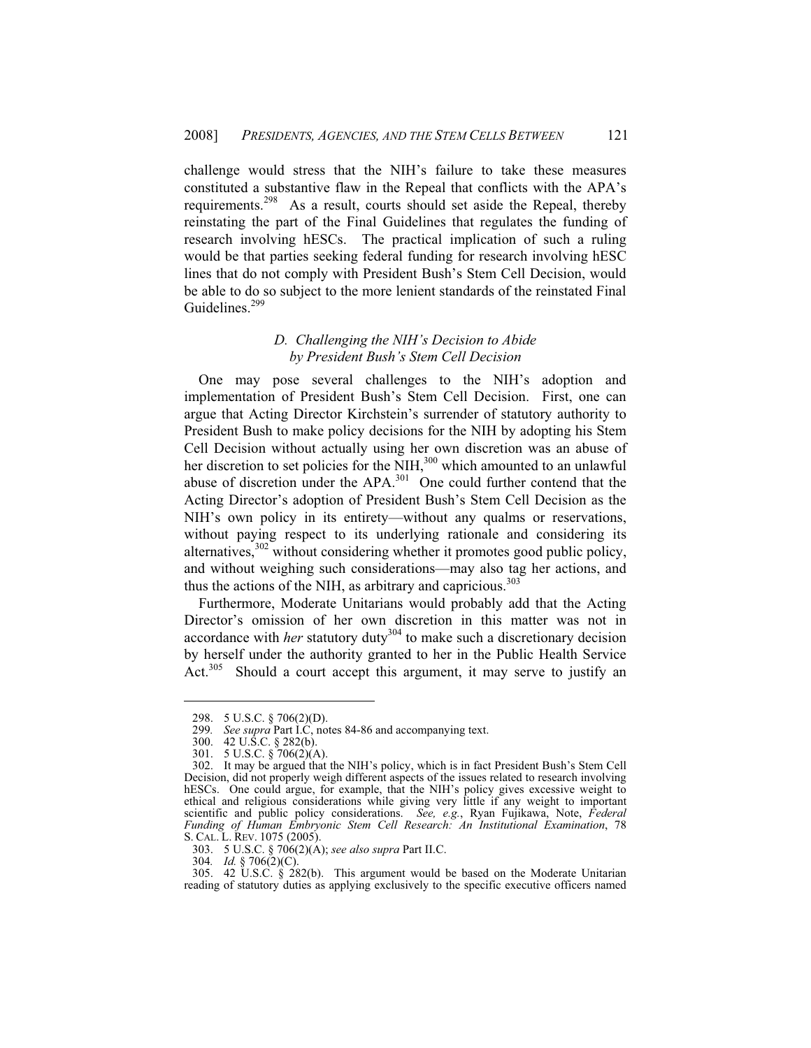challenge would stress that the NIH's failure to take these measures constituted a substantive flaw in the Repeal that conflicts with the APA's requirements.[298] As a result, courts should set aside the Repeal, thereby reinstating the part of the Final Guidelines that regulates the funding of research involving hESCs. The practical implication of such a ruling would be that parties seeking federal funding for research involving hESC lines that do not comply with President Bush's Stem Cell Decision, would be able to do so subject to the more lenient standards of the reinstated Final Guidelines.[299]

### *D. Challenging the NIH's Decision to Abide by President Bush's Stem Cell Decision*

One may pose several challenges to the NIH's adoption and implementation of President Bush's Stem Cell Decision. First, one can argue that Acting Director Kirchstein's surrender of statutory authority to President Bush to make policy decisions for the NIH by adopting his Stem Cell Decision without actually using her own discretion was an abuse of her discretion to set policies for the NIH,[300] which amounted to an unlawful abuse of discretion under the APA.[301] One could further contend that the Acting Director's adoption of President Bush's Stem Cell Decision as the NIH's own policy in its entirety—without any qualms or reservations, without paying respect to its underlying rationale and considering its alternatives,[302] without considering whether it promotes good public policy, and without weighing such considerations—may also tag her actions, and thus the actions of the NIH, as arbitrary and capricious.[303]

Furthermore, Moderate Unitarians would probably add that the Acting Director's omission of her own discretion in this matter was not in accordance with *her* statutory duty[304] to make such a discretionary decision by herself under the authority granted to her in the Public Health Service Act.[305] Should a court accept this argument, it may serve to justify an

---

298. 5 U.S.C. § 706(2)(D).

299. *See supra* Part I.C, notes 84-86 and accompanying text.

300. 42 U.S.C. § 282(b).

301. 5 U.S.C. § 706(2)(A).

302. It may be argued that the NIH's policy, which is in fact President Bush's Stem Cell Decision, did not properly weigh different aspects of the issues related to research involving hESCs. One could argue, for example, that the NIH's policy gives excessive weight to ethical and religious considerations while giving very little if any weight to important scientific and public policy considerations. *See, e.g.*, Ryan Fujikawa, Note, *Federal Funding of Human Embryonic Stem Cell Research: An Institutional Examination*, 78 S. CAL. L. REV. 1075 (2005).

303. 5 U.S.C. § 706(2)(A); *see also supra* Part II.C.

304. *Id.* § 706(2)(C).

305. 42 U.S.C. § 282(b). This argument would be based on the Moderate Unitarian reading of statutory duties as applying exclusively to the specific executive officers named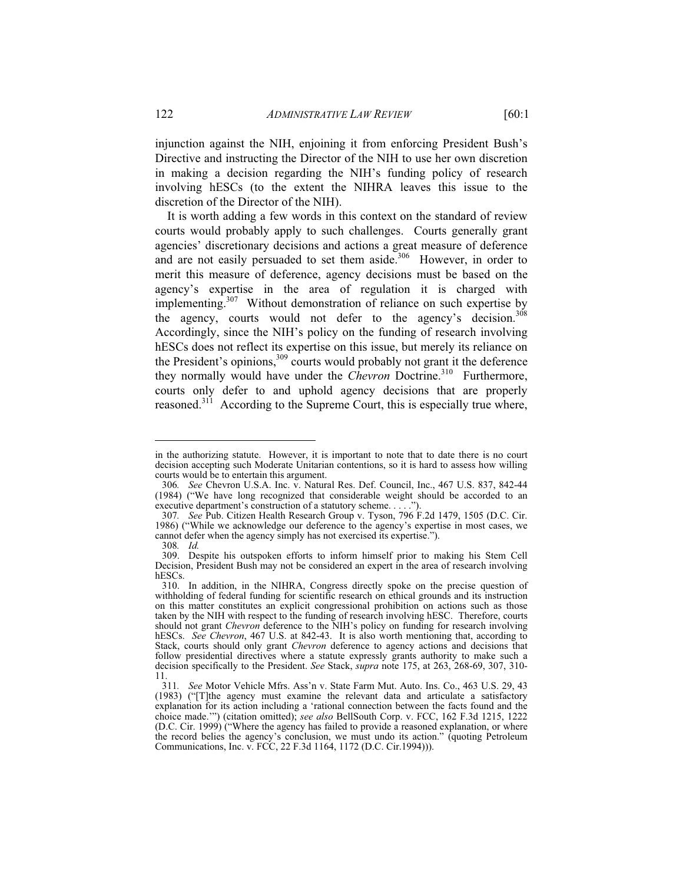injunction against the NIH, enjoining it from enforcing President Bush's Directive and instructing the Director of the NIH to use her own discretion in making a decision regarding the NIH's funding policy of research involving hESCs (to the extent the NIHRA leaves this issue to the discretion of the Director of the NIH).

It is worth adding a few words in this context on the standard of review courts would probably apply to such challenges. Courts generally grant agencies' discretionary decisions and actions a great measure of deference and are not easily persuaded to set them aside.[306] However, in order to merit this measure of deference, agency decisions must be based on the agency's expertise in the area of regulation it is charged with implementing.[307] Without demonstration of reliance on such expertise by the agency, courts would not defer to the agency's decision.[308] Accordingly, since the NIH's policy on the funding of research involving hESCs does not reflect its expertise on this issue, but merely its reliance on the President's opinions,[309] courts would probably not grant it the deference they normally would have under the *Chevron* Doctrine.[310] Furthermore, courts only defer to and uphold agency decisions that are properly reasoned.[311] According to the Supreme Court, this is especially true where,

---

in the authorizing statute. However, it is important to note that to date there is no court decision accepting such Moderate Unitarian contentions, so it is hard to assess how willing courts would be to entertain this argument.

306. *See* Chevron U.S.A. Inc. v. Natural Res. Def. Council, Inc., 467 U.S. 837, 842-44 (1984) ("We have long recognized that considerable weight should be accorded to an executive department's construction of a statutory scheme. . . . .").

307. *See* Pub. Citizen Health Research Group v. Tyson, 796 F.2d 1479, 1505 (D.C. Cir. 1986) ("While we acknowledge our deference to the agency's expertise in most cases, we cannot defer when the agency simply has not exercised its expertise.").

308. *Id.*

309. Despite his outspoken efforts to inform himself prior to making his Stem Cell Decision, President Bush may not be considered an expert in the area of research involving hESCs.

310. In addition, in the NIHRA, Congress directly spoke on the precise question of withholding of federal funding for scientific research on ethical grounds and its instruction on this matter constitutes an explicit congressional prohibition on actions such as those taken by the NIH with respect to the funding of research involving hESC. Therefore, courts should not grant *Chevron* deference to the NIH's policy on funding for research involving hESCs. *See Chevron*, 467 U.S. at 842-43. It is also worth mentioning that, according to Stack, courts should only grant *Chevron* deference to agency actions and decisions that follow presidential directives where a statute expressly grants authority to make such a decision specifically to the President. *See* Stack, *supra* note 175, at 263, 268-69, 307, 310-11.

311. *See* Motor Vehicle Mfrs. Ass'n v. State Farm Mut. Auto. Ins. Co., 463 U.S. 29, 43 (1983) ("[T]he agency must examine the relevant data and articulate a satisfactory explanation for its action including a 'rational connection between the facts found and the choice made.'") (citation omitted); *see also* BellSouth Corp. v. FCC, 162 F.3d 1215, 1222 (D.C. Cir. 1999) ("Where the agency has failed to provide a reasoned explanation, or where the record belies the agency's conclusion, we must undo its action." (quoting Petroleum Communications, Inc. v. FCC, 22 F.3d 1164, 1172 (D.C. Cir.1994))).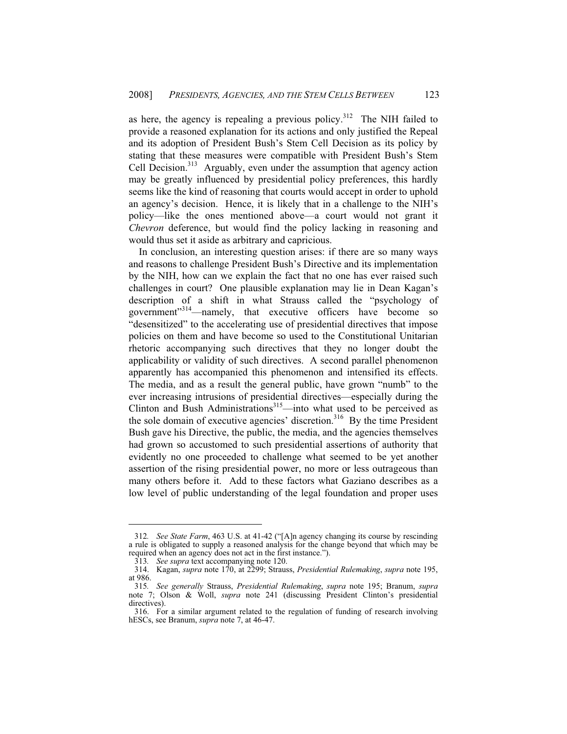as here, the agency is repealing a previous policy.[312] The NIH failed to provide a reasoned explanation for its actions and only justified the Repeal and its adoption of President Bush's Stem Cell Decision as its policy by stating that these measures were compatible with President Bush's Stem Cell Decision.[313] Arguably, even under the assumption that agency action may be greatly influenced by presidential policy preferences, this hardly seems like the kind of reasoning that courts would accept in order to uphold an agency's decision. Hence, it is likely that in a challenge to the NIH's policy—like the ones mentioned above—a court would not grant it *Chevron* deference, but would find the policy lacking in reasoning and would thus set it aside as arbitrary and capricious.

In conclusion, an interesting question arises: if there are so many ways and reasons to challenge President Bush's Directive and its implementation by the NIH, how can we explain the fact that no one has ever raised such challenges in court? One plausible explanation may lie in Dean Kagan's description of a shift in what Strauss called the "psychology of government"[314]—namely, that executive officers have become so "desensitized" to the accelerating use of presidential directives that impose policies on them and have become so used to the Constitutional Unitarian rhetoric accompanying such directives that they no longer doubt the applicability or validity of such directives. A second parallel phenomenon apparently has accompanied this phenomenon and intensified its effects. The media, and as a result the general public, have grown "numb" to the ever increasing intrusions of presidential directives—especially during the Clinton and Bush Administrations[315]—into what used to be perceived as the sole domain of executive agencies' discretion.[316] By the time President Bush gave his Directive, the public, the media, and the agencies themselves had grown so accustomed to such presidential assertions of authority that evidently no one proceeded to challenge what seemed to be yet another assertion of the rising presidential power, no more or less outrageous than many others before it. Add to these factors what Gaziano describes as a low level of public understanding of the legal foundation and proper uses

---

312. *See State Farm*, 463 U.S. at 41-42 ("[A]n agency changing its course by rescinding a rule is obligated to supply a reasoned analysis for the change beyond that which may be required when an agency does not act in the first instance.").

313. *See supra* text accompanying note 120.

314. Kagan, *supra* note 170, at 2299; Strauss, *Presidential Rulemaking*, *supra* note 195, at 986.

315. *See generally* Strauss, *Presidential Rulemaking*, *supra* note 195; Branum, *supra* note 7; Olson & Woll, *supra* note 241 (discussing President Clinton's presidential directives).

316. For a similar argument related to the regulation of funding of research involving hESCs, see Branum, *supra* note 7, at 46-47.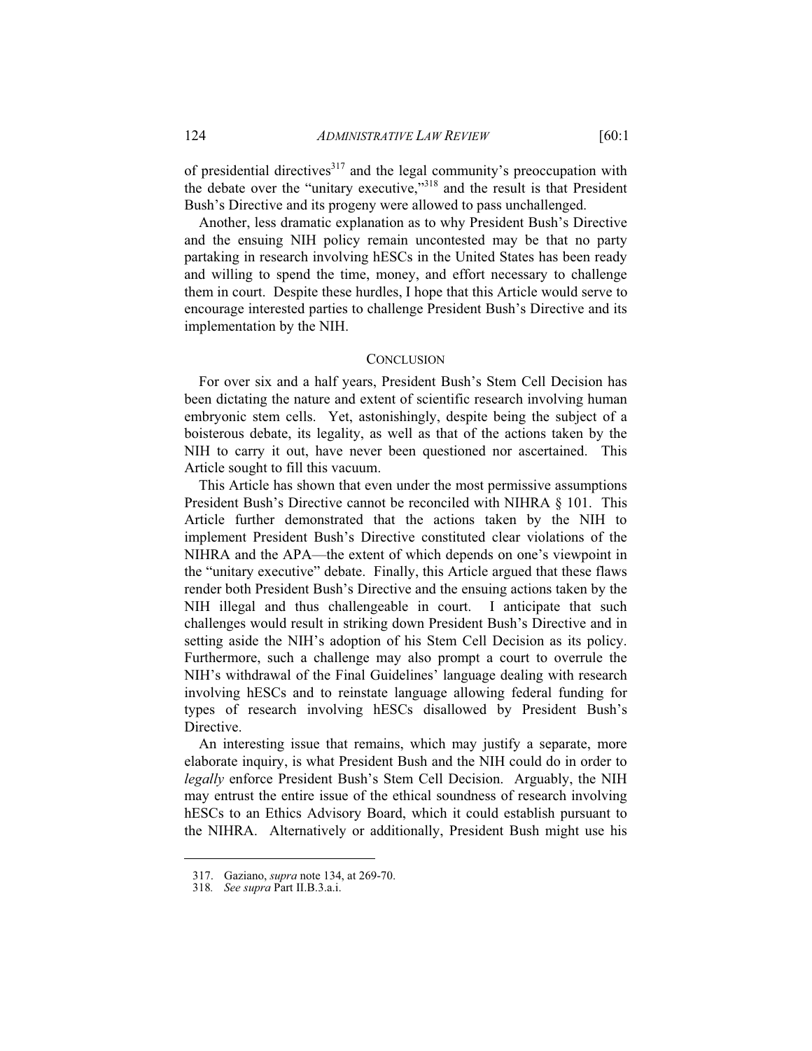of presidential directives[317] and the legal community's preoccupation with the debate over the "unitary executive,"[318] and the result is that President Bush's Directive and its progeny were allowed to pass unchallenged.

Another, less dramatic explanation as to why President Bush's Directive and the ensuing NIH policy remain uncontested may be that no party partaking in research involving hESCs in the United States has been ready and willing to spend the time, money, and effort necessary to challenge them in court. Despite these hurdles, I hope that this Article would serve to encourage interested parties to challenge President Bush's Directive and its implementation by the NIH.

## CONCLUSION

For over six and a half years, President Bush's Stem Cell Decision has been dictating the nature and extent of scientific research involving human embryonic stem cells. Yet, astonishingly, despite being the subject of a boisterous debate, its legality, as well as that of the actions taken by the NIH to carry it out, have never been questioned nor ascertained. This Article sought to fill this vacuum.

This Article has shown that even under the most permissive assumptions President Bush's Directive cannot be reconciled with NIHRA § 101. This Article further demonstrated that the actions taken by the NIH to implement President Bush's Directive constituted clear violations of the NIHRA and the APA—the extent of which depends on one's viewpoint in the "unitary executive" debate. Finally, this Article argued that these flaws render both President Bush's Directive and the ensuing actions taken by the NIH illegal and thus challengeable in court. I anticipate that such challenges would result in striking down President Bush's Directive and in setting aside the NIH's adoption of his Stem Cell Decision as its policy. Furthermore, such a challenge may also prompt a court to overrule the NIH's withdrawal of the Final Guidelines' language dealing with research involving hESCs and to reinstate language allowing federal funding for types of research involving hESCs disallowed by President Bush's Directive.

An interesting issue that remains, which may justify a separate, more elaborate inquiry, is what President Bush and the NIH could do in order to *legally* enforce President Bush's Stem Cell Decision. Arguably, the NIH may entrust the entire issue of the ethical soundness of research involving hESCs to an Ethics Advisory Board, which it could establish pursuant to the NIHRA. Alternatively or additionally, President Bush might use his

317. Gaziano, *supra* note 134, at 269-70.
318. *See supra* Part II.B.3.a.i.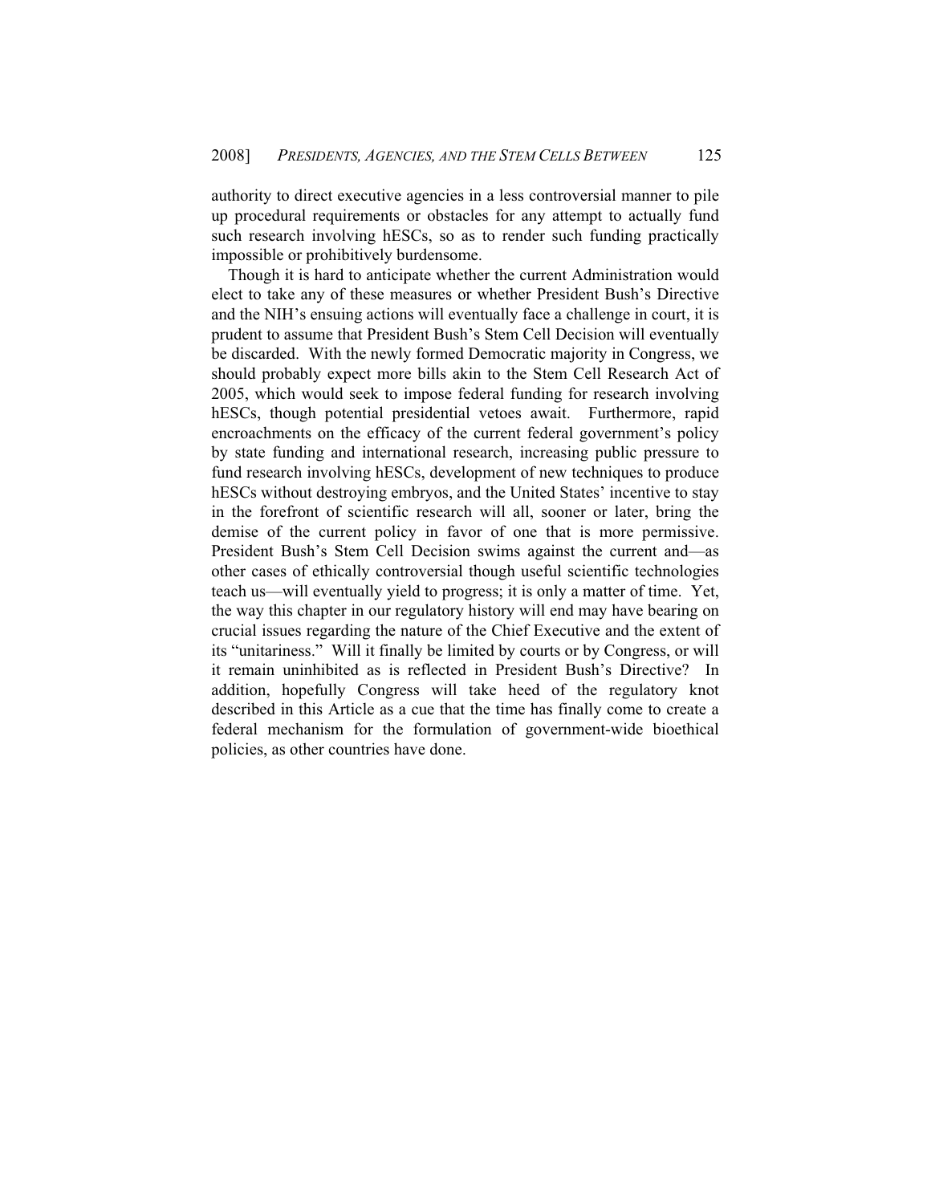authority to direct executive agencies in a less controversial manner to pile up procedural requirements or obstacles for any attempt to actually fund such research involving hESCs, so as to render such funding practically impossible or prohibitively burdensome.

Though it is hard to anticipate whether the current Administration would elect to take any of these measures or whether President Bush's Directive and the NIH's ensuing actions will eventually face a challenge in court, it is prudent to assume that President Bush's Stem Cell Decision will eventually be discarded. With the newly formed Democratic majority in Congress, we should probably expect more bills akin to the Stem Cell Research Act of 2005, which would seek to impose federal funding for research involving hESCs, though potential presidential vetoes await. Furthermore, rapid encroachments on the efficacy of the current federal government's policy by state funding and international research, increasing public pressure to fund research involving hESCs, development of new techniques to produce hESCs without destroying embryos, and the United States' incentive to stay in the forefront of scientific research will all, sooner or later, bring the demise of the current policy in favor of one that is more permissive. President Bush's Stem Cell Decision swims against the current and—as other cases of ethically controversial though useful scientific technologies teach us—will eventually yield to progress; it is only a matter of time. Yet, the way this chapter in our regulatory history will end may have bearing on crucial issues regarding the nature of the Chief Executive and the extent of its "unitariness." Will it finally be limited by courts or by Congress, or will it remain uninhibited as is reflected in President Bush's Directive? In addition, hopefully Congress will take heed of the regulatory knot described in this Article as a cue that the time has finally come to create a federal mechanism for the formulation of government-wide bioethical policies, as other countries have done.